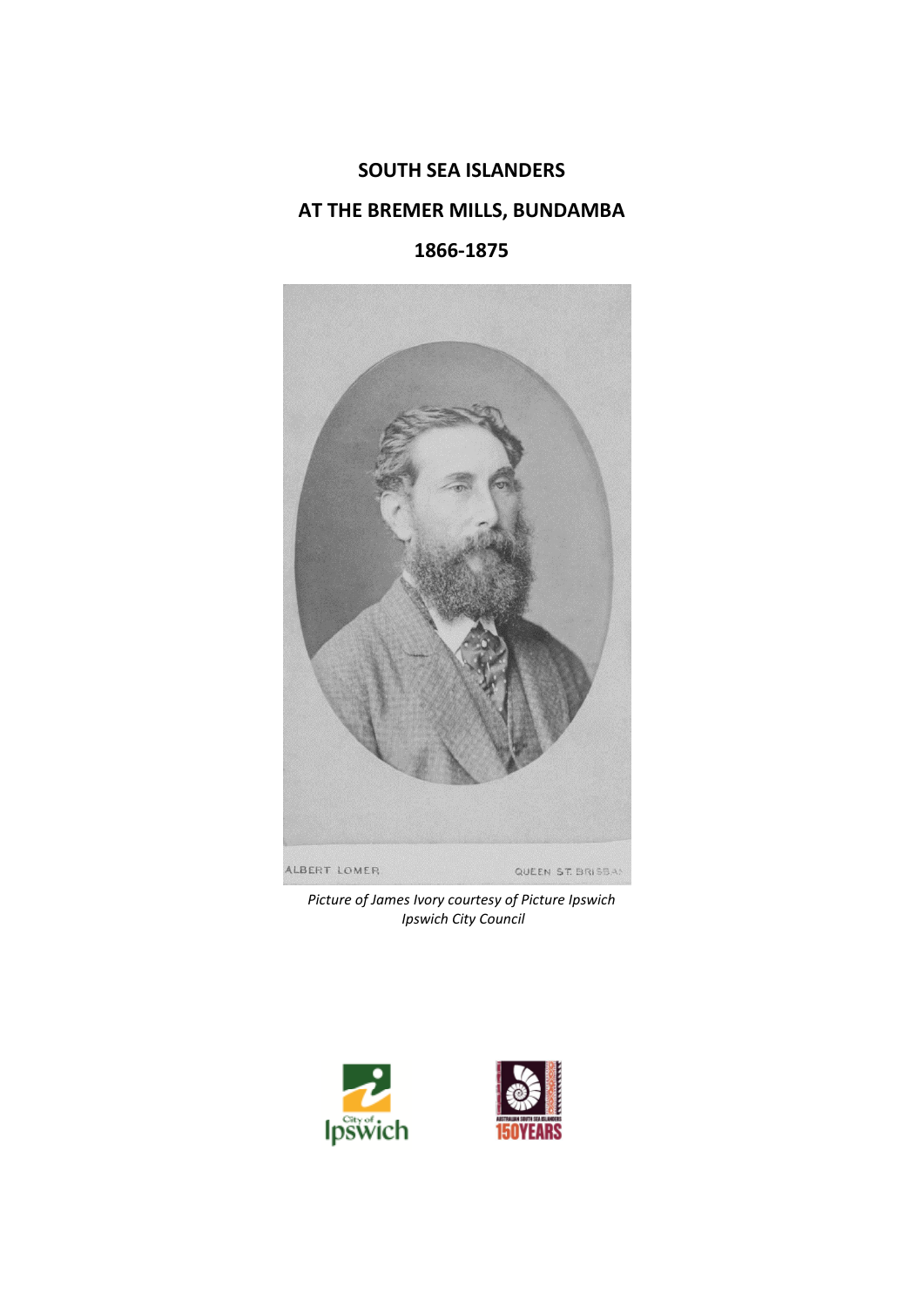# SOUTH SEA ISLANDERS

# AT THE BREMER MILLS, BUNDAMBA

# 1866-1875

*Picture of James Ivory courtesy of Picture Ipswich Ipswich City Council*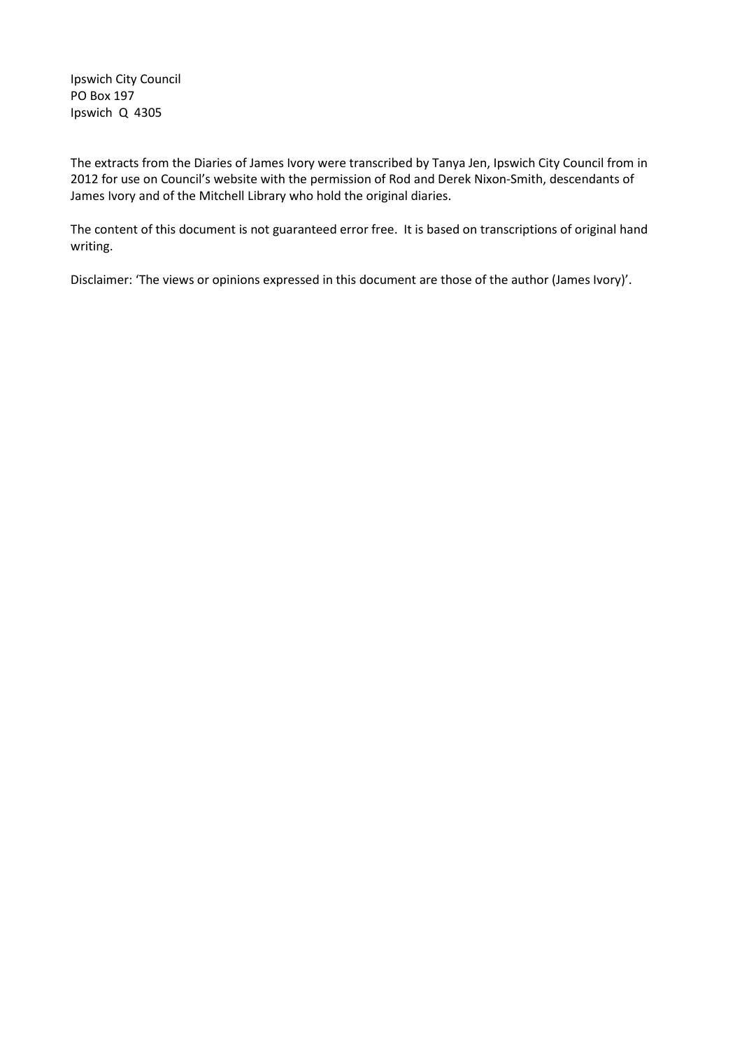Ipswich City Council
PO Box 197
Ipswich Q 4305

The extracts from the Diaries of James Ivory were transcribed by Tanya Jen, Ipswich City Council from in 2012 for use on Council's website with the permission of Rod and Derek Nixon-Smith, descendants of James Ivory and of the Mitchell Library who hold the original diaries.

The content of this document is not guaranteed error free. It is based on transcriptions of original hand writing.

Disclaimer: 'The views or opinions expressed in this document are those of the author (James Ivory)'.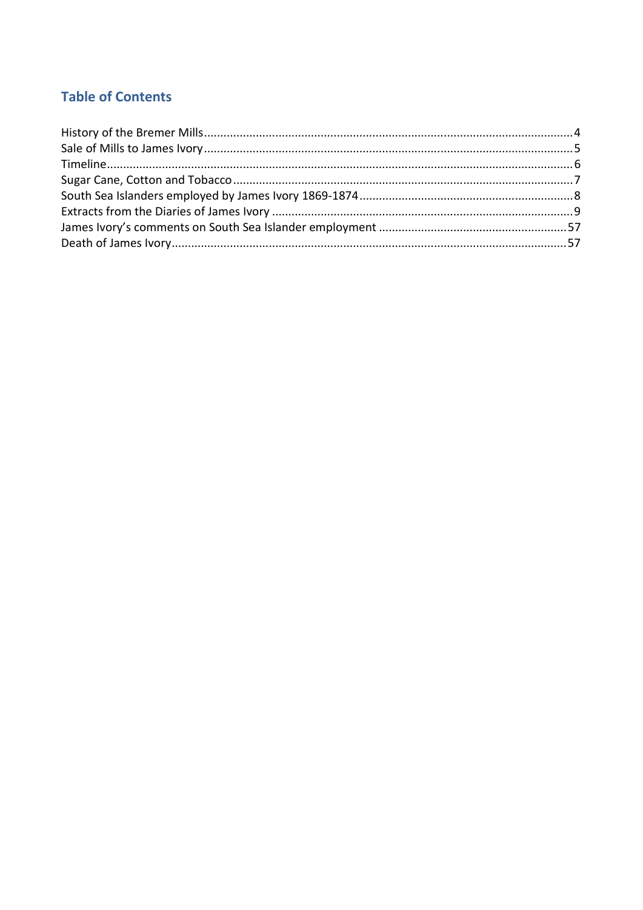## Table of Contents

History of the Bremer Mills....4
Sale of Mills to James Ivory....5
Timeline....6
Sugar Cane, Cotton and Tobacco....7
South Sea Islanders employed by James Ivory 1869-1874....8
Extracts from the Diaries of James Ivory....9
James Ivory's comments on South Sea Islander employment....57
Death of James Ivory....57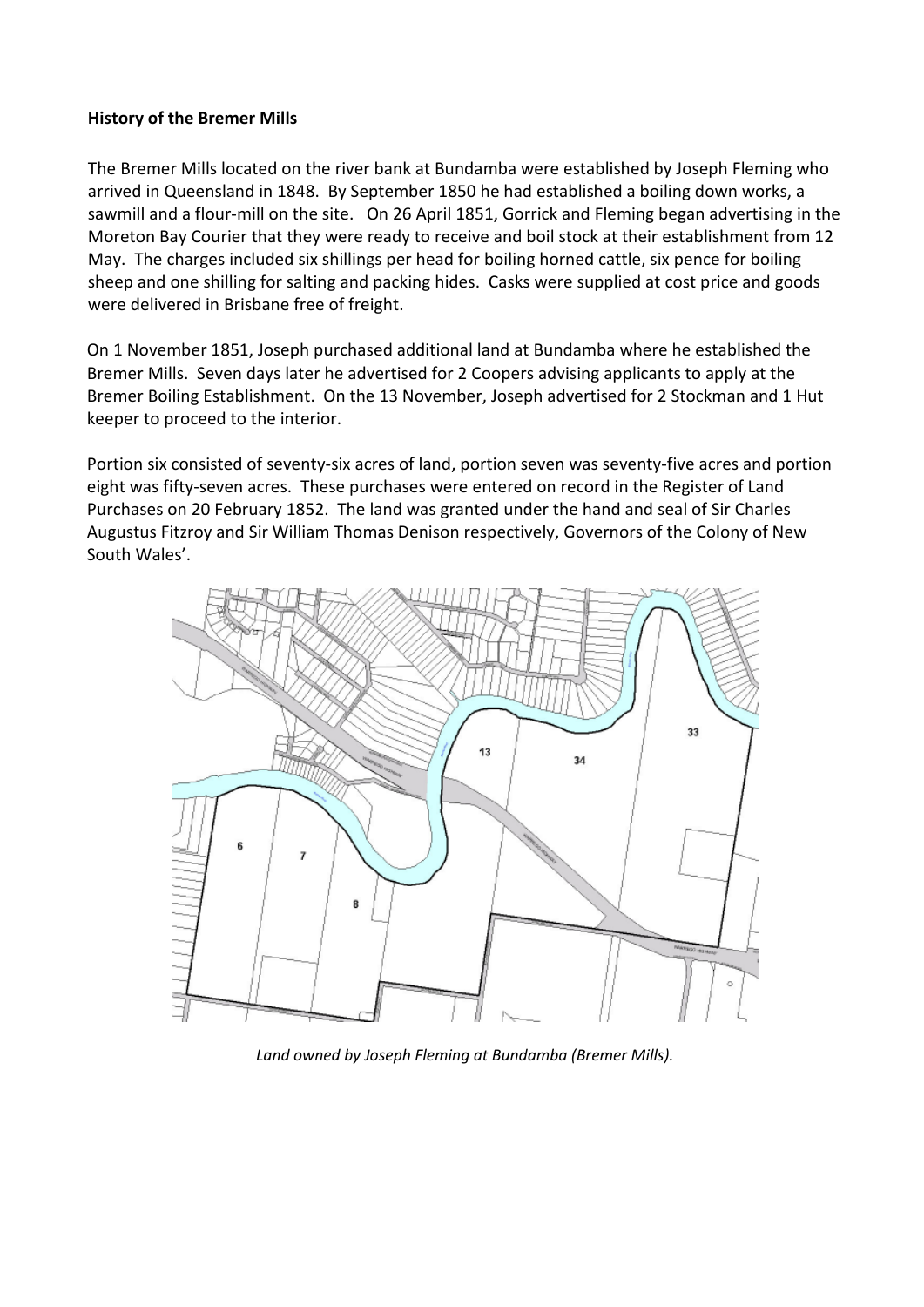**History of the Bremer Mills**

The Bremer Mills located on the river bank at Bundamba were established by Joseph Fleming who arrived in Queensland in 1848. By September 1850 he had established a boiling down works, a sawmill and a flour-mill on the site. On 26 April 1851, Gorrick and Fleming began advertising in the Moreton Bay Courier that they were ready to receive and boil stock at their establishment from 12 May. The charges included six shillings per head for boiling horned cattle, six pence for boiling sheep and one shilling for salting and packing hides. Casks were supplied at cost price and goods were delivered in Brisbane free of freight.

On 1 November 1851, Joseph purchased additional land at Bundamba where he established the Bremer Mills. Seven days later he advertised for 2 Coopers advising applicants to apply at the Bremer Boiling Establishment. On the 13 November, Joseph advertised for 2 Stockman and 1 Hut keeper to proceed to the interior.

Portion six consisted of seventy-six acres of land, portion seven was seventy-five acres and portion eight was fifty-seven acres. These purchases were entered on record in the Register of Land Purchases on 20 February 1852. The land was granted under the hand and seal of Sir Charles Augustus Fitzroy and Sir William Thomas Denison respectively, Governors of the Colony of New South Wales'.

*Land owned by Joseph Fleming at Bundamba (Bremer Mills).*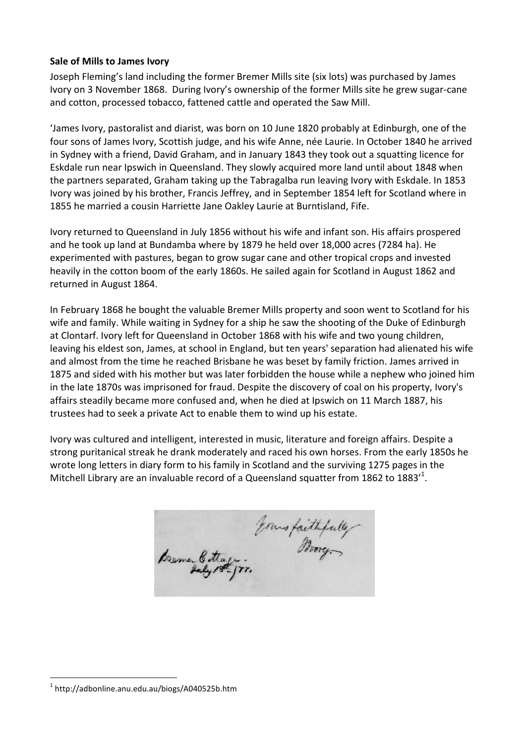**Sale of Mills to James Ivory**

Joseph Fleming's land including the former Bremer Mills site (six lots) was purchased by James Ivory on 3 November 1868. During Ivory's ownership of the former Mills site he grew sugar-cane and cotton, processed tobacco, fattened cattle and operated the Saw Mill.

'James Ivory, pastoralist and diarist, was born on 10 June 1820 probably at Edinburgh, one of the four sons of James Ivory, Scottish judge, and his wife Anne, née Laurie. In October 1840 he arrived in Sydney with a friend, David Graham, and in January 1843 they took out a squatting licence for Eskdale run near Ipswich in Queensland. They slowly acquired more land until about 1848 when the partners separated, Graham taking up the Tabragalba run leaving Ivory with Eskdale. In 1853 Ivory was joined by his brother, Francis Jeffrey, and in September 1854 left for Scotland where in 1855 he married a cousin Harriette Jane Oakley Laurie at Burntisland, Fife.

Ivory returned to Queensland in July 1856 without his wife and infant son. His affairs prospered and he took up land at Bundamba where by 1879 he held over 18,000 acres (7284 ha). He experimented with pastures, began to grow sugar cane and other tropical crops and invested heavily in the cotton boom of the early 1860s. He sailed again for Scotland in August 1862 and returned in August 1864.

In February 1868 he bought the valuable Bremer Mills property and soon went to Scotland for his wife and family. While waiting in Sydney for a ship he saw the shooting of the Duke of Edinburgh at Clontarf. Ivory left for Queensland in October 1868 with his wife and two young children, leaving his eldest son, James, at school in England, but ten years' separation had alienated his wife and almost from the time he reached Brisbane he was beset by family friction. James arrived in 1875 and sided with his mother but was later forbidden the house while a nephew who joined him in the late 1870s was imprisoned for fraud. Despite the discovery of coal on his property, Ivory's affairs steadily became more confused and, when he died at Ipswich on 11 March 1887, his trustees had to seek a private Act to enable them to wind up his estate.

Ivory was cultured and intelligent, interested in music, literature and foreign affairs. Despite a strong puritanical streak he drank moderately and raced his own horses. From the early 1850s he wrote long letters in diary form to his family in Scotland and the surviving 1275 pages in the Mitchell Library are an invaluable record of a Queensland squatter from 1862 to 1883'[1].

Yours faithfully
Ivory

Bremer Cottage.
July 18th /77.

---

[1] http://adbonline.anu.edu.au/biogs/A040525b.htm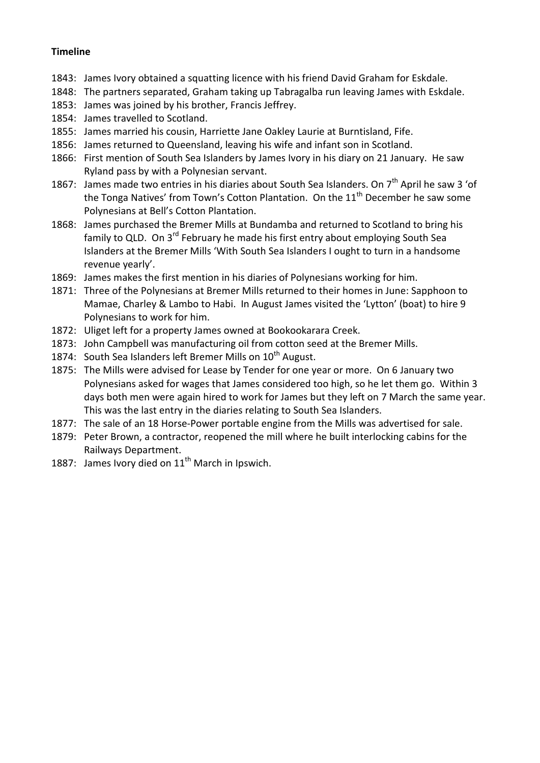**Timeline**

1843: James Ivory obtained a squatting licence with his friend David Graham for Eskdale.

1848: The partners separated, Graham taking up Tabragalba run leaving James with Eskdale.

1853: James was joined by his brother, Francis Jeffrey.

1854: James travelled to Scotland.

1855: James married his cousin, Harriette Jane Oakley Laurie at Burntisland, Fife.

1856: James returned to Queensland, leaving his wife and infant son in Scotland.

1866: First mention of South Sea Islanders by James Ivory in his diary on 21 January. He saw Ryland pass by with a Polynesian servant.

1867: James made two entries in his diaries about South Sea Islanders. On 7th April he saw 3 'of the Tonga Natives' from Town's Cotton Plantation. On the 11th December he saw some Polynesians at Bell's Cotton Plantation.

1868: James purchased the Bremer Mills at Bundamba and returned to Scotland to bring his family to QLD. On 3rd February he made his first entry about employing South Sea Islanders at the Bremer Mills 'With South Sea Islanders I ought to turn in a handsome revenue yearly'.

1869: James makes the first mention in his diaries of Polynesians working for him.

1871: Three of the Polynesians at Bremer Mills returned to their homes in June: Sapphoon to Mamae, Charley & Lambo to Habi. In August James visited the 'Lytton' (boat) to hire 9 Polynesians to work for him.

1872: Uliget left for a property James owned at Bookookarara Creek.

1873: John Campbell was manufacturing oil from cotton seed at the Bremer Mills.

1874: South Sea Islanders left Bremer Mills on 10th August.

1875: The Mills were advised for Lease by Tender for one year or more. On 6 January two Polynesians asked for wages that James considered too high, so he let them go. Within 3 days both men were again hired to work for James but they left on 7 March the same year. This was the last entry in the diaries relating to South Sea Islanders.

1877: The sale of an 18 Horse-Power portable engine from the Mills was advertised for sale.

1879: Peter Brown, a contractor, reopened the mill where he built interlocking cabins for the Railways Department.

1887: James Ivory died on 11th March in Ipswich.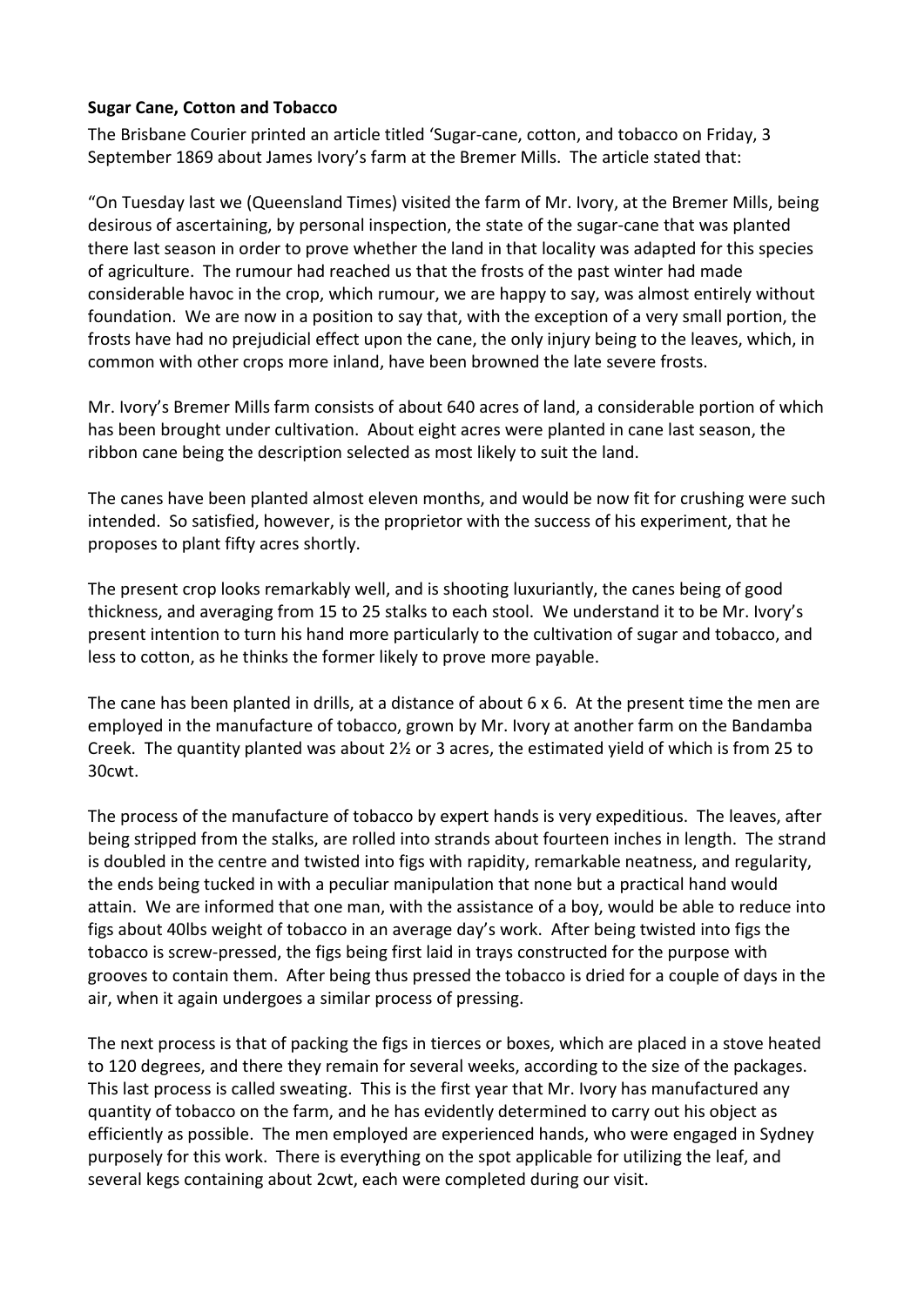**Sugar Cane, Cotton and Tobacco**

The Brisbane Courier printed an article titled 'Sugar-cane, cotton, and tobacco on Friday, 3 September 1869 about James Ivory's farm at the Bremer Mills. The article stated that:

"On Tuesday last we (Queensland Times) visited the farm of Mr. Ivory, at the Bremer Mills, being desirous of ascertaining, by personal inspection, the state of the sugar-cane that was planted there last season in order to prove whether the land in that locality was adapted for this species of agriculture. The rumour had reached us that the frosts of the past winter had made considerable havoc in the crop, which rumour, we are happy to say, was almost entirely without foundation. We are now in a position to say that, with the exception of a very small portion, the frosts have had no prejudicial effect upon the cane, the only injury being to the leaves, which, in common with other crops more inland, have been browned the late severe frosts.

Mr. Ivory's Bremer Mills farm consists of about 640 acres of land, a considerable portion of which has been brought under cultivation. About eight acres were planted in cane last season, the ribbon cane being the description selected as most likely to suit the land.

The canes have been planted almost eleven months, and would be now fit for crushing were such intended. So satisfied, however, is the proprietor with the success of his experiment, that he proposes to plant fifty acres shortly.

The present crop looks remarkably well, and is shooting luxuriantly, the canes being of good thickness, and averaging from 15 to 25 stalks to each stool. We understand it to be Mr. Ivory's present intention to turn his hand more particularly to the cultivation of sugar and tobacco, and less to cotton, as he thinks the former likely to prove more payable.

The cane has been planted in drills, at a distance of about 6 x 6. At the present time the men are employed in the manufacture of tobacco, grown by Mr. Ivory at another farm on the Bandamba Creek. The quantity planted was about 2½ or 3 acres, the estimated yield of which is from 25 to 30cwt.

The process of the manufacture of tobacco by expert hands is very expeditious. The leaves, after being stripped from the stalks, are rolled into strands about fourteen inches in length. The strand is doubled in the centre and twisted into figs with rapidity, remarkable neatness, and regularity, the ends being tucked in with a peculiar manipulation that none but a practical hand would attain. We are informed that one man, with the assistance of a boy, would be able to reduce into figs about 40lbs weight of tobacco in an average day's work. After being twisted into figs the tobacco is screw-pressed, the figs being first laid in trays constructed for the purpose with grooves to contain them. After being thus pressed the tobacco is dried for a couple of days in the air, when it again undergoes a similar process of pressing.

The next process is that of packing the figs in tierces or boxes, which are placed in a stove heated to 120 degrees, and there they remain for several weeks, according to the size of the packages. This last process is called sweating. This is the first year that Mr. Ivory has manufactured any quantity of tobacco on the farm, and he has evidently determined to carry out his object as efficiently as possible. The men employed are experienced hands, who were engaged in Sydney purposely for this work. There is everything on the spot applicable for utilizing the leaf, and several kegs containing about 2cwt, each were completed during our visit.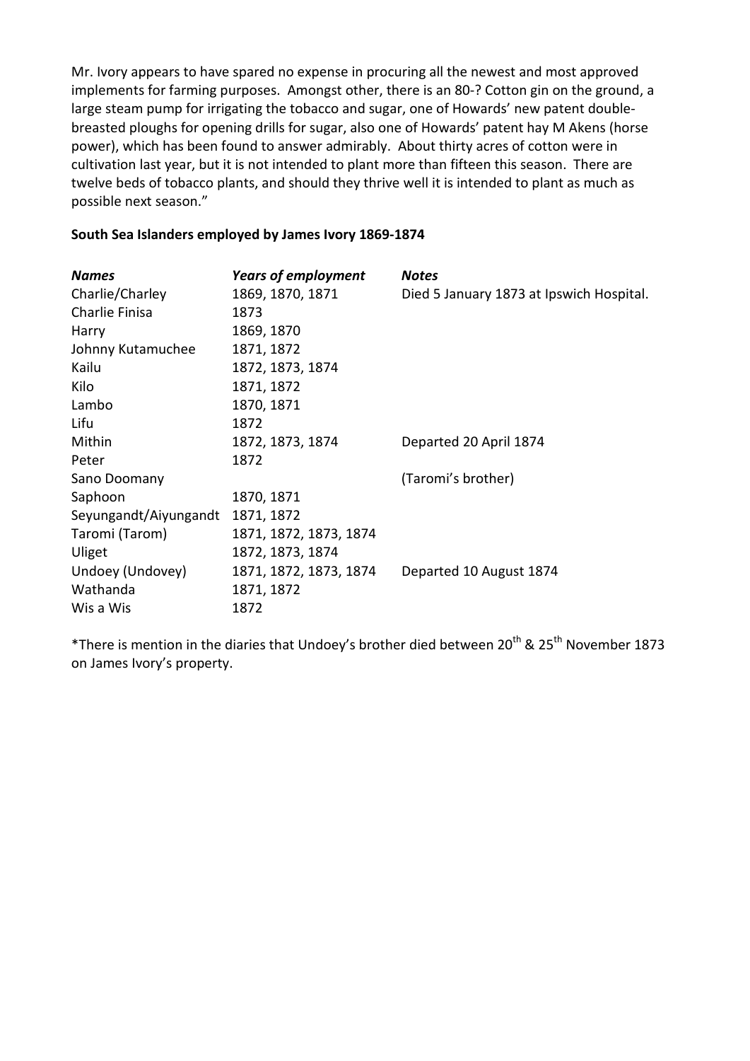Mr. Ivory appears to have spared no expense in procuring all the newest and most approved implements for farming purposes. Amongst other, there is an 80-? Cotton gin on the ground, a large steam pump for irrigating the tobacco and sugar, one of Howards' new patent double-breasted ploughs for opening drills for sugar, also one of Howards' patent hay M Akens (horse power), which has been found to answer admirably. About thirty acres of cotton were in cultivation last year, but it is not intended to plant more than fifteen this season. There are twelve beds of tobacco plants, and should they thrive well it is intended to plant as much as possible next season."

**South Sea Islanders employed by James Ivory 1869-1874**

| ***Names*** | ***Years of employment*** | ***Notes*** |
|---|---|---|
| Charlie/Charley | 1869, 1870, 1871 | Died 5 January 1873 at Ipswich Hospital. |
| Charlie Finisa | 1873 | |
| Harry | 1869, 1870 | |
| Johnny Kutamuchee | 1871, 1872 | |
| Kailu | 1872, 1873, 1874 | |
| Kilo | 1871, 1872 | |
| Lambo | 1870, 1871 | |
| Lifu | 1872 | |
| Mithin | 1872, 1873, 1874 | Departed 20 April 1874 |
| Peter | 1872 | |
| Sano Doomany | | (Taromi's brother) |
| Saphoon | 1870, 1871 | |
| Seyungandt/Aiyungandt | 1871, 1872 | |
| Taromi (Tarom) | 1871, 1872, 1873, 1874 | |
| Uliget | 1872, 1873, 1874 | |
| Undoey (Undovey) | 1871, 1872, 1873, 1874 | Departed 10 August 1874 |
| Wathanda | 1871, 1872 | |
| Wis a Wis | 1872 | |

*There is mention in the diaries that Undoey's brother died between 20th & 25th November 1873 on James Ivory's property.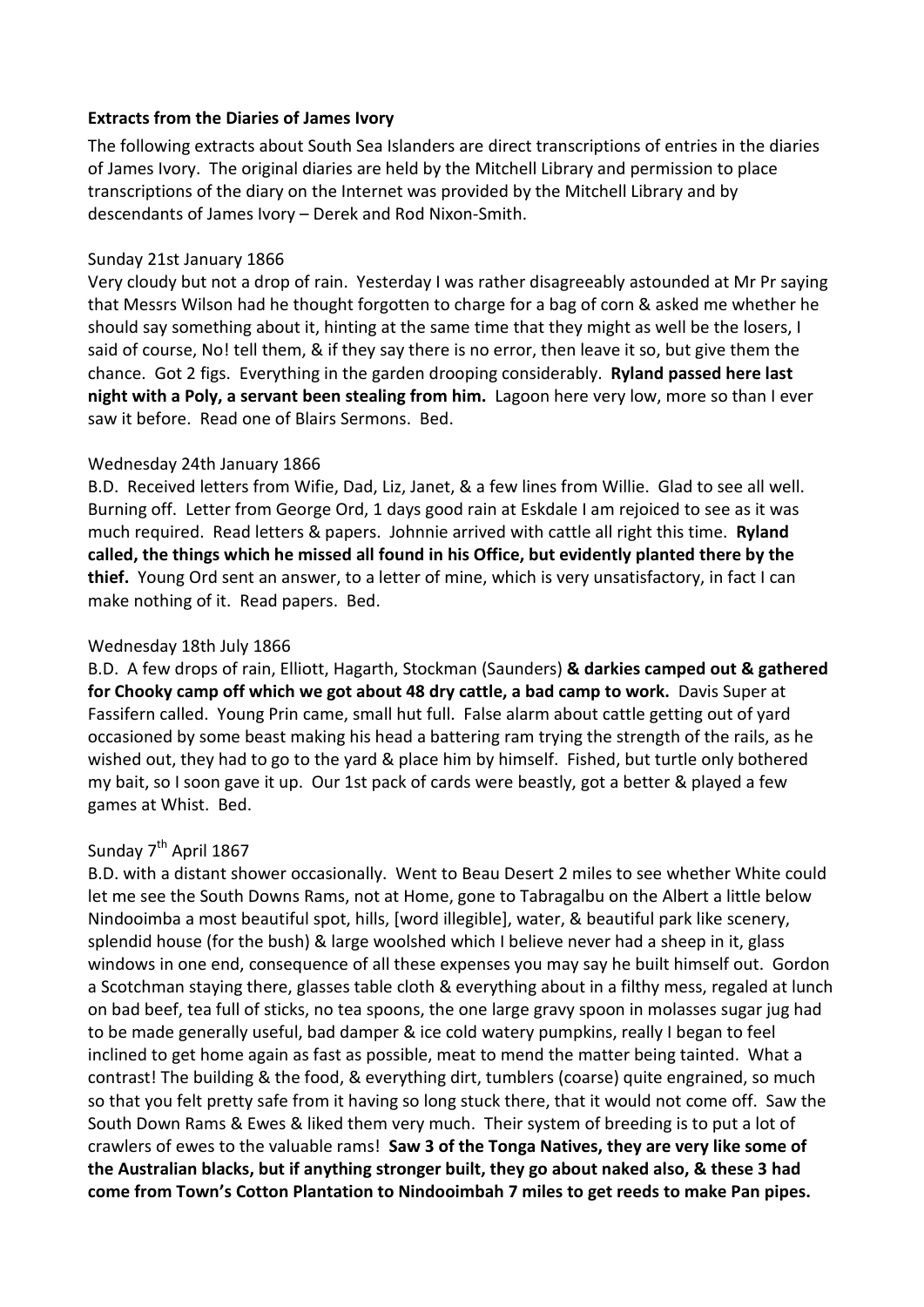**Extracts from the Diaries of James Ivory**

The following extracts about South Sea Islanders are direct transcriptions of entries in the diaries of James Ivory. The original diaries are held by the Mitchell Library and permission to place transcriptions of the diary on the Internet was provided by the Mitchell Library and by descendants of James Ivory – Derek and Rod Nixon-Smith.

Sunday 21st January 1866

Very cloudy but not a drop of rain. Yesterday I was rather disagreeably astounded at Mr Pr saying that Messrs Wilson had he thought forgotten to charge for a bag of corn & asked me whether he should say something about it, hinting at the same time that they might as well be the losers, I said of course, No! tell them, & if they say there is no error, then leave it so, but give them the chance. Got 2 figs. Everything in the garden drooping considerably. **Ryland passed here last night with a Poly, a servant been stealing from him.** Lagoon here very low, more so than I ever saw it before. Read one of Blairs Sermons. Bed.

Wednesday 24th January 1866

B.D. Received letters from Wifie, Dad, Liz, Janet, & a few lines from Willie. Glad to see all well. Burning off. Letter from George Ord, 1 days good rain at Eskdale I am rejoiced to see as it was much required. Read letters & papers. Johnnie arrived with cattle all right this time. **Ryland called, the things which he missed all found in his Office, but evidently planted there by the thief.** Young Ord sent an answer, to a letter of mine, which is very unsatisfactory, in fact I can make nothing of it. Read papers. Bed.

Wednesday 18th July 1866

B.D. A few drops of rain, Elliott, Hagarth, Stockman (Saunders) **& darkies camped out & gathered for Chooky camp off which we got about 48 dry cattle, a bad camp to work.** Davis Super at Fassifern called. Young Prin came, small hut full. False alarm about cattle getting out of yard occasioned by some beast making his head a battering ram trying the strength of the rails, as he wished out, they had to go to the yard & place him by himself. Fished, but turtle only bothered my bait, so I soon gave it up. Our 1st pack of cards were beastly, got a better & played a few games at Whist. Bed.

Sunday 7th April 1867

B.D. with a distant shower occasionally. Went to Beau Desert 2 miles to see whether White could let me see the South Downs Rams, not at Home, gone to Tabragalbu on the Albert a little below Nindooimba a most beautiful spot, hills, [word illegible], water, & beautiful park like scenery, splendid house (for the bush) & large woolshed which I believe never had a sheep in it, glass windows in one end, consequence of all these expenses you may say he built himself out. Gordon a Scotchman staying there, glasses table cloth & everything about in a filthy mess, regaled at lunch on bad beef, tea full of sticks, no tea spoons, the one large gravy spoon in molasses sugar jug had to be made generally useful, bad damper & ice cold watery pumpkins, really I began to feel inclined to get home again as fast as possible, meat to mend the matter being tainted. What a contrast! The building & the food, & everything dirt, tumblers (coarse) quite engrained, so much so that you felt pretty safe from it having so long stuck there, that it would not come off. Saw the South Down Rams & Ewes & liked them very much. Their system of breeding is to put a lot of crawlers of ewes to the valuable rams! **Saw 3 of the Tonga Natives, they are very like some of the Australian blacks, but if anything stronger built, they go about naked also, & these 3 had come from Town's Cotton Plantation to Nindooimbah 7 miles to get reeds to make Pan pipes.**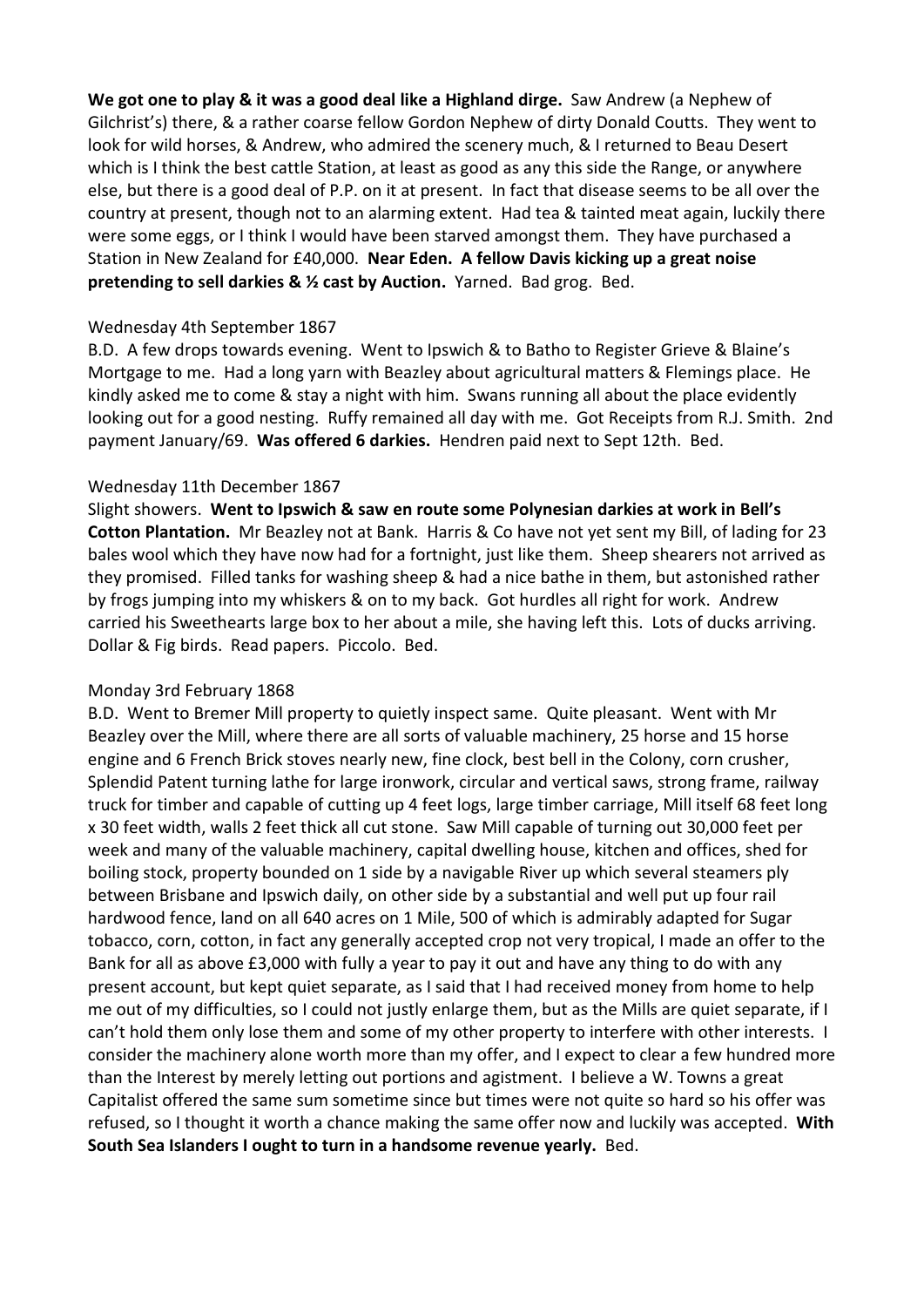**We got one to play & it was a good deal like a Highland dirge.** Saw Andrew (a Nephew of Gilchrist's) there, & a rather coarse fellow Gordon Nephew of dirty Donald Coutts. They went to look for wild horses, & Andrew, who admired the scenery much, & I returned to Beau Desert which is I think the best cattle Station, at least as good as any this side the Range, or anywhere else, but there is a good deal of P.P. on it at present. In fact that disease seems to be all over the country at present, though not to an alarming extent. Had tea & tainted meat again, luckily there were some eggs, or I think I would have been starved amongst them. They have purchased a Station in New Zealand for £40,000. **Near Eden. A fellow Davis kicking up a great noise pretending to sell darkies & ½ cast by Auction.** Yarned. Bad grog. Bed.

Wednesday 4th September 1867

B.D. A few drops towards evening. Went to Ipswich & to Batho to Register Grieve & Blaine's Mortgage to me. Had a long yarn with Beazley about agricultural matters & Flemings place. He kindly asked me to come & stay a night with him. Swans running all about the place evidently looking out for a good nesting. Ruffy remained all day with me. Got Receipts from R.J. Smith. 2nd payment January/69. **Was offered 6 darkies.** Hendren paid next to Sept 12th. Bed.

Wednesday 11th December 1867

Slight showers. **Went to Ipswich & saw en route some Polynesian darkies at work in Bell's Cotton Plantation.** Mr Beazley not at Bank. Harris & Co have not yet sent my Bill, of lading for 23 bales wool which they have now had for a fortnight, just like them. Sheep shearers not arrived as they promised. Filled tanks for washing sheep & had a nice bathe in them, but astonished rather by frogs jumping into my whiskers & on to my back. Got hurdles all right for work. Andrew carried his Sweethearts large box to her about a mile, she having left this. Lots of ducks arriving. Dollar & Fig birds. Read papers. Piccolo. Bed.

Monday 3rd February 1868

B.D. Went to Bremer Mill property to quietly inspect same. Quite pleasant. Went with Mr Beazley over the Mill, where there are all sorts of valuable machinery, 25 horse and 15 horse engine and 6 French Brick stoves nearly new, fine clock, best bell in the Colony, corn crusher, Splendid Patent turning lathe for large ironwork, circular and vertical saws, strong frame, railway truck for timber and capable of cutting up 4 feet logs, large timber carriage, Mill itself 68 feet long x 30 feet width, walls 2 feet thick all cut stone. Saw Mill capable of turning out 30,000 feet per week and many of the valuable machinery, capital dwelling house, kitchen and offices, shed for boiling stock, property bounded on 1 side by a navigable River up which several steamers ply between Brisbane and Ipswich daily, on other side by a substantial and well put up four rail hardwood fence, land on all 640 acres on 1 Mile, 500 of which is admirably adapted for Sugar tobacco, corn, cotton, in fact any generally accepted crop not very tropical, I made an offer to the Bank for all as above £3,000 with fully a year to pay it out and have any thing to do with any present account, but kept quiet separate, as I said that I had received money from home to help me out of my difficulties, so I could not justly enlarge them, but as the Mills are quiet separate, if I can't hold them only lose them and some of my other property to interfere with other interests. I consider the machinery alone worth more than my offer, and I expect to clear a few hundred more than the Interest by merely letting out portions and agistment. I believe a W. Towns a great Capitalist offered the same sum sometime since but times were not quite so hard so his offer was refused, so I thought it worth a chance making the same offer now and luckily was accepted. **With South Sea Islanders I ought to turn in a handsome revenue yearly.** Bed.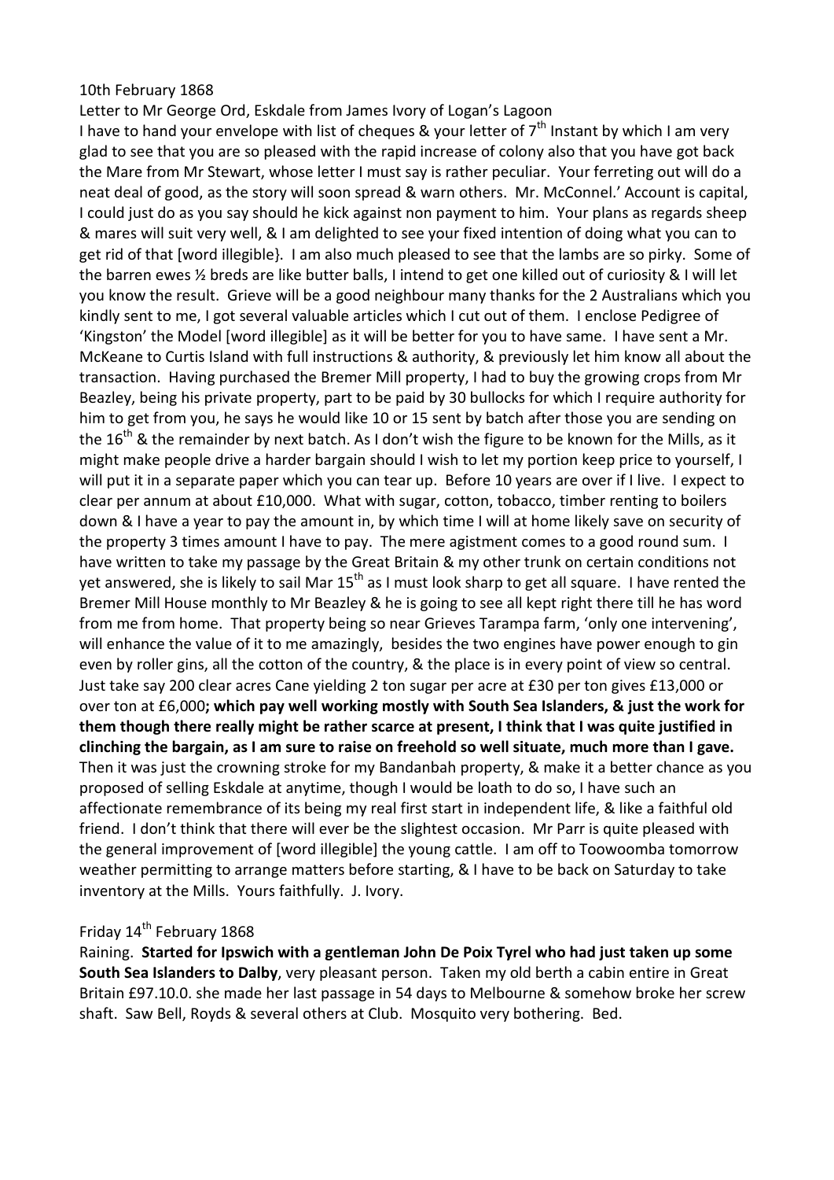10th February 1868

Letter to Mr George Ord, Eskdale from James Ivory of Logan's Lagoon

I have to hand your envelope with list of cheques & your letter of 7th Instant by which I am very glad to see that you are so pleased with the rapid increase of colony also that you have got back the Mare from Mr Stewart, whose letter I must say is rather peculiar. Your ferreting out will do a neat deal of good, as the story will soon spread & warn others. Mr. McConnel.' Account is capital, I could just do as you say should he kick against non payment to him. Your plans as regards sheep & mares will suit very well, & I am delighted to see your fixed intention of doing what you can to get rid of that [word illegible}. I am also much pleased to see that the lambs are so pirky. Some of the barren ewes ½ breds are like butter balls, I intend to get one killed out of curiosity & I will let you know the result. Grieve will be a good neighbour many thanks for the 2 Australians which you kindly sent to me, I got several valuable articles which I cut out of them. I enclose Pedigree of 'Kingston' the Model [word illegible] as it will be better for you to have same. I have sent a Mr. McKeane to Curtis Island with full instructions & authority, & previously let him know all about the transaction. Having purchased the Bremer Mill property, I had to buy the growing crops from Mr Beazley, being his private property, part to be paid by 30 bullocks for which I require authority for him to get from you, he says he would like 10 or 15 sent by batch after those you are sending on the 16th & the remainder by next batch. As I don't wish the figure to be known for the Mills, as it might make people drive a harder bargain should I wish to let my portion keep price to yourself, I will put it in a separate paper which you can tear up. Before 10 years are over if I live. I expect to clear per annum at about £10,000. What with sugar, cotton, tobacco, timber renting to boilers down & I have a year to pay the amount in, by which time I will at home likely save on security of the property 3 times amount I have to pay. The mere agistment comes to a good round sum. I have written to take my passage by the Great Britain & my other trunk on certain conditions not yet answered, she is likely to sail Mar 15th as I must look sharp to get all square. I have rented the Bremer Mill House monthly to Mr Beazley & he is going to see all kept right there till he has word from me from home. That property being so near Grieves Tarampa farm, 'only one intervening', will enhance the value of it to me amazingly, besides the two engines have power enough to gin even by roller gins, all the cotton of the country, & the place is in every point of view so central. Just take say 200 clear acres Cane yielding 2 ton sugar per acre at £30 per ton gives £13,000 or over ton at £6,000**; which pay well working mostly with South Sea Islanders, & just the work for them though there really might be rather scarce at present, I think that I was quite justified in clinching the bargain, as I am sure to raise on freehold so well situate, much more than I gave.** Then it was just the crowning stroke for my Bandanbah property, & make it a better chance as you proposed of selling Eskdale at anytime, though I would be loath to do so, I have such an affectionate remembrance of its being my real first start in independent life, & like a faithful old friend. I don't think that there will ever be the slightest occasion. Mr Parr is quite pleased with the general improvement of [word illegible] the young cattle. I am off to Toowoomba tomorrow weather permitting to arrange matters before starting, & I have to be back on Saturday to take inventory at the Mills. Yours faithfully. J. Ivory.

Friday 14th February 1868

Raining. **Started for Ipswich with a gentleman John De Poix Tyrel who had just taken up some South Sea Islanders to Dalby**, very pleasant person. Taken my old berth a cabin entire in Great Britain £97.10.0. she made her last passage in 54 days to Melbourne & somehow broke her screw shaft. Saw Bell, Royds & several others at Club. Mosquito very bothering. Bed.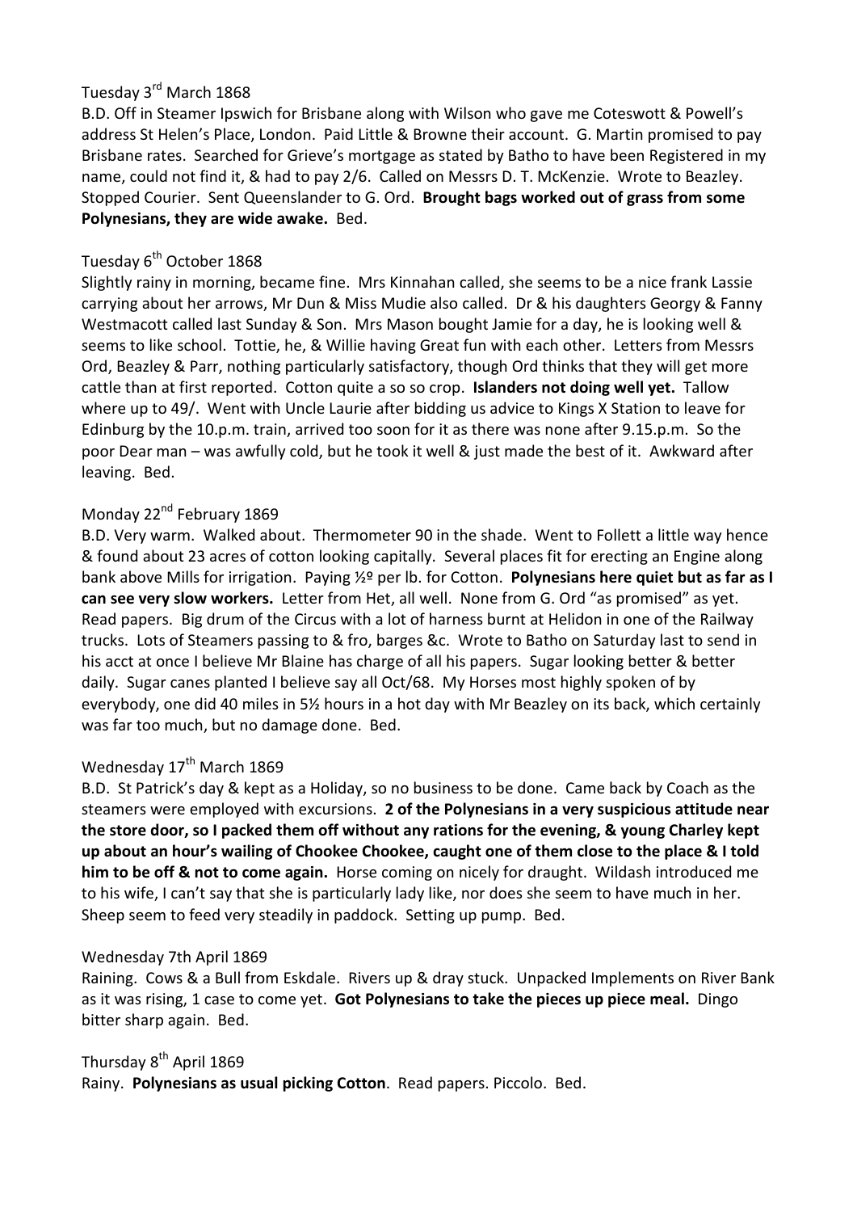Tuesday 3rd March 1868

B.D. Off in Steamer Ipswich for Brisbane along with Wilson who gave me Coteswott & Powell's address St Helen's Place, London. Paid Little & Browne their account. G. Martin promised to pay Brisbane rates. Searched for Grieve's mortgage as stated by Batho to have been Registered in my name, could not find it, & had to pay 2/6. Called on Messrs D. T. McKenzie. Wrote to Beazley. Stopped Courier. Sent Queenslander to G. Ord. **Brought bags worked out of grass from some Polynesians, they are wide awake.** Bed.

Tuesday 6th October 1868

Slightly rainy in morning, became fine. Mrs Kinnahan called, she seems to be a nice frank Lassie carrying about her arrows, Mr Dun & Miss Mudie also called. Dr & his daughters Georgy & Fanny Westmacott called last Sunday & Son. Mrs Mason bought Jamie for a day, he is looking well & seems to like school. Tottie, he, & Willie having Great fun with each other. Letters from Messrs Ord, Beazley & Parr, nothing particularly satisfactory, though Ord thinks that they will get more cattle than at first reported. Cotton quite a so so crop. **Islanders not doing well yet.** Tallow where up to 49/. Went with Uncle Laurie after bidding us advice to Kings X Station to leave for Edinburg by the 10.p.m. train, arrived too soon for it as there was none after 9.15.p.m. So the poor Dear man – was awfully cold, but he took it well & just made the best of it. Awkward after leaving. Bed.

Monday 22nd February 1869

B.D. Very warm. Walked about. Thermometer 90 in the shade. Went to Follett a little way hence & found about 23 acres of cotton looking capitally. Several places fit for erecting an Engine along bank above Mills for irrigation. Paying ½º per lb. for Cotton. **Polynesians here quiet but as far as I can see very slow workers.** Letter from Het, all well. None from G. Ord "as promised" as yet. Read papers. Big drum of the Circus with a lot of harness burnt at Helidon in one of the Railway trucks. Lots of Steamers passing to & fro, barges &c. Wrote to Batho on Saturday last to send in his acct at once I believe Mr Blaine has charge of all his papers. Sugar looking better & better daily. Sugar canes planted I believe say all Oct/68. My Horses most highly spoken of by everybody, one did 40 miles in 5½ hours in a hot day with Mr Beazley on its back, which certainly was far too much, but no damage done. Bed.

Wednesday 17th March 1869

B.D. St Patrick's day & kept as a Holiday, so no business to be done. Came back by Coach as the steamers were employed with excursions. **2 of the Polynesians in a very suspicious attitude near the store door, so I packed them off without any rations for the evening, & young Charley kept up about an hour's wailing of Chookee Chookee, caught one of them close to the place & I told him to be off & not to come again.** Horse coming on nicely for draught. Wildash introduced me to his wife, I can't say that she is particularly lady like, nor does she seem to have much in her. Sheep seem to feed very steadily in paddock. Setting up pump. Bed.

Wednesday 7th April 1869

Raining. Cows & a Bull from Eskdale. Rivers up & dray stuck. Unpacked Implements on River Bank as it was rising, 1 case to come yet. **Got Polynesians to take the pieces up piece meal.** Dingo bitter sharp again. Bed.

Thursday 8th April 1869

Rainy. **Polynesians as usual picking Cotton**. Read papers. Piccolo. Bed.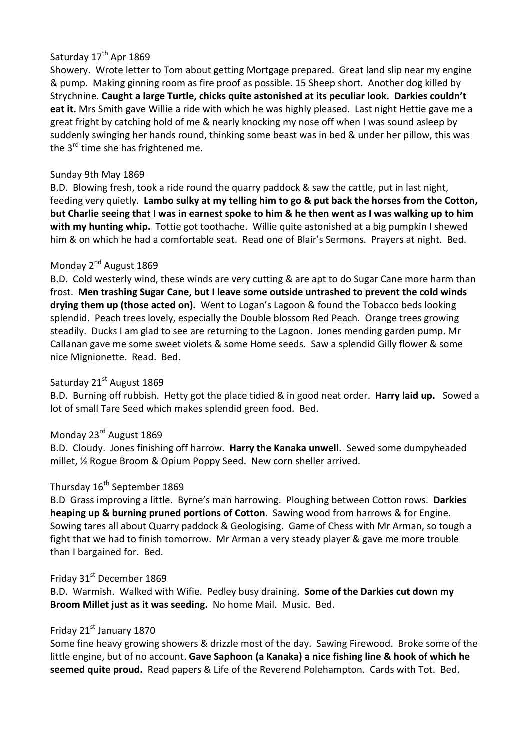Saturday 17th Apr 1869

Showery. Wrote letter to Tom about getting Mortgage prepared. Great land slip near my engine & pump. Making ginning room as fire proof as possible. 15 Sheep short. Another dog killed by Strychnine. **Caught a large Turtle, chicks quite astonished at its peculiar look. Darkies couldn't eat it.** Mrs Smith gave Willie a ride with which he was highly pleased. Last night Hettie gave me a great fright by catching hold of me & nearly knocking my nose off when I was sound asleep by suddenly swinging her hands round, thinking some beast was in bed & under her pillow, this was the 3rd time she has frightened me.

Sunday 9th May 1869

B.D. Blowing fresh, took a ride round the quarry paddock & saw the cattle, put in last night, feeding very quietly. **Lambo sulky at my telling him to go & put back the horses from the Cotton, but Charlie seeing that I was in earnest spoke to him & he then went as I was walking up to him with my hunting whip.** Tottie got toothache. Willie quite astonished at a big pumpkin I shewed him & on which he had a comfortable seat. Read one of Blair's Sermons. Prayers at night. Bed.

Monday 2nd August 1869

B.D. Cold westerly wind, these winds are very cutting & are apt to do Sugar Cane more harm than frost. **Men trashing Sugar Cane, but I leave some outside untrashed to prevent the cold winds drying them up (those acted on).** Went to Logan's Lagoon & found the Tobacco beds looking splendid. Peach trees lovely, especially the Double blossom Red Peach. Orange trees growing steadily. Ducks I am glad to see are returning to the Lagoon. Jones mending garden pump. Mr Callanan gave me some sweet violets & some Home seeds. Saw a splendid Gilly flower & some nice Mignionette. Read. Bed.

Saturday 21st August 1869

B.D. Burning off rubbish. Hetty got the place tidied & in good neat order. **Harry laid up.** Sowed a lot of small Tare Seed which makes splendid green food. Bed.

Monday 23rd August 1869

B.D. Cloudy. Jones finishing off harrow. **Harry the Kanaka unwell.** Sewed some dumpyheaded millet, ½ Rogue Broom & Opium Poppy Seed. New corn sheller arrived.

Thursday 16th September 1869

B.D Grass improving a little. Byrne's man harrowing. Ploughing between Cotton rows. **Darkies heaping up & burning pruned portions of Cotton**. Sawing wood from harrows & for Engine. Sowing tares all about Quarry paddock & Geologising. Game of Chess with Mr Arman, so tough a fight that we had to finish tomorrow. Mr Arman a very steady player & gave me more trouble than I bargained for. Bed.

Friday 31st December 1869

B.D. Warmish. Walked with Wifie. Pedley busy draining. **Some of the Darkies cut down my Broom Millet just as it was seeding.** No home Mail. Music. Bed.

Friday 21st January 1870

Some fine heavy growing showers & drizzle most of the day. Sawing Firewood. Broke some of the little engine, but of no account. **Gave Saphoon (a Kanaka) a nice fishing line & hook of which he seemed quite proud.** Read papers & Life of the Reverend Polehampton. Cards with Tot. Bed.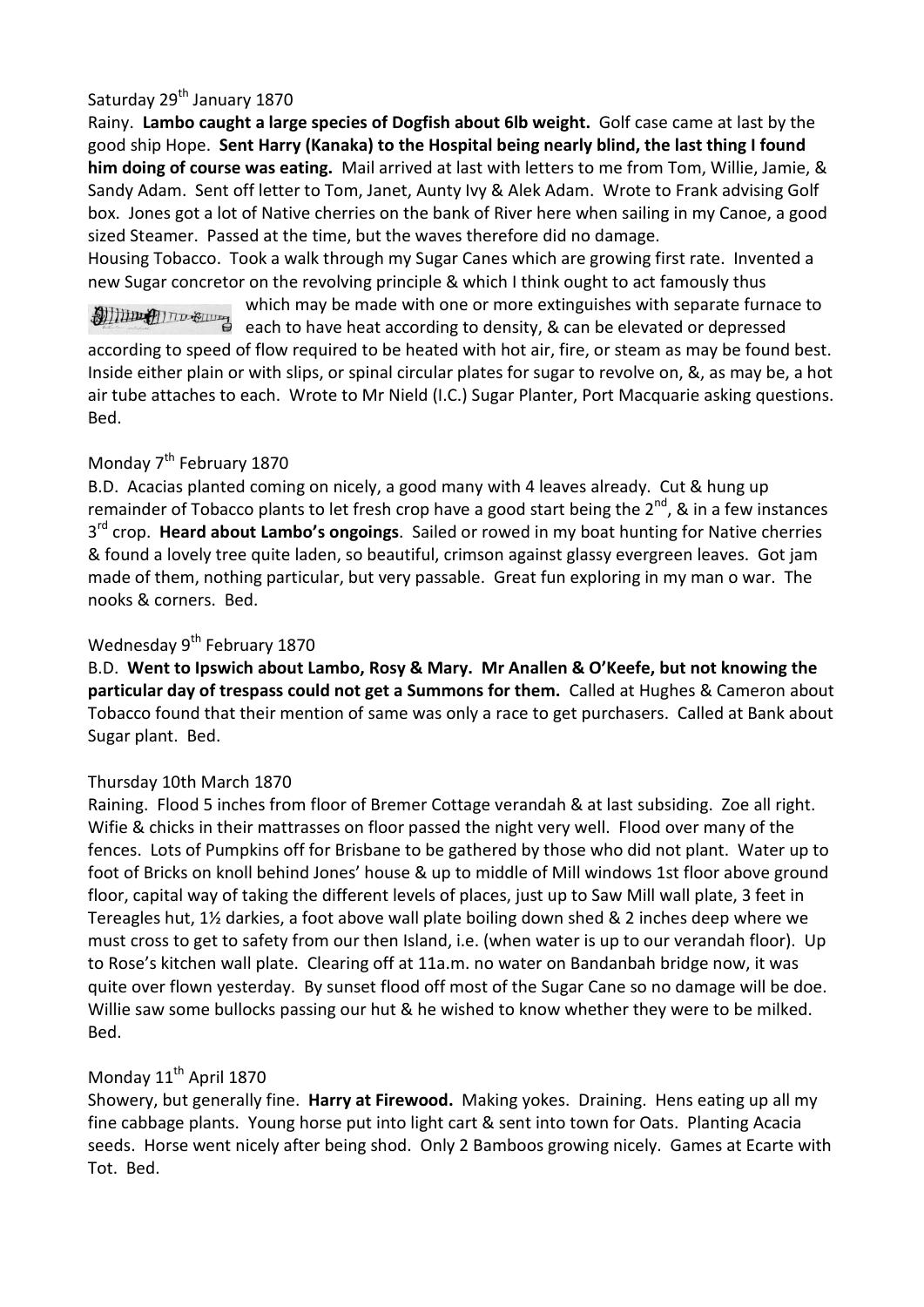Saturday 29th January 1870

Rainy. **Lambo caught a large species of Dogfish about 6lb weight.** Golf case came at last by the good ship Hope. **Sent Harry (Kanaka) to the Hospital being nearly blind, the last thing I found him doing of course was eating.** Mail arrived at last with letters to me from Tom, Willie, Jamie, & Sandy Adam. Sent off letter to Tom, Janet, Aunty Ivy & Alek Adam. Wrote to Frank advising Golf box. Jones got a lot of Native cherries on the bank of River here when sailing in my Canoe, a good sized Steamer. Passed at the time, but the waves therefore did no damage.

Housing Tobacco. Took a walk through my Sugar Canes which are growing first rate. Invented a new Sugar concretor on the revolving principle & which I think ought to act famously thus which may be made with one or more extinguishes with separate furnace to each to have heat according to density, & can be elevated or depressed according to speed of flow required to be heated with hot air, fire, or steam as may be found best. Inside either plain or with slips, or spinal circular plates for sugar to revolve on, &, as may be, a hot air tube attaches to each. Wrote to Mr Nield (I.C.) Sugar Planter, Port Macquarie asking questions. Bed.

Monday 7th February 1870

B.D. Acacias planted coming on nicely, a good many with 4 leaves already. Cut & hung up remainder of Tobacco plants to let fresh crop have a good start being the 2nd, & in a few instances 3rd crop. **Heard about Lambo's ongoings**. Sailed or rowed in my boat hunting for Native cherries & found a lovely tree quite laden, so beautiful, crimson against glassy evergreen leaves. Got jam made of them, nothing particular, but very passable. Great fun exploring in my man o war. The nooks & corners. Bed.

Wednesday 9th February 1870

B.D. **Went to Ipswich about Lambo, Rosy & Mary. Mr Anallen & O'Keefe, but not knowing the particular day of trespass could not get a Summons for them.** Called at Hughes & Cameron about Tobacco found that their mention of same was only a race to get purchasers. Called at Bank about Sugar plant. Bed.

Thursday 10th March 1870

Raining. Flood 5 inches from floor of Bremer Cottage verandah & at last subsiding. Zoe all right. Wifie & chicks in their mattrasses on floor passed the night very well. Flood over many of the fences. Lots of Pumpkins off for Brisbane to be gathered by those who did not plant. Water up to foot of Bricks on knoll behind Jones' house & up to middle of Mill windows 1st floor above ground floor, capital way of taking the different levels of places, just up to Saw Mill wall plate, 3 feet in Tereagles hut, 1½ darkies, a foot above wall plate boiling down shed & 2 inches deep where we must cross to get to safety from our then Island, i.e. (when water is up to our verandah floor). Up to Rose's kitchen wall plate. Clearing off at 11a.m. no water on Bandanbah bridge now, it was quite over flown yesterday. By sunset flood off most of the Sugar Cane so no damage will be doe. Willie saw some bullocks passing our hut & he wished to know whether they were to be milked. Bed.

Monday 11th April 1870

Showery, but generally fine. **Harry at Firewood.** Making yokes. Draining. Hens eating up all my fine cabbage plants. Young horse put into light cart & sent into town for Oats. Planting Acacia seeds. Horse went nicely after being shod. Only 2 Bamboos growing nicely. Games at Ecarte with Tot. Bed.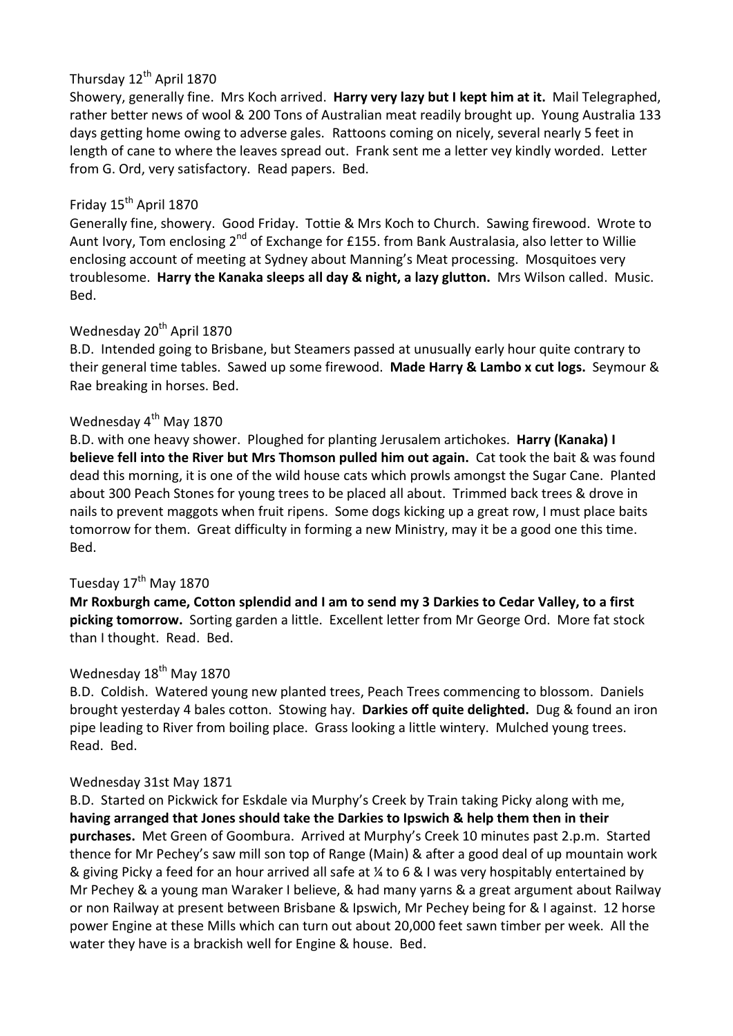Thursday 12th April 1870

Showery, generally fine. Mrs Koch arrived. **Harry very lazy but I kept him at it.** Mail Telegraphed, rather better news of wool & 200 Tons of Australian meat readily brought up. Young Australia 133 days getting home owing to adverse gales. Rattoons coming on nicely, several nearly 5 feet in length of cane to where the leaves spread out. Frank sent me a letter vey kindly worded. Letter from G. Ord, very satisfactory. Read papers. Bed.

Friday 15th April 1870

Generally fine, showery. Good Friday. Tottie & Mrs Koch to Church. Sawing firewood. Wrote to Aunt Ivory, Tom enclosing 2nd of Exchange for £155. from Bank Australasia, also letter to Willie enclosing account of meeting at Sydney about Manning's Meat processing. Mosquitoes very troublesome. **Harry the Kanaka sleeps all day & night, a lazy glutton.** Mrs Wilson called. Music. Bed.

Wednesday 20th April 1870

B.D. Intended going to Brisbane, but Steamers passed at unusually early hour quite contrary to their general time tables. Sawed up some firewood. **Made Harry & Lambo x cut logs.** Seymour & Rae breaking in horses. Bed.

Wednesday 4th May 1870

B.D. with one heavy shower. Ploughed for planting Jerusalem artichokes. **Harry (Kanaka) I believe fell into the River but Mrs Thomson pulled him out again.** Cat took the bait & was found dead this morning, it is one of the wild house cats which prowls amongst the Sugar Cane. Planted about 300 Peach Stones for young trees to be placed all about. Trimmed back trees & drove in nails to prevent maggots when fruit ripens. Some dogs kicking up a great row, I must place baits tomorrow for them. Great difficulty in forming a new Ministry, may it be a good one this time. Bed.

Tuesday 17th May 1870

**Mr Roxburgh came, Cotton splendid and I am to send my 3 Darkies to Cedar Valley, to a first picking tomorrow.** Sorting garden a little. Excellent letter from Mr George Ord. More fat stock than I thought. Read. Bed.

Wednesday 18th May 1870

B.D. Coldish. Watered young new planted trees, Peach Trees commencing to blossom. Daniels brought yesterday 4 bales cotton. Stowing hay. **Darkies off quite delighted.** Dug & found an iron pipe leading to River from boiling place. Grass looking a little wintery. Mulched young trees. Read. Bed.

Wednesday 31st May 1871

B.D. Started on Pickwick for Eskdale via Murphy's Creek by Train taking Picky along with me, **having arranged that Jones should take the Darkies to Ipswich & help them then in their purchases.** Met Green of Goombura. Arrived at Murphy's Creek 10 minutes past 2.p.m. Started thence for Mr Pechey's saw mill son top of Range (Main) & after a good deal of up mountain work & giving Picky a feed for an hour arrived all safe at ¼ to 6 & I was very hospitably entertained by Mr Pechey & a young man Waraker I believe, & had many yarns & a great argument about Railway or non Railway at present between Brisbane & Ipswich, Mr Pechey being for & I against. 12 horse power Engine at these Mills which can turn out about 20,000 feet sawn timber per week. All the water they have is a brackish well for Engine & house. Bed.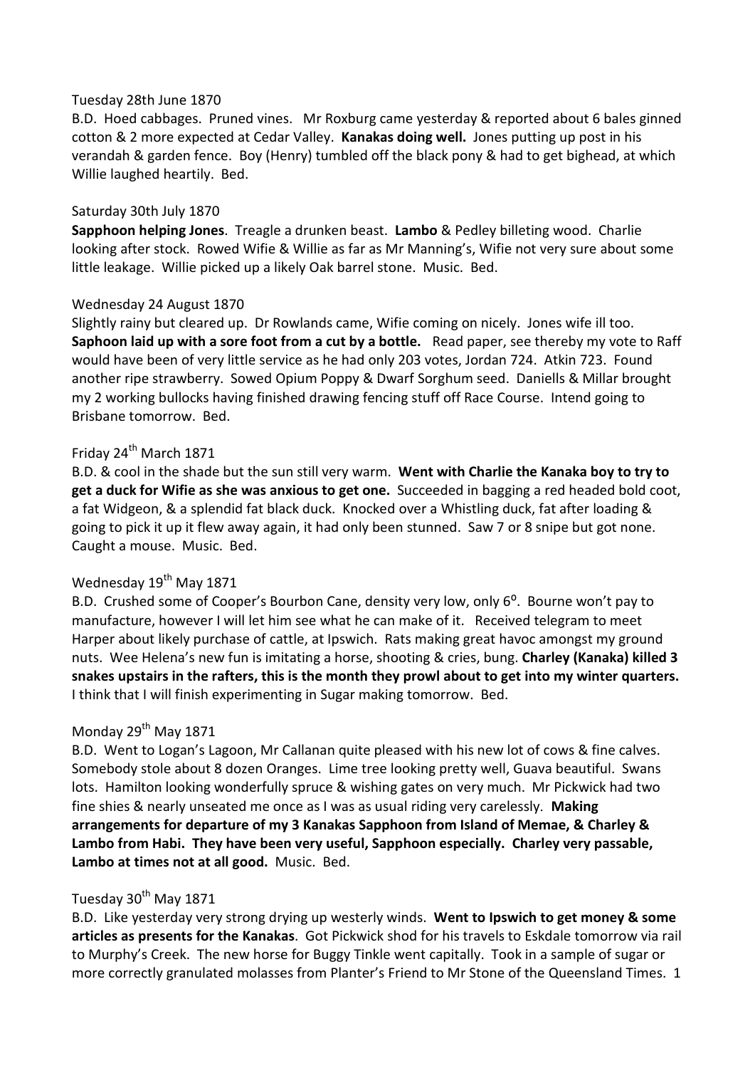Tuesday 28th June 1870

B.D. Hoed cabbages. Pruned vines. Mr Roxburg came yesterday & reported about 6 bales ginned cotton & 2 more expected at Cedar Valley. **Kanakas doing well.** Jones putting up post in his verandah & garden fence. Boy (Henry) tumbled off the black pony & had to get bighead, at which Willie laughed heartily. Bed.

Saturday 30th July 1870

**Sapphoon helping Jones**. Treagle a drunken beast. **Lambo** & Pedley billeting wood. Charlie looking after stock. Rowed Wifie & Willie as far as Mr Manning's, Wifie not very sure about some little leakage. Willie picked up a likely Oak barrel stone. Music. Bed.

Wednesday 24 August 1870

Slightly rainy but cleared up. Dr Rowlands came, Wifie coming on nicely. Jones wife ill too. **Saphoon laid up with a sore foot from a cut by a bottle.** Read paper, see thereby my vote to Raff would have been of very little service as he had only 203 votes, Jordan 724. Atkin 723. Found another ripe strawberry. Sowed Opium Poppy & Dwarf Sorghum seed. Daniells & Millar brought my 2 working bullocks having finished drawing fencing stuff off Race Course. Intend going to Brisbane tomorrow. Bed.

Friday 24th March 1871

B.D. & cool in the shade but the sun still very warm. **Went with Charlie the Kanaka boy to try to get a duck for Wifie as she was anxious to get one.** Succeeded in bagging a red headed bold coot, a fat Widgeon, & a splendid fat black duck. Knocked over a Whistling duck, fat after loading & going to pick it up it flew away again, it had only been stunned. Saw 7 or 8 snipe but got none. Caught a mouse. Music. Bed.

Wednesday 19th May 1871

B.D. Crushed some of Cooper's Bourbon Cane, density very low, only 6°. Bourne won't pay to manufacture, however I will let him see what he can make of it. Received telegram to meet Harper about likely purchase of cattle, at Ipswich. Rats making great havoc amongst my ground nuts. Wee Helena's new fun is imitating a horse, shooting & cries, bung. **Charley (Kanaka) killed 3 snakes upstairs in the rafters, this is the month they prowl about to get into my winter quarters.** I think that I will finish experimenting in Sugar making tomorrow. Bed.

Monday 29th May 1871

B.D. Went to Logan's Lagoon, Mr Callanan quite pleased with his new lot of cows & fine calves. Somebody stole about 8 dozen Oranges. Lime tree looking pretty well, Guava beautiful. Swans lots. Hamilton looking wonderfully spruce & wishing gates on very much. Mr Pickwick had two fine shies & nearly unseated me once as I was as usual riding very carelessly. **Making arrangements for departure of my 3 Kanakas Sapphoon from Island of Memae, & Charley & Lambo from Habi. They have been very useful, Sapphoon especially. Charley very passable, Lambo at times not at all good.** Music. Bed.

Tuesday 30th May 1871

B.D. Like yesterday very strong drying up westerly winds. **Went to Ipswich to get money & some articles as presents for the Kanakas**. Got Pickwick shod for his travels to Eskdale tomorrow via rail to Murphy's Creek. The new horse for Buggy Tinkle went capitally. Took in a sample of sugar or more correctly granulated molasses from Planter's Friend to Mr Stone of the Queensland Times. 1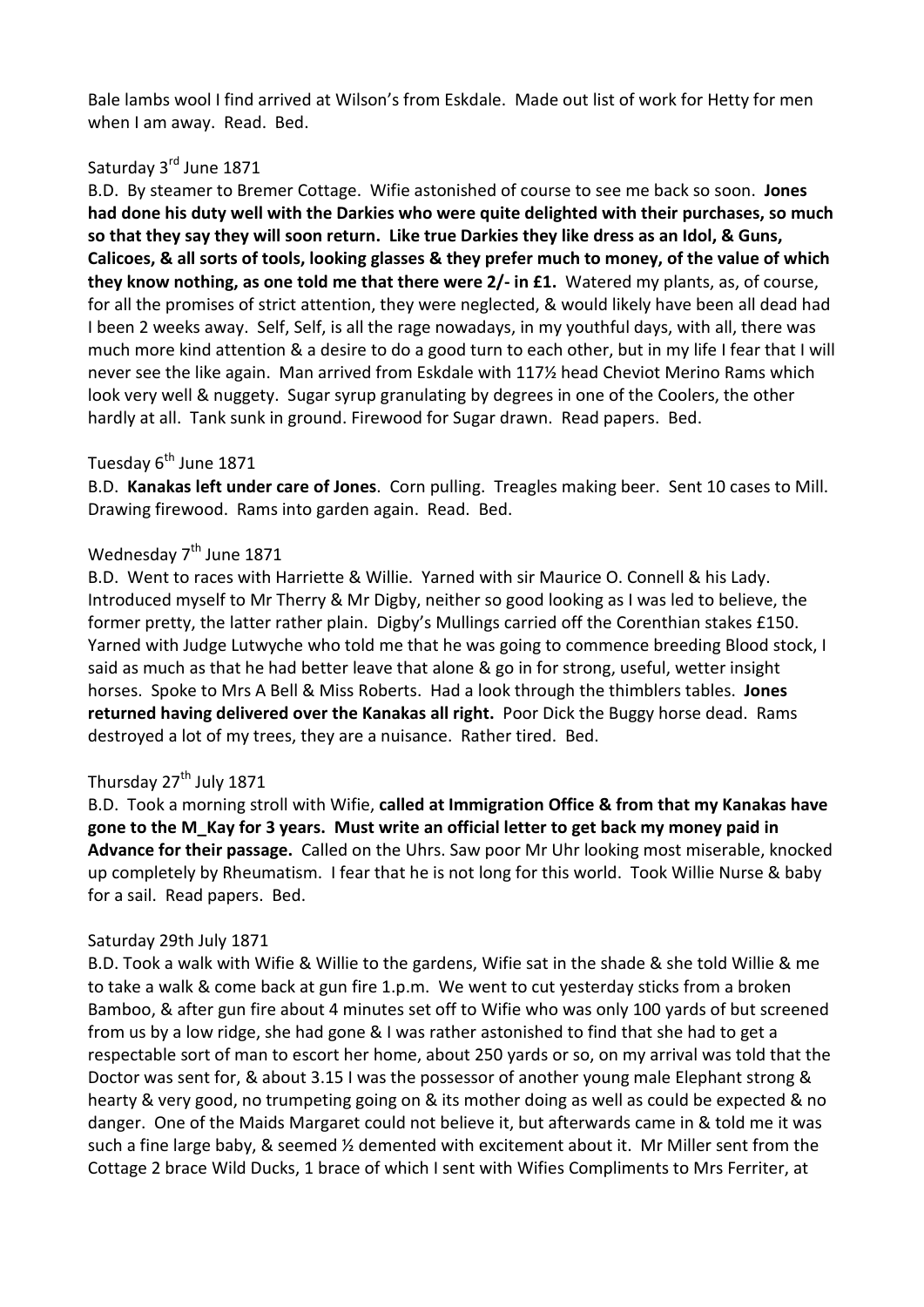Bale lambs wool I find arrived at Wilson's from Eskdale. Made out list of work for Hetty for men when I am away. Read. Bed.

Saturday 3rd June 1871

B.D. By steamer to Bremer Cottage. Wifie astonished of course to see me back so soon. **Jones had done his duty well with the Darkies who were quite delighted with their purchases, so much so that they say they will soon return. Like true Darkies they like dress as an Idol, & Guns, Calicoes, & all sorts of tools, looking glasses & they prefer much to money, of the value of which they know nothing, as one told me that there were 2/- in £1.** Watered my plants, as, of course, for all the promises of strict attention, they were neglected, & would likely have been all dead had I been 2 weeks away. Self, Self, is all the rage nowadays, in my youthful days, with all, there was much more kind attention & a desire to do a good turn to each other, but in my life I fear that I will never see the like again. Man arrived from Eskdale with 117½ head Cheviot Merino Rams which look very well & nuggety. Sugar syrup granulating by degrees in one of the Coolers, the other hardly at all. Tank sunk in ground. Firewood for Sugar drawn. Read papers. Bed.

Tuesday 6th June 1871

B.D. **Kanakas left under care of Jones**. Corn pulling. Treagles making beer. Sent 10 cases to Mill. Drawing firewood. Rams into garden again. Read. Bed.

Wednesday 7th June 1871

B.D. Went to races with Harriette & Willie. Yarned with sir Maurice O. Connell & his Lady. Introduced myself to Mr Therry & Mr Digby, neither so good looking as I was led to believe, the former pretty, the latter rather plain. Digby's Mullings carried off the Corenthian stakes £150. Yarned with Judge Lutwyche who told me that he was going to commence breeding Blood stock, I said as much as that he had better leave that alone & go in for strong, useful, wetter insight horses. Spoke to Mrs A Bell & Miss Roberts. Had a look through the thimblers tables. **Jones returned having delivered over the Kanakas all right.** Poor Dick the Buggy horse dead. Rams destroyed a lot of my trees, they are a nuisance. Rather tired. Bed.

Thursday 27th July 1871

B.D. Took a morning stroll with Wifie, **called at Immigration Office & from that my Kanakas have gone to the M_Kay for 3 years. Must write an official letter to get back my money paid in Advance for their passage.** Called on the Uhrs. Saw poor Mr Uhr looking most miserable, knocked up completely by Rheumatism. I fear that he is not long for this world. Took Willie Nurse & baby for a sail. Read papers. Bed.

Saturday 29th July 1871

B.D. Took a walk with Wifie & Willie to the gardens, Wifie sat in the shade & she told Willie & me to take a walk & come back at gun fire 1.p.m. We went to cut yesterday sticks from a broken Bamboo, & after gun fire about 4 minutes set off to Wifie who was only 100 yards of but screened from us by a low ridge, she had gone & I was rather astonished to find that she had to get a respectable sort of man to escort her home, about 250 yards or so, on my arrival was told that the Doctor was sent for, & about 3.15 I was the possessor of another young male Elephant strong & hearty & very good, no trumpeting going on & its mother doing as well as could be expected & no danger. One of the Maids Margaret could not believe it, but afterwards came in & told me it was such a fine large baby, & seemed ½ demented with excitement about it. Mr Miller sent from the Cottage 2 brace Wild Ducks, 1 brace of which I sent with Wifies Compliments to Mrs Ferriter, at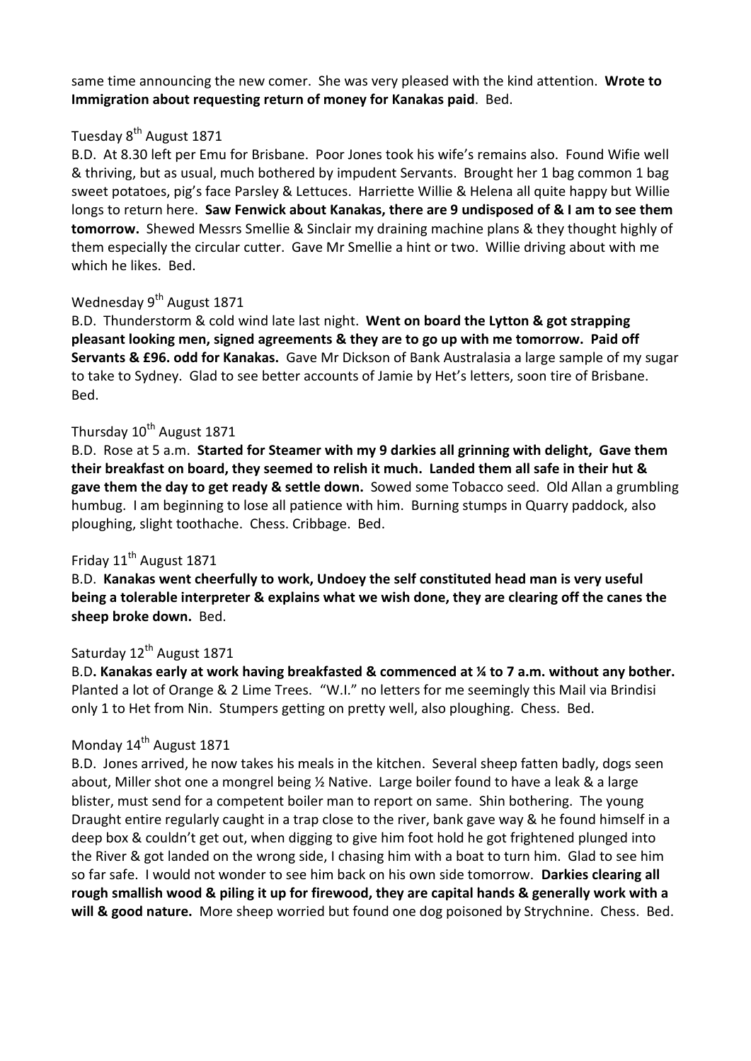same time announcing the new comer. She was very pleased with the kind attention. **Wrote to Immigration about requesting return of money for Kanakas paid**. Bed.

Tuesday 8th August 1871

B.D. At 8.30 left per Emu for Brisbane. Poor Jones took his wife's remains also. Found Wifie well & thriving, but as usual, much bothered by impudent Servants. Brought her 1 bag common 1 bag sweet potatoes, pig's face Parsley & Lettuces. Harriette Willie & Helena all quite happy but Willie longs to return here. **Saw Fenwick about Kanakas, there are 9 undisposed of & I am to see them tomorrow.** Shewed Messrs Smellie & Sinclair my draining machine plans & they thought highly of them especially the circular cutter. Gave Mr Smellie a hint or two. Willie driving about with me which he likes. Bed.

Wednesday 9th August 1871

B.D. Thunderstorm & cold wind late last night. **Went on board the Lytton & got strapping pleasant looking men, signed agreements & they are to go up with me tomorrow. Paid off Servants & £96. odd for Kanakas.** Gave Mr Dickson of Bank Australasia a large sample of my sugar to take to Sydney. Glad to see better accounts of Jamie by Het's letters, soon tire of Brisbane. Bed.

Thursday 10th August 1871

B.D. Rose at 5 a.m. **Started for Steamer with my 9 darkies all grinning with delight, Gave them their breakfast on board, they seemed to relish it much. Landed them all safe in their hut & gave them the day to get ready & settle down.** Sowed some Tobacco seed. Old Allan a grumbling humbug. I am beginning to lose all patience with him. Burning stumps in Quarry paddock, also ploughing, slight toothache. Chess. Cribbage. Bed.

Friday 11th August 1871

B.D. **Kanakas went cheerfully to work, Undoey the self constituted head man is very useful being a tolerable interpreter & explains what we wish done, they are clearing off the canes the sheep broke down.** Bed.

Saturday 12th August 1871

B.D**. Kanakas early at work having breakfasted & commenced at ¼ to 7 a.m. without any bother.** Planted a lot of Orange & 2 Lime Trees. "W.I." no letters for me seemingly this Mail via Brindisi only 1 to Het from Nin. Stumpers getting on pretty well, also ploughing. Chess. Bed.

Monday 14th August 1871

B.D. Jones arrived, he now takes his meals in the kitchen. Several sheep fatten badly, dogs seen about, Miller shot one a mongrel being ½ Native. Large boiler found to have a leak & a large blister, must send for a competent boiler man to report on same. Shin bothering. The young Draught entire regularly caught in a trap close to the river, bank gave way & he found himself in a deep box & couldn't get out, when digging to give him foot hold he got frightened plunged into the River & got landed on the wrong side, I chasing him with a boat to turn him. Glad to see him so far safe. I would not wonder to see him back on his own side tomorrow. **Darkies clearing all rough smallish wood & piling it up for firewood, they are capital hands & generally work with a will & good nature.** More sheep worried but found one dog poisoned by Strychnine. Chess. Bed.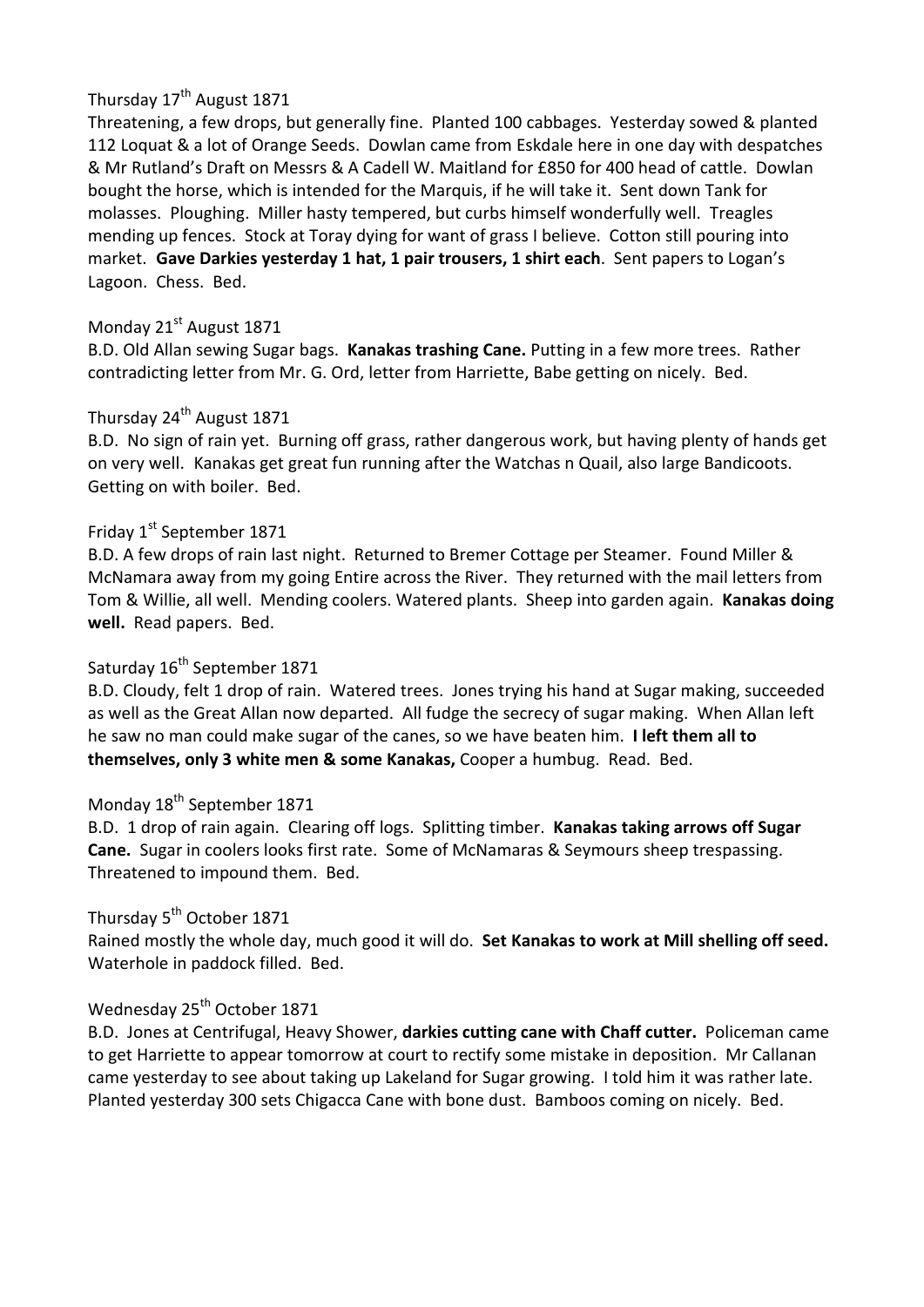Thursday 17th August 1871

Threatening, a few drops, but generally fine. Planted 100 cabbages. Yesterday sowed & planted 112 Loquat & a lot of Orange Seeds. Dowlan came from Eskdale here in one day with despatches & Mr Rutland's Draft on Messrs & A Cadell W. Maitland for £850 for 400 head of cattle. Dowlan bought the horse, which is intended for the Marquis, if he will take it. Sent down Tank for molasses. Ploughing. Miller hasty tempered, but curbs himself wonderfully well. Treagles mending up fences. Stock at Toray dying for want of grass I believe. Cotton still pouring into market. **Gave Darkies yesterday 1 hat, 1 pair trousers, 1 shirt each**. Sent papers to Logan's Lagoon. Chess. Bed.

Monday 21st August 1871

B.D. Old Allan sewing Sugar bags. **Kanakas trashing Cane.** Putting in a few more trees. Rather contradicting letter from Mr. G. Ord, letter from Harriette, Babe getting on nicely. Bed.

Thursday 24th August 1871

B.D. No sign of rain yet. Burning off grass, rather dangerous work, but having plenty of hands get on very well. Kanakas get great fun running after the Watchas n Quail, also large Bandicoots. Getting on with boiler. Bed.

Friday 1st September 1871

B.D. A few drops of rain last night. Returned to Bremer Cottage per Steamer. Found Miller & McNamara away from my going Entire across the River. They returned with the mail letters from Tom & Willie, all well. Mending coolers. Watered plants. Sheep into garden again. **Kanakas doing well.** Read papers. Bed.

Saturday 16th September 1871

B.D. Cloudy, felt 1 drop of rain. Watered trees. Jones trying his hand at Sugar making, succeeded as well as the Great Allan now departed. All fudge the secrecy of sugar making. When Allan left he saw no man could make sugar of the canes, so we have beaten him. **I left them all to themselves, only 3 white men & some Kanakas,** Cooper a humbug. Read. Bed.

Monday 18th September 1871

B.D. 1 drop of rain again. Clearing off logs. Splitting timber. **Kanakas taking arrows off Sugar Cane.** Sugar in coolers looks first rate. Some of McNamaras & Seymours sheep trespassing. Threatened to impound them. Bed.

Thursday 5th October 1871

Rained mostly the whole day, much good it will do. **Set Kanakas to work at Mill shelling off seed.** Waterhole in paddock filled. Bed.

Wednesday 25th October 1871

B.D. Jones at Centrifugal, Heavy Shower, **darkies cutting cane with Chaff cutter.** Policeman came to get Harriette to appear tomorrow at court to rectify some mistake in deposition. Mr Callanan came yesterday to see about taking up Lakeland for Sugar growing. I told him it was rather late. Planted yesterday 300 sets Chigacca Cane with bone dust. Bamboos coming on nicely. Bed.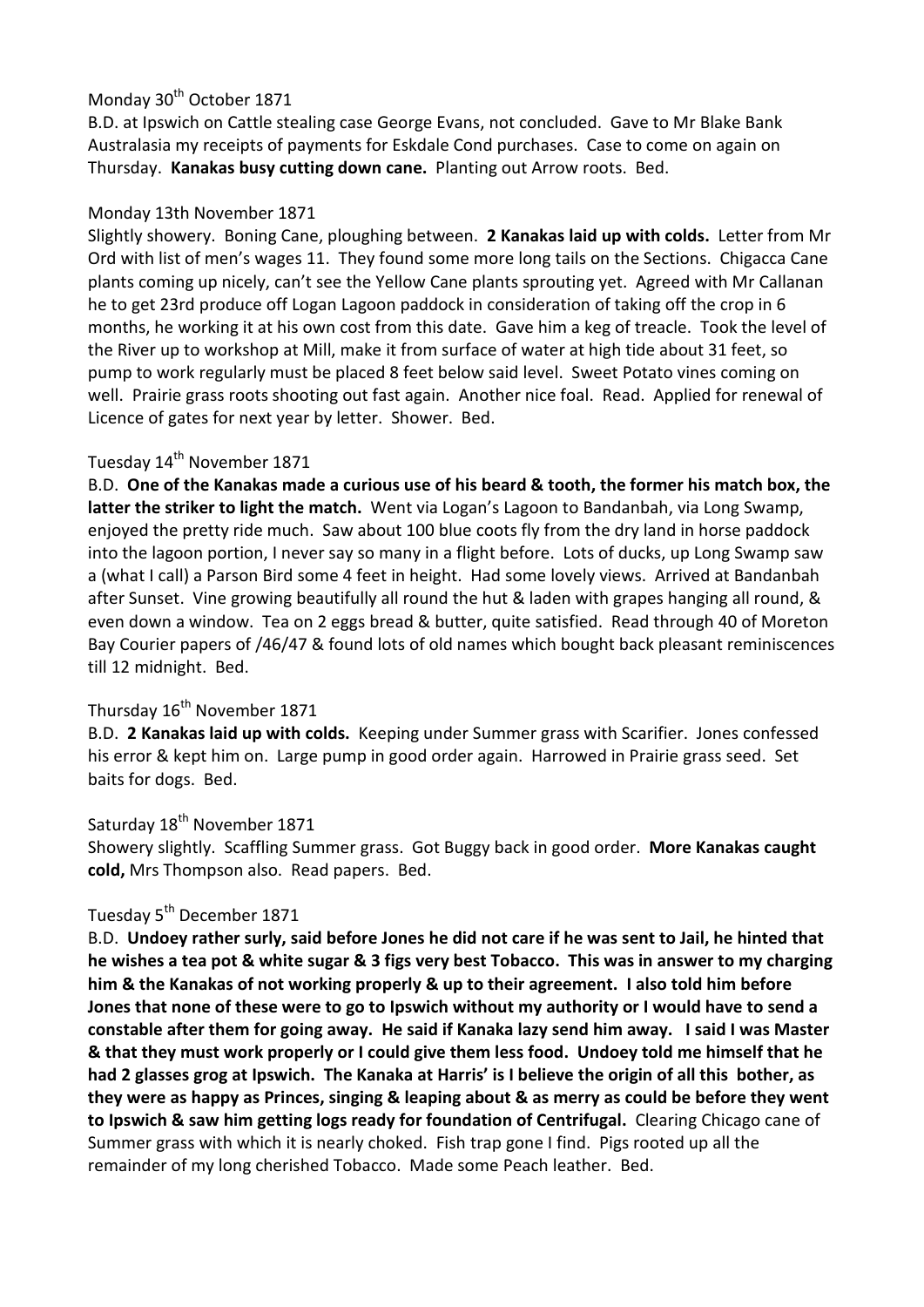Monday 30th October 1871

B.D. at Ipswich on Cattle stealing case George Evans, not concluded. Gave to Mr Blake Bank Australasia my receipts of payments for Eskdale Cond purchases. Case to come on again on Thursday. **Kanakas busy cutting down cane.** Planting out Arrow roots. Bed.

Monday 13th November 1871

Slightly showery. Boning Cane, ploughing between. **2 Kanakas laid up with colds.** Letter from Mr Ord with list of men's wages 11. They found some more long tails on the Sections. Chigacca Cane plants coming up nicely, can't see the Yellow Cane plants sprouting yet. Agreed with Mr Callanan he to get 23rd produce off Logan Lagoon paddock in consideration of taking off the crop in 6 months, he working it at his own cost from this date. Gave him a keg of treacle. Took the level of the River up to workshop at Mill, make it from surface of water at high tide about 31 feet, so pump to work regularly must be placed 8 feet below said level. Sweet Potato vines coming on well. Prairie grass roots shooting out fast again. Another nice foal. Read. Applied for renewal of Licence of gates for next year by letter. Shower. Bed.

Tuesday 14th November 1871

B.D. **One of the Kanakas made a curious use of his beard & tooth, the former his match box, the latter the striker to light the match.** Went via Logan's Lagoon to Bandanbah, via Long Swamp, enjoyed the pretty ride much. Saw about 100 blue coots fly from the dry land in horse paddock into the lagoon portion, I never say so many in a flight before. Lots of ducks, up Long Swamp saw a (what I call) a Parson Bird some 4 feet in height. Had some lovely views. Arrived at Bandanbah after Sunset. Vine growing beautifully all round the hut & laden with grapes hanging all round, & even down a window. Tea on 2 eggs bread & butter, quite satisfied. Read through 40 of Moreton Bay Courier papers of /46/47 & found lots of old names which bought back pleasant reminiscences till 12 midnight. Bed.

Thursday 16th November 1871

B.D. **2 Kanakas laid up with colds.** Keeping under Summer grass with Scarifier. Jones confessed his error & kept him on. Large pump in good order again. Harrowed in Prairie grass seed. Set baits for dogs. Bed.

Saturday 18th November 1871

Showery slightly. Scaffling Summer grass. Got Buggy back in good order. **More Kanakas caught cold,** Mrs Thompson also. Read papers. Bed.

Tuesday 5th December 1871

B.D. **Undoey rather surly, said before Jones he did not care if he was sent to Jail, he hinted that he wishes a tea pot & white sugar & 3 figs very best Tobacco. This was in answer to my charging him & the Kanakas of not working properly & up to their agreement. I also told him before Jones that none of these were to go to Ipswich without my authority or I would have to send a constable after them for going away. He said if Kanaka lazy send him away. I said I was Master & that they must work properly or I could give them less food. Undoey told me himself that he had 2 glasses grog at Ipswich. The Kanaka at Harris' is I believe the origin of all this bother, as they were as happy as Princes, singing & leaping about & as merry as could be before they went to Ipswich & saw him getting logs ready for foundation of Centrifugal.** Clearing Chicago cane of Summer grass with which it is nearly choked. Fish trap gone I find. Pigs rooted up all the remainder of my long cherished Tobacco. Made some Peach leather. Bed.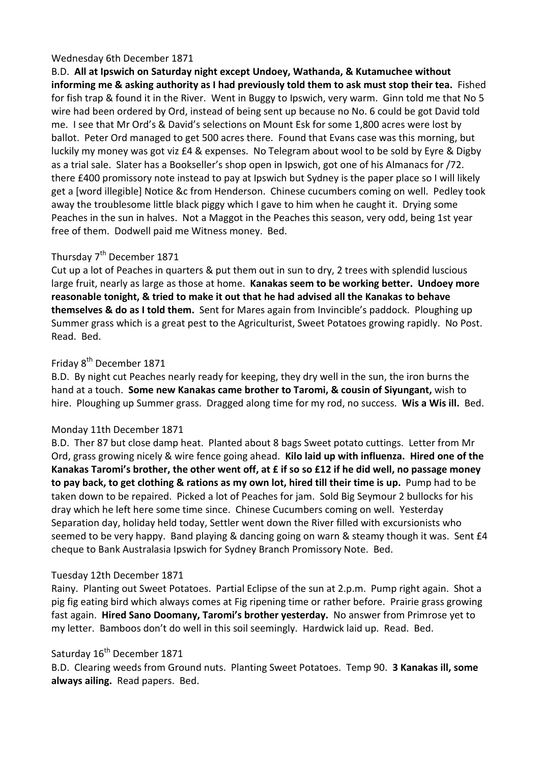Wednesday 6th December 1871

B.D. **All at Ipswich on Saturday night except Undoey, Wathanda, & Kutamuchee without informing me & asking authority as I had previously told them to ask must stop their tea.** Fished for fish trap & found it in the River. Went in Buggy to Ipswich, very warm. Ginn told me that No 5 wire had been ordered by Ord, instead of being sent up because no No. 6 could be got David told me. I see that Mr Ord's & David's selections on Mount Esk for some 1,800 acres were lost by ballot. Peter Ord managed to get 500 acres there. Found that Evans case was this morning, but luckily my money was got viz £4 & expenses. No Telegram about wool to be sold by Eyre & Digby as a trial sale. Slater has a Bookseller's shop open in Ipswich, got one of his Almanacs for /72. there £400 promissory note instead to pay at Ipswich but Sydney is the paper place so I will likely get a [word illegible] Notice &c from Henderson. Chinese cucumbers coming on well. Pedley took away the troublesome little black piggy which I gave to him when he caught it. Drying some Peaches in the sun in halves. Not a Maggot in the Peaches this season, very odd, being 1st year free of them. Dodwell paid me Witness money. Bed.

Thursday 7th December 1871

Cut up a lot of Peaches in quarters & put them out in sun to dry, 2 trees with splendid luscious large fruit, nearly as large as those at home. **Kanakas seem to be working better. Undoey more reasonable tonight, & tried to make it out that he had advised all the Kanakas to behave themselves & do as I told them.** Sent for Mares again from Invincible's paddock. Ploughing up Summer grass which is a great pest to the Agriculturist, Sweet Potatoes growing rapidly. No Post. Read. Bed.

Friday 8th December 1871

B.D. By night cut Peaches nearly ready for keeping, they dry well in the sun, the iron burns the hand at a touch. **Some new Kanakas came brother to Taromi, & cousin of Siyungant,** wish to hire. Ploughing up Summer grass. Dragged along time for my rod, no success. **Wis a Wis ill.** Bed.

Monday 11th December 1871

B.D. Ther 87 but close damp heat. Planted about 8 bags Sweet potato cuttings. Letter from Mr Ord, grass growing nicely & wire fence going ahead. **Kilo laid up with influenza. Hired one of the Kanakas Taromi's brother, the other went off, at £ if so so £12 if he did well, no passage money to pay back, to get clothing & rations as my own lot, hired till their time is up.** Pump had to be taken down to be repaired. Picked a lot of Peaches for jam. Sold Big Seymour 2 bullocks for his dray which he left here some time since. Chinese Cucumbers coming on well. Yesterday Separation day, holiday held today, Settler went down the River filled with excursionists who seemed to be very happy. Band playing & dancing going on warn & steamy though it was. Sent £4 cheque to Bank Australasia Ipswich for Sydney Branch Promissory Note. Bed.

Tuesday 12th December 1871

Rainy. Planting out Sweet Potatoes. Partial Eclipse of the sun at 2.p.m. Pump right again. Shot a pig fig eating bird which always comes at Fig ripening time or rather before. Prairie grass growing fast again. **Hired Sano Doomany, Taromi's brother yesterday.** No answer from Primrose yet to my letter. Bamboos don't do well in this soil seemingly. Hardwick laid up. Read. Bed.

Saturday 16th December 1871

B.D. Clearing weeds from Ground nuts. Planting Sweet Potatoes. Temp 90. **3 Kanakas ill, some always ailing.** Read papers. Bed.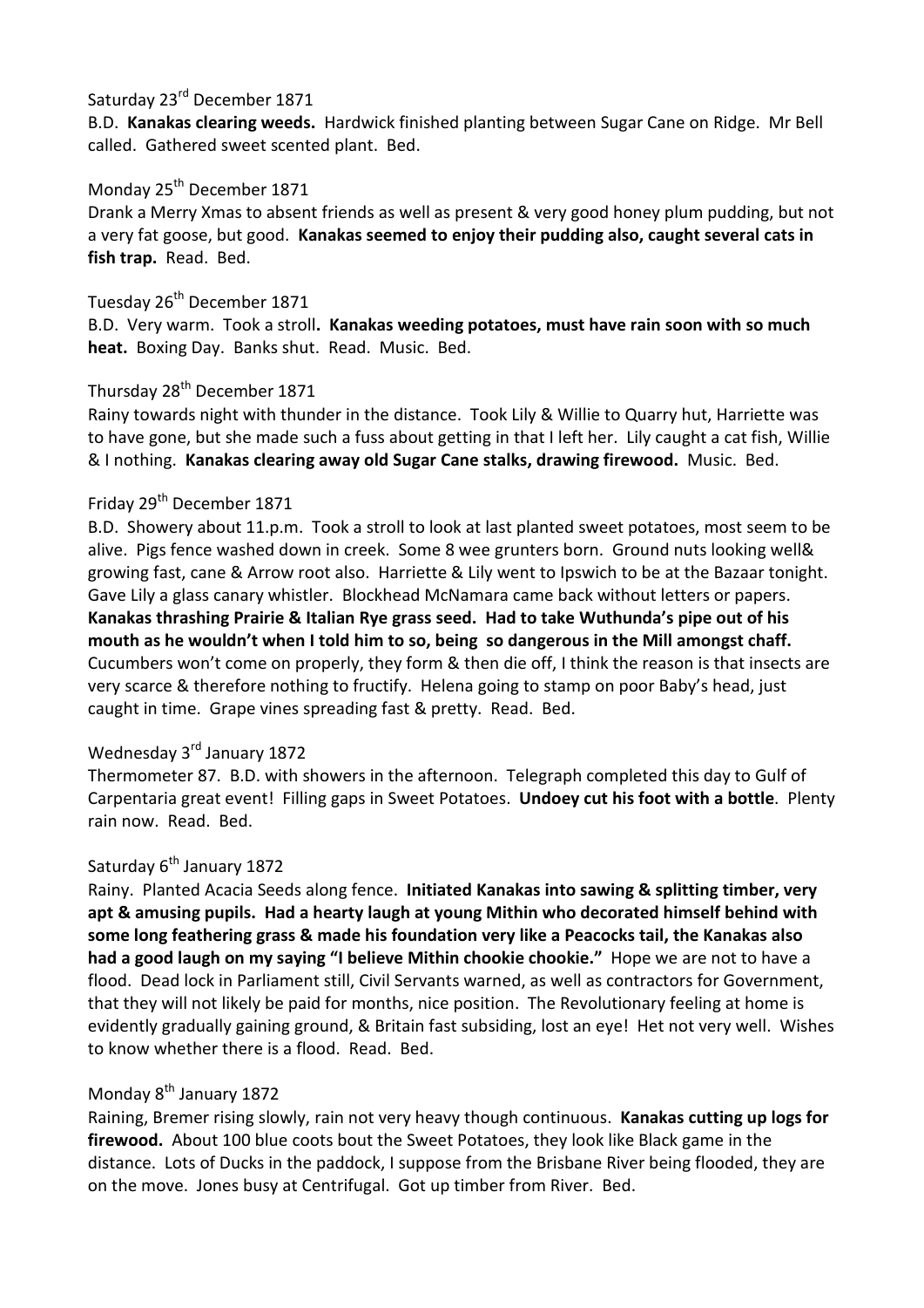Saturday 23rd December 1871

B.D. **Kanakas clearing weeds.** Hardwick finished planting between Sugar Cane on Ridge. Mr Bell called. Gathered sweet scented plant. Bed.

Monday 25th December 1871

Drank a Merry Xmas to absent friends as well as present & very good honey plum pudding, but not a very fat goose, but good. **Kanakas seemed to enjoy their pudding also, caught several cats in fish trap.** Read. Bed.

Tuesday 26th December 1871

B.D. Very warm. Took a stroll**. Kanakas weeding potatoes, must have rain soon with so much heat.** Boxing Day. Banks shut. Read. Music. Bed.

Thursday 28th December 1871

Rainy towards night with thunder in the distance. Took Lily & Willie to Quarry hut, Harriette was to have gone, but she made such a fuss about getting in that I left her. Lily caught a cat fish, Willie & I nothing. **Kanakas clearing away old Sugar Cane stalks, drawing firewood.** Music. Bed.

Friday 29th December 1871

B.D. Showery about 11.p.m. Took a stroll to look at last planted sweet potatoes, most seem to be alive. Pigs fence washed down in creek. Some 8 wee grunters born. Ground nuts looking well& growing fast, cane & Arrow root also. Harriette & Lily went to Ipswich to be at the Bazaar tonight. Gave Lily a glass canary whistler. Blockhead McNamara came back without letters or papers. **Kanakas thrashing Prairie & Italian Rye grass seed. Had to take Wuthunda's pipe out of his mouth as he wouldn't when I told him to so, being so dangerous in the Mill amongst chaff.** Cucumbers won't come on properly, they form & then die off, I think the reason is that insects are very scarce & therefore nothing to fructify. Helena going to stamp on poor Baby's head, just caught in time. Grape vines spreading fast & pretty. Read. Bed.

Wednesday 3rd January 1872

Thermometer 87. B.D. with showers in the afternoon. Telegraph completed this day to Gulf of Carpentaria great event! Filling gaps in Sweet Potatoes. **Undoey cut his foot with a bottle**. Plenty rain now. Read. Bed.

Saturday 6th January 1872

Rainy. Planted Acacia Seeds along fence. **Initiated Kanakas into sawing & splitting timber, very apt & amusing pupils. Had a hearty laugh at young Mithin who decorated himself behind with some long feathering grass & made his foundation very like a Peacocks tail, the Kanakas also had a good laugh on my saying "I believe Mithin chookie chookie."** Hope we are not to have a flood. Dead lock in Parliament still, Civil Servants warned, as well as contractors for Government, that they will not likely be paid for months, nice position. The Revolutionary feeling at home is evidently gradually gaining ground, & Britain fast subsiding, lost an eye! Het not very well. Wishes to know whether there is a flood. Read. Bed.

Monday 8th January 1872

Raining, Bremer rising slowly, rain not very heavy though continuous. **Kanakas cutting up logs for firewood.** About 100 blue coots bout the Sweet Potatoes, they look like Black game in the distance. Lots of Ducks in the paddock, I suppose from the Brisbane River being flooded, they are on the move. Jones busy at Centrifugal. Got up timber from River. Bed.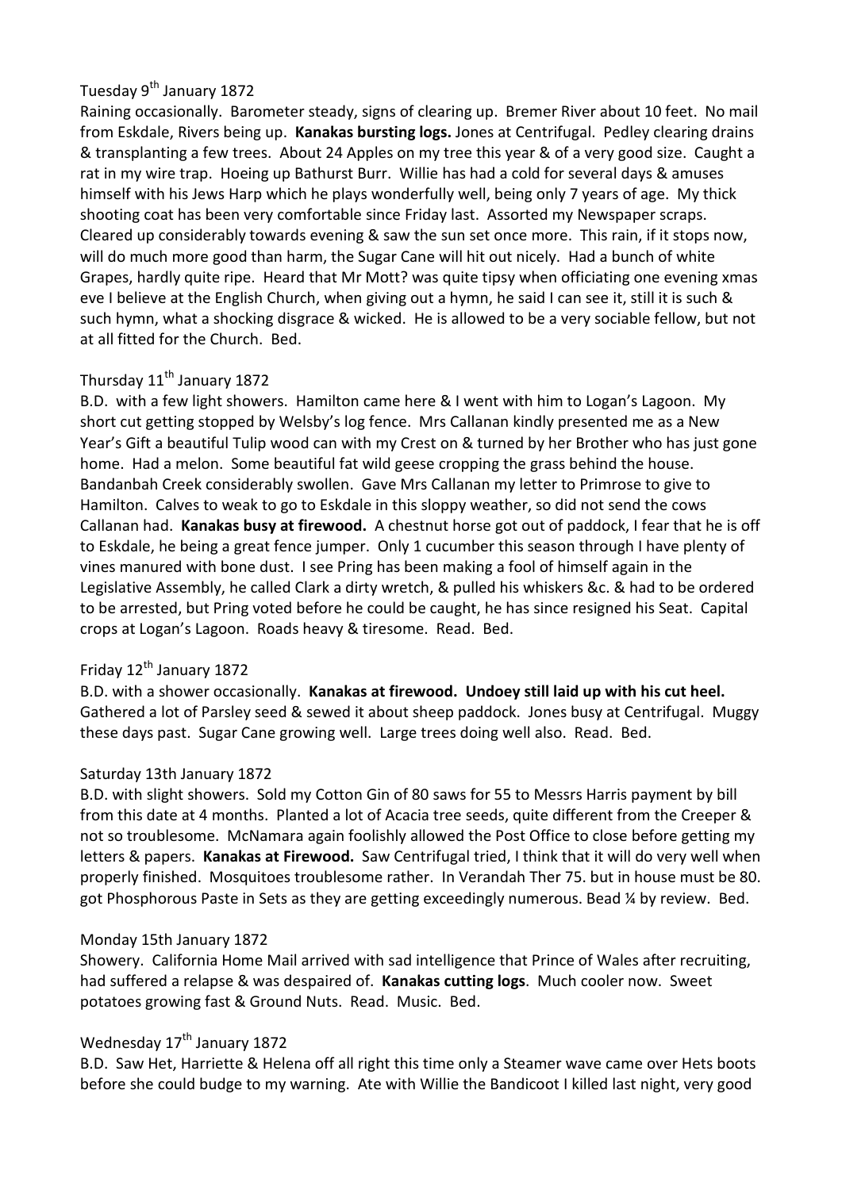Tuesday 9th January 1872

Raining occasionally. Barometer steady, signs of clearing up. Bremer River about 10 feet. No mail from Eskdale, Rivers being up. **Kanakas bursting logs.** Jones at Centrifugal. Pedley clearing drains & transplanting a few trees. About 24 Apples on my tree this year & of a very good size. Caught a rat in my wire trap. Hoeing up Bathurst Burr. Willie has had a cold for several days & amuses himself with his Jews Harp which he plays wonderfully well, being only 7 years of age. My thick shooting coat has been very comfortable since Friday last. Assorted my Newspaper scraps. Cleared up considerably towards evening & saw the sun set once more. This rain, if it stops now, will do much more good than harm, the Sugar Cane will hit out nicely. Had a bunch of white Grapes, hardly quite ripe. Heard that Mr Mott? was quite tipsy when officiating one evening xmas eve I believe at the English Church, when giving out a hymn, he said I can see it, still it is such & such hymn, what a shocking disgrace & wicked. He is allowed to be a very sociable fellow, but not at all fitted for the Church. Bed.

Thursday 11th January 1872

B.D. with a few light showers. Hamilton came here & I went with him to Logan's Lagoon. My short cut getting stopped by Welsby's log fence. Mrs Callanan kindly presented me as a New Year's Gift a beautiful Tulip wood can with my Crest on & turned by her Brother who has just gone home. Had a melon. Some beautiful fat wild geese cropping the grass behind the house. Bandanbah Creek considerably swollen. Gave Mrs Callanan my letter to Primrose to give to Hamilton. Calves to weak to go to Eskdale in this sloppy weather, so did not send the cows Callanan had. **Kanakas busy at firewood.** A chestnut horse got out of paddock, I fear that he is off to Eskdale, he being a great fence jumper. Only 1 cucumber this season through I have plenty of vines manured with bone dust. I see Pring has been making a fool of himself again in the Legislative Assembly, he called Clark a dirty wretch, & pulled his whiskers &c. & had to be ordered to be arrested, but Pring voted before he could be caught, he has since resigned his Seat. Capital crops at Logan's Lagoon. Roads heavy & tiresome. Read. Bed.

Friday 12th January 1872

B.D. with a shower occasionally. **Kanakas at firewood. Undoey still laid up with his cut heel.** Gathered a lot of Parsley seed & sewed it about sheep paddock. Jones busy at Centrifugal. Muggy these days past. Sugar Cane growing well. Large trees doing well also. Read. Bed.

Saturday 13th January 1872

B.D. with slight showers. Sold my Cotton Gin of 80 saws for 55 to Messrs Harris payment by bill from this date at 4 months. Planted a lot of Acacia tree seeds, quite different from the Creeper & not so troublesome. McNamara again foolishly allowed the Post Office to close before getting my letters & papers. **Kanakas at Firewood.** Saw Centrifugal tried, I think that it will do very well when properly finished. Mosquitoes troublesome rather. In Verandah Ther 75. but in house must be 80. got Phosphorous Paste in Sets as they are getting exceedingly numerous. Bead ¼ by review. Bed.

Monday 15th January 1872

Showery. California Home Mail arrived with sad intelligence that Prince of Wales after recruiting, had suffered a relapse & was despaired of. **Kanakas cutting logs**. Much cooler now. Sweet potatoes growing fast & Ground Nuts. Read. Music. Bed.

Wednesday 17th January 1872

B.D. Saw Het, Harriette & Helena off all right this time only a Steamer wave came over Hets boots before she could budge to my warning. Ate with Willie the Bandicoot I killed last night, very good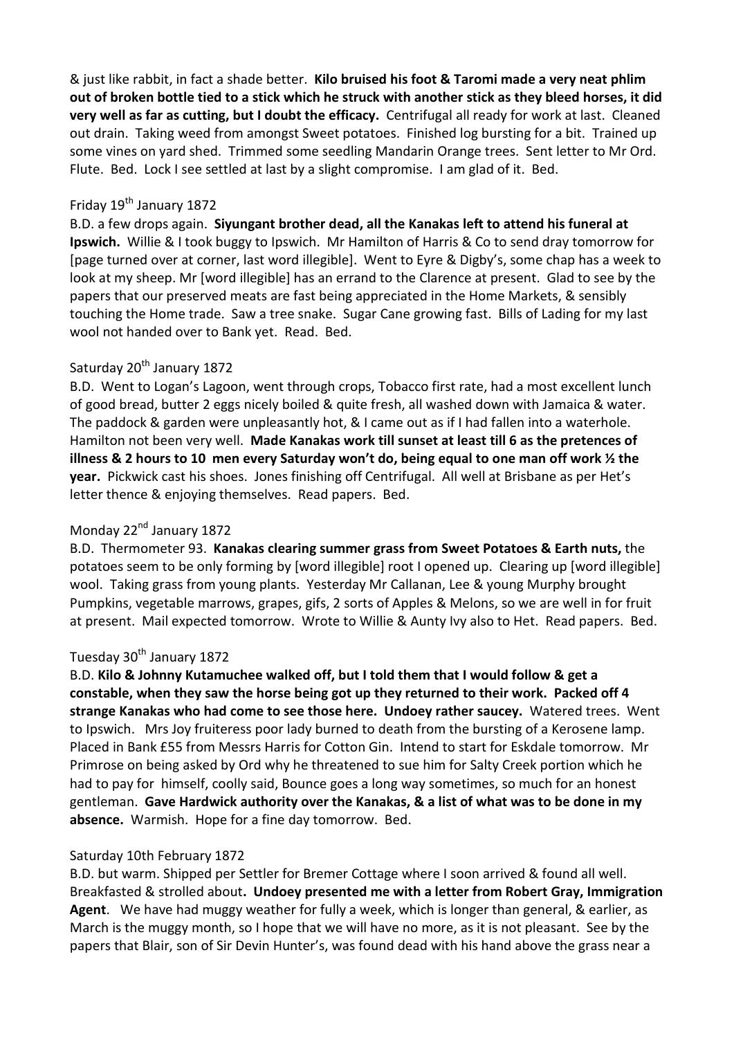& just like rabbit, in fact a shade better. **Kilo bruised his foot & Taromi made a very neat phlim out of broken bottle tied to a stick which he struck with another stick as they bleed horses, it did very well as far as cutting, but I doubt the efficacy.** Centrifugal all ready for work at last. Cleaned out drain. Taking weed from amongst Sweet potatoes. Finished log bursting for a bit. Trained up some vines on yard shed. Trimmed some seedling Mandarin Orange trees. Sent letter to Mr Ord. Flute. Bed. Lock I see settled at last by a slight compromise. I am glad of it. Bed.

Friday 19th January 1872

B.D. a few drops again. **Siyungant brother dead, all the Kanakas left to attend his funeral at Ipswich.** Willie & I took buggy to Ipswich. Mr Hamilton of Harris & Co to send dray tomorrow for [page turned over at corner, last word illegible]. Went to Eyre & Digby's, some chap has a week to look at my sheep. Mr [word illegible] has an errand to the Clarence at present. Glad to see by the papers that our preserved meats are fast being appreciated in the Home Markets, & sensibly touching the Home trade. Saw a tree snake. Sugar Cane growing fast. Bills of Lading for my last wool not handed over to Bank yet. Read. Bed.

Saturday 20th January 1872

B.D. Went to Logan's Lagoon, went through crops, Tobacco first rate, had a most excellent lunch of good bread, butter 2 eggs nicely boiled & quite fresh, all washed down with Jamaica & water. The paddock & garden were unpleasantly hot, & I came out as if I had fallen into a waterhole. Hamilton not been very well. **Made Kanakas work till sunset at least till 6 as the pretences of illness & 2 hours to 10 men every Saturday won't do, being equal to one man off work ½ the year.** Pickwick cast his shoes. Jones finishing off Centrifugal. All well at Brisbane as per Het's letter thence & enjoying themselves. Read papers. Bed.

Monday 22nd January 1872

B.D. Thermometer 93. **Kanakas clearing summer grass from Sweet Potatoes & Earth nuts,** the potatoes seem to be only forming by [word illegible] root I opened up. Clearing up [word illegible] wool. Taking grass from young plants. Yesterday Mr Callanan, Lee & young Murphy brought Pumpkins, vegetable marrows, grapes, gifs, 2 sorts of Apples & Melons, so we are well in for fruit at present. Mail expected tomorrow. Wrote to Willie & Aunty Ivy also to Het. Read papers. Bed.

Tuesday 30th January 1872

B.D. **Kilo & Johnny Kutamuchee walked off, but I told them that I would follow & get a constable, when they saw the horse being got up they returned to their work. Packed off 4 strange Kanakas who had come to see those here. Undoey rather saucey.** Watered trees. Went to Ipswich. Mrs Joy fruiteress poor lady burned to death from the bursting of a Kerosene lamp. Placed in Bank £55 from Messrs Harris for Cotton Gin. Intend to start for Eskdale tomorrow. Mr Primrose on being asked by Ord why he threatened to sue him for Salty Creek portion which he had to pay for himself, coolly said, Bounce goes a long way sometimes, so much for an honest gentleman. **Gave Hardwick authority over the Kanakas, & a list of what was to be done in my absence.** Warmish. Hope for a fine day tomorrow. Bed.

Saturday 10th February 1872

B.D. but warm. Shipped per Settler for Bremer Cottage where I soon arrived & found all well. Breakfasted & strolled about**. Undoey presented me with a letter from Robert Gray, Immigration Agent**. We have had muggy weather for fully a week, which is longer than general, & earlier, as March is the muggy month, so I hope that we will have no more, as it is not pleasant. See by the papers that Blair, son of Sir Devin Hunter's, was found dead with his hand above the grass near a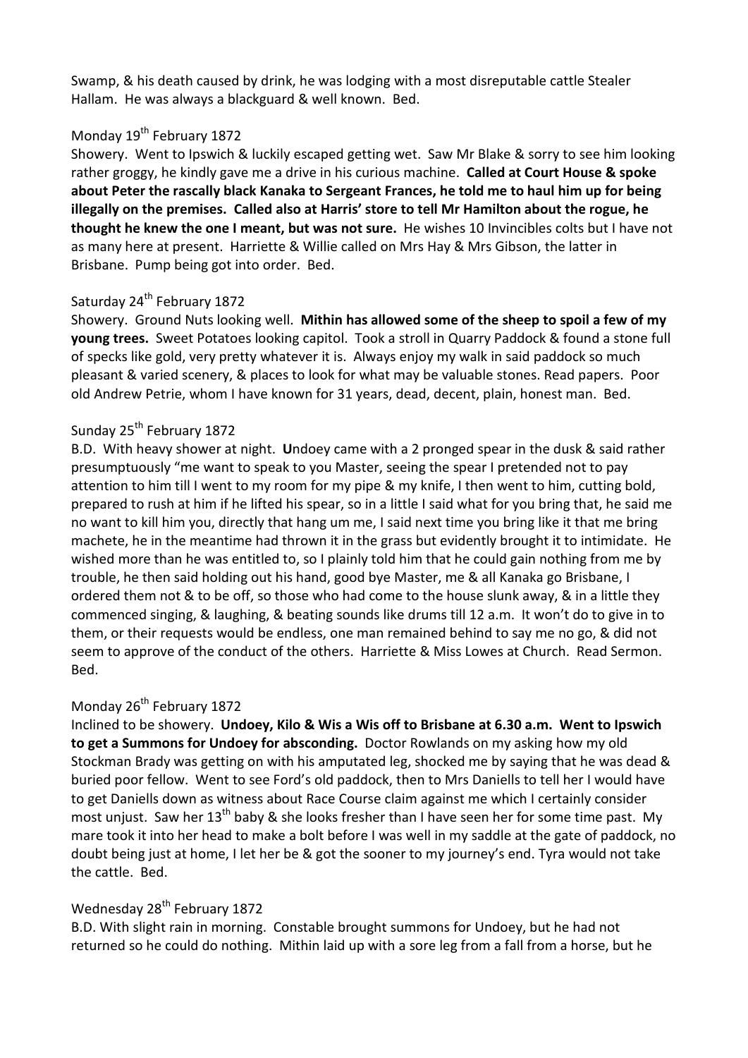Swamp, & his death caused by drink, he was lodging with a most disreputable cattle Stealer Hallam. He was always a blackguard & well known. Bed.

Monday 19th February 1872

Showery. Went to Ipswich & luckily escaped getting wet. Saw Mr Blake & sorry to see him looking rather groggy, he kindly gave me a drive in his curious machine. **Called at Court House & spoke about Peter the rascally black Kanaka to Sergeant Frances, he told me to haul him up for being illegally on the premises. Called also at Harris' store to tell Mr Hamilton about the rogue, he thought he knew the one I meant, but was not sure.** He wishes 10 Invincibles colts but I have not as many here at present. Harriette & Willie called on Mrs Hay & Mrs Gibson, the latter in Brisbane. Pump being got into order. Bed.

Saturday 24th February 1872

Showery. Ground Nuts looking well. **Mithin has allowed some of the sheep to spoil a few of my young trees.** Sweet Potatoes looking capitol. Took a stroll in Quarry Paddock & found a stone full of specks like gold, very pretty whatever it is. Always enjoy my walk in said paddock so much pleasant & varied scenery, & places to look for what may be valuable stones. Read papers. Poor old Andrew Petrie, whom I have known for 31 years, dead, decent, plain, honest man. Bed.

Sunday 25th February 1872

B.D. With heavy shower at night. **U**ndoey came with a 2 pronged spear in the dusk & said rather presumptuously "me want to speak to you Master, seeing the spear I pretended not to pay attention to him till I went to my room for my pipe & my knife, I then went to him, cutting bold, prepared to rush at him if he lifted his spear, so in a little I said what for you bring that, he said me no want to kill him you, directly that hang um me, I said next time you bring like it that me bring machete, he in the meantime had thrown it in the grass but evidently brought it to intimidate. He wished more than he was entitled to, so I plainly told him that he could gain nothing from me by trouble, he then said holding out his hand, good bye Master, me & all Kanaka go Brisbane, I ordered them not & to be off, so those who had come to the house slunk away, & in a little they commenced singing, & laughing, & beating sounds like drums till 12 a.m. It won't do to give in to them, or their requests would be endless, one man remained behind to say me no go, & did not seem to approve of the conduct of the others. Harriette & Miss Lowes at Church. Read Sermon. Bed.

Monday 26th February 1872

Inclined to be showery. **Undoey, Kilo & Wis a Wis off to Brisbane at 6.30 a.m. Went to Ipswich to get a Summons for Undoey for absconding.** Doctor Rowlands on my asking how my old Stockman Brady was getting on with his amputated leg, shocked me by saying that he was dead & buried poor fellow. Went to see Ford's old paddock, then to Mrs Daniells to tell her I would have to get Daniells down as witness about Race Course claim against me which I certainly consider most unjust. Saw her 13th baby & she looks fresher than I have seen her for some time past. My mare took it into her head to make a bolt before I was well in my saddle at the gate of paddock, no doubt being just at home, I let her be & got the sooner to my journey's end. Tyra would not take the cattle. Bed.

Wednesday 28th February 1872

B.D. With slight rain in morning. Constable brought summons for Undoey, but he had not returned so he could do nothing. Mithin laid up with a sore leg from a fall from a horse, but he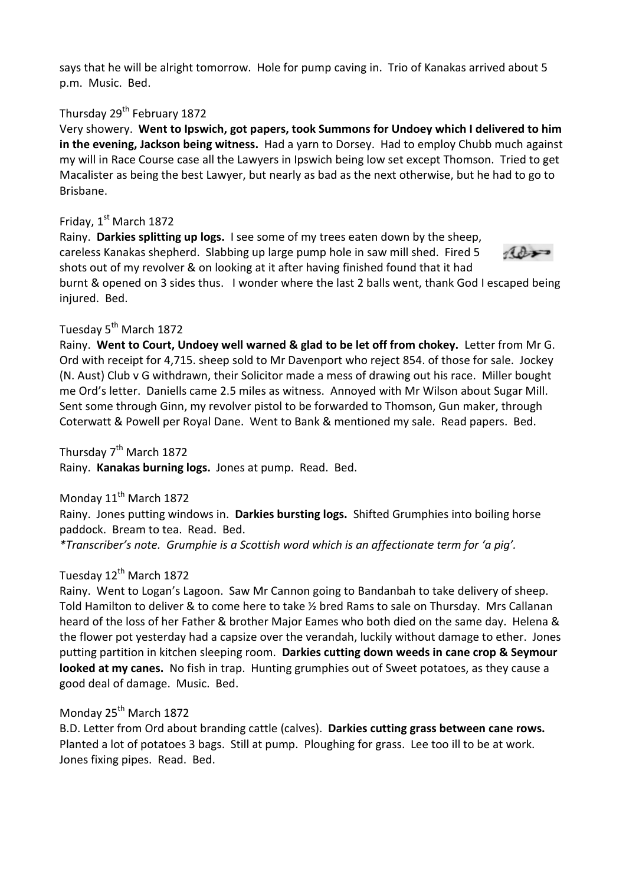says that he will be alright tomorrow. Hole for pump caving in. Trio of Kanakas arrived about 5 p.m. Music. Bed.

Thursday 29th February 1872

Very showery. **Went to Ipswich, got papers, took Summons for Undoey which I delivered to him in the evening, Jackson being witness.** Had a yarn to Dorsey. Had to employ Chubb much against my will in Race Course case all the Lawyers in Ipswich being low set except Thomson. Tried to get Macalister as being the best Lawyer, but nearly as bad as the next otherwise, but he had to go to Brisbane.

Friday, 1st March 1872

Rainy. **Darkies splitting up logs.** I see some of my trees eaten down by the sheep, careless Kanakas shepherd. Slabbing up large pump hole in saw mill shed. Fired 5 shots out of my revolver & on looking at it after having finished found that it had burnt & opened on 3 sides thus. I wonder where the last 2 balls went, thank God I escaped being injured. Bed.

Tuesday 5th March 1872

Rainy. **Went to Court, Undoey well warned & glad to be let off from chokey.** Letter from Mr G. Ord with receipt for 4,715. sheep sold to Mr Davenport who reject 854. of those for sale. Jockey (N. Aust) Club v G withdrawn, their Solicitor made a mess of drawing out his race. Miller bought me Ord's letter. Daniells came 2.5 miles as witness. Annoyed with Mr Wilson about Sugar Mill. Sent some through Ginn, my revolver pistol to be forwarded to Thomson, Gun maker, through Coterwatt & Powell per Royal Dane. Went to Bank & mentioned my sale. Read papers. Bed.

Thursday 7th March 1872

Rainy. **Kanakas burning logs.** Jones at pump. Read. Bed.

Monday 11th March 1872

Rainy. Jones putting windows in. **Darkies bursting logs.** Shifted Grumphies into boiling horse paddock. Bream to tea. Read. Bed.

*\*Transcriber's note. Grumphie is a Scottish word which is an affectionate term for 'a pig'.*

Tuesday 12th March 1872

Rainy. Went to Logan's Lagoon. Saw Mr Cannon going to Bandanbah to take delivery of sheep. Told Hamilton to deliver & to come here to take ½ bred Rams to sale on Thursday. Mrs Callanan heard of the loss of her Father & brother Major Eames who both died on the same day. Helena & the flower pot yesterday had a capsize over the verandah, luckily without damage to ether. Jones putting partition in kitchen sleeping room. **Darkies cutting down weeds in cane crop & Seymour looked at my canes.** No fish in trap. Hunting grumphies out of Sweet potatoes, as they cause a good deal of damage. Music. Bed.

Monday 25th March 1872

B.D. Letter from Ord about branding cattle (calves). **Darkies cutting grass between cane rows.** Planted a lot of potatoes 3 bags. Still at pump. Ploughing for grass. Lee too ill to be at work. Jones fixing pipes. Read. Bed.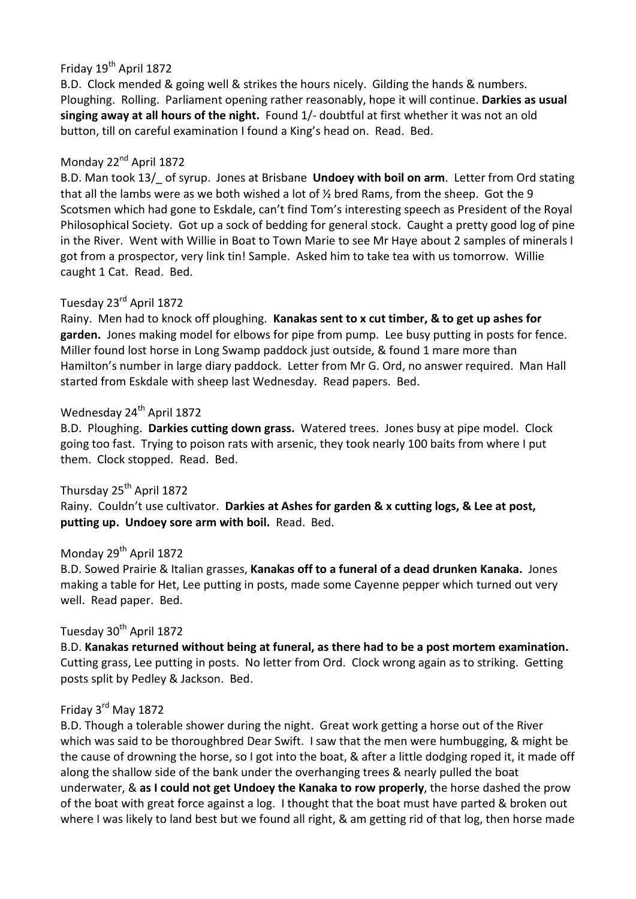Friday 19th April 1872

B.D. Clock mended & going well & strikes the hours nicely. Gilding the hands & numbers. Ploughing. Rolling. Parliament opening rather reasonably, hope it will continue. **Darkies as usual singing away at all hours of the night.** Found 1/- doubtful at first whether it was not an old button, till on careful examination I found a King's head on. Read. Bed.

Monday 22nd April 1872

B.D. Man took 13/_ of syrup. Jones at Brisbane **Undoey with boil on arm**. Letter from Ord stating that all the lambs were as we both wished a lot of ½ bred Rams, from the sheep. Got the 9 Scotsmen which had gone to Eskdale, can't find Tom's interesting speech as President of the Royal Philosophical Society. Got up a sock of bedding for general stock. Caught a pretty good log of pine in the River. Went with Willie in Boat to Town Marie to see Mr Haye about 2 samples of minerals I got from a prospector, very link tin! Sample. Asked him to take tea with us tomorrow. Willie caught 1 Cat. Read. Bed.

Tuesday 23rd April 1872

Rainy. Men had to knock off ploughing. **Kanakas sent to x cut timber, & to get up ashes for garden.** Jones making model for elbows for pipe from pump. Lee busy putting in posts for fence. Miller found lost horse in Long Swamp paddock just outside, & found 1 mare more than Hamilton's number in large diary paddock. Letter from Mr G. Ord, no answer required. Man Hall started from Eskdale with sheep last Wednesday. Read papers. Bed.

Wednesday 24th April 1872

B.D. Ploughing. **Darkies cutting down grass.** Watered trees. Jones busy at pipe model. Clock going too fast. Trying to poison rats with arsenic, they took nearly 100 baits from where I put them. Clock stopped. Read. Bed.

Thursday 25th April 1872

Rainy. Couldn't use cultivator. **Darkies at Ashes for garden & x cutting logs, & Lee at post, putting up. Undoey sore arm with boil.** Read. Bed.

Monday 29th April 1872

B.D. Sowed Prairie & Italian grasses, **Kanakas off to a funeral of a dead drunken Kanaka.** Jones making a table for Het, Lee putting in posts, made some Cayenne pepper which turned out very well. Read paper. Bed.

Tuesday 30th April 1872

B.D. **Kanakas returned without being at funeral, as there had to be a post mortem examination.** Cutting grass, Lee putting in posts. No letter from Ord. Clock wrong again as to striking. Getting posts split by Pedley & Jackson. Bed.

Friday 3rd May 1872

B.D. Though a tolerable shower during the night. Great work getting a horse out of the River which was said to be thoroughbred Dear Swift. I saw that the men were humbugging, & might be the cause of drowning the horse, so I got into the boat, & after a little dodging roped it, it made off along the shallow side of the bank under the overhanging trees & nearly pulled the boat underwater, & **as I could not get Undoey the Kanaka to row properly**, the horse dashed the prow of the boat with great force against a log. I thought that the boat must have parted & broken out where I was likely to land best but we found all right, & am getting rid of that log, then horse made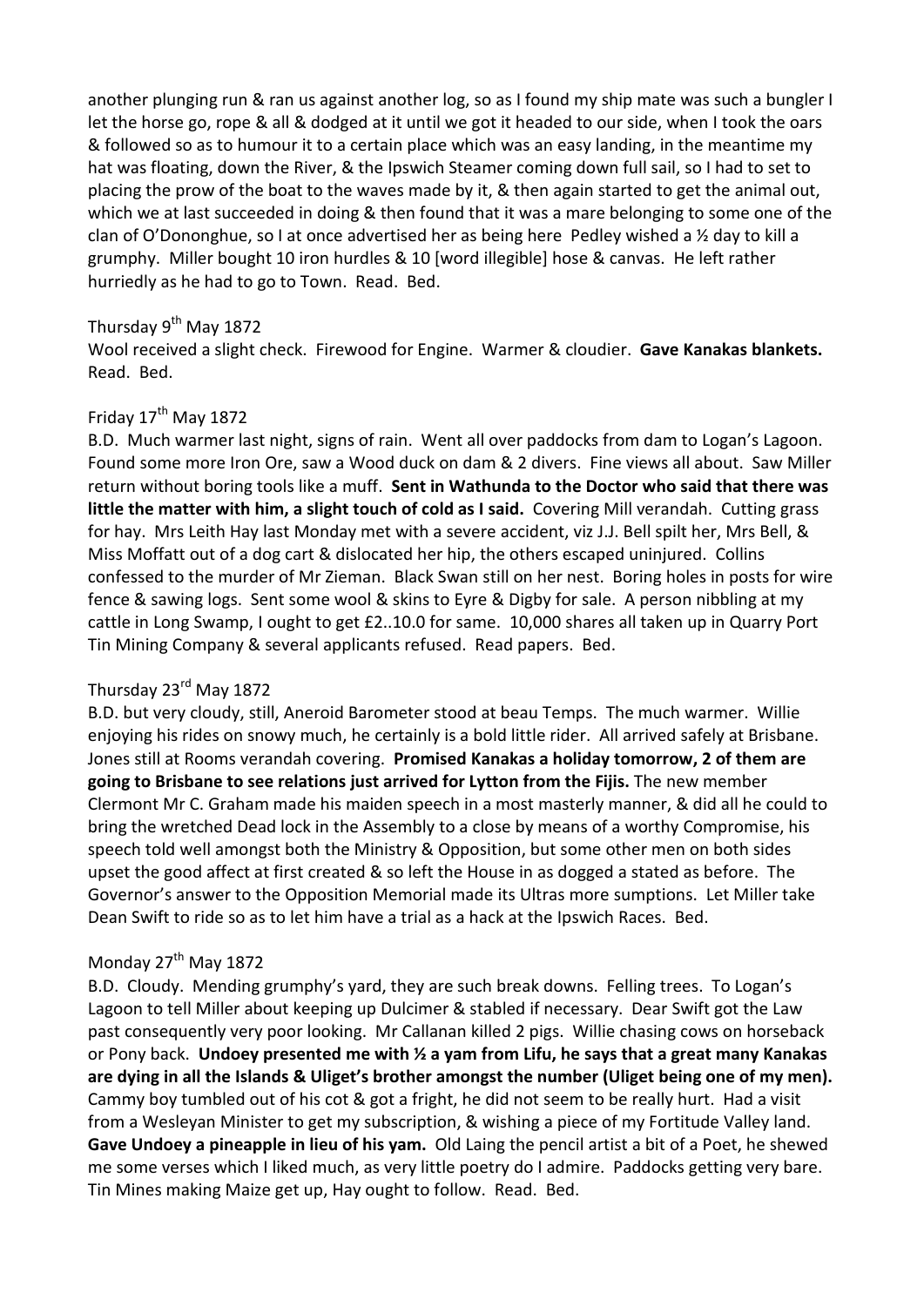another plunging run & ran us against another log, so as I found my ship mate was such a bungler I let the horse go, rope & all & dodged at it until we got it headed to our side, when I took the oars & followed so as to humour it to a certain place which was an easy landing, in the meantime my hat was floating, down the River, & the Ipswich Steamer coming down full sail, so I had to set to placing the prow of the boat to the waves made by it, & then again started to get the animal out, which we at last succeeded in doing & then found that it was a mare belonging to some one of the clan of O'Dononghue, so I at once advertised her as being here Pedley wished a ½ day to kill a grumphy. Miller bought 10 iron hurdles & 10 [word illegible] hose & canvas. He left rather hurriedly as he had to go to Town. Read. Bed.

Thursday 9th May 1872

Wool received a slight check. Firewood for Engine. Warmer & cloudier. **Gave Kanakas blankets.** Read. Bed.

Friday 17th May 1872

B.D. Much warmer last night, signs of rain. Went all over paddocks from dam to Logan's Lagoon. Found some more Iron Ore, saw a Wood duck on dam & 2 divers. Fine views all about. Saw Miller return without boring tools like a muff. **Sent in Wathunda to the Doctor who said that there was little the matter with him, a slight touch of cold as I said.** Covering Mill verandah. Cutting grass for hay. Mrs Leith Hay last Monday met with a severe accident, viz J.J. Bell spilt her, Mrs Bell, & Miss Moffatt out of a dog cart & dislocated her hip, the others escaped uninjured. Collins confessed to the murder of Mr Zieman. Black Swan still on her nest. Boring holes in posts for wire fence & sawing logs. Sent some wool & skins to Eyre & Digby for sale. A person nibbling at my cattle in Long Swamp, I ought to get £2..10.0 for same. 10,000 shares all taken up in Quarry Port Tin Mining Company & several applicants refused. Read papers. Bed.

Thursday 23rd May 1872

B.D. but very cloudy, still, Aneroid Barometer stood at beau Temps. The much warmer. Willie enjoying his rides on snowy much, he certainly is a bold little rider. All arrived safely at Brisbane. Jones still at Rooms verandah covering. **Promised Kanakas a holiday tomorrow, 2 of them are going to Brisbane to see relations just arrived for Lytton from the Fijis.** The new member Clermont Mr C. Graham made his maiden speech in a most masterly manner, & did all he could to bring the wretched Dead lock in the Assembly to a close by means of a worthy Compromise, his speech told well amongst both the Ministry & Opposition, but some other men on both sides upset the good affect at first created & so left the House in as dogged a stated as before. The Governor's answer to the Opposition Memorial made its Ultras more sumptions. Let Miller take Dean Swift to ride so as to let him have a trial as a hack at the Ipswich Races. Bed.

Monday 27th May 1872

B.D. Cloudy. Mending grumphy's yard, they are such break downs. Felling trees. To Logan's Lagoon to tell Miller about keeping up Dulcimer & stabled if necessary. Dear Swift got the Law past consequently very poor looking. Mr Callanan killed 2 pigs. Willie chasing cows on horseback or Pony back. **Undoey presented me with ½ a yam from Lifu, he says that a great many Kanakas are dying in all the Islands & Uliget's brother amongst the number (Uliget being one of my men).** Cammy boy tumbled out of his cot & got a fright, he did not seem to be really hurt. Had a visit from a Wesleyan Minister to get my subscription, & wishing a piece of my Fortitude Valley land. **Gave Undoey a pineapple in lieu of his yam.** Old Laing the pencil artist a bit of a Poet, he shewed me some verses which I liked much, as very little poetry do I admire. Paddocks getting very bare. Tin Mines making Maize get up, Hay ought to follow. Read. Bed.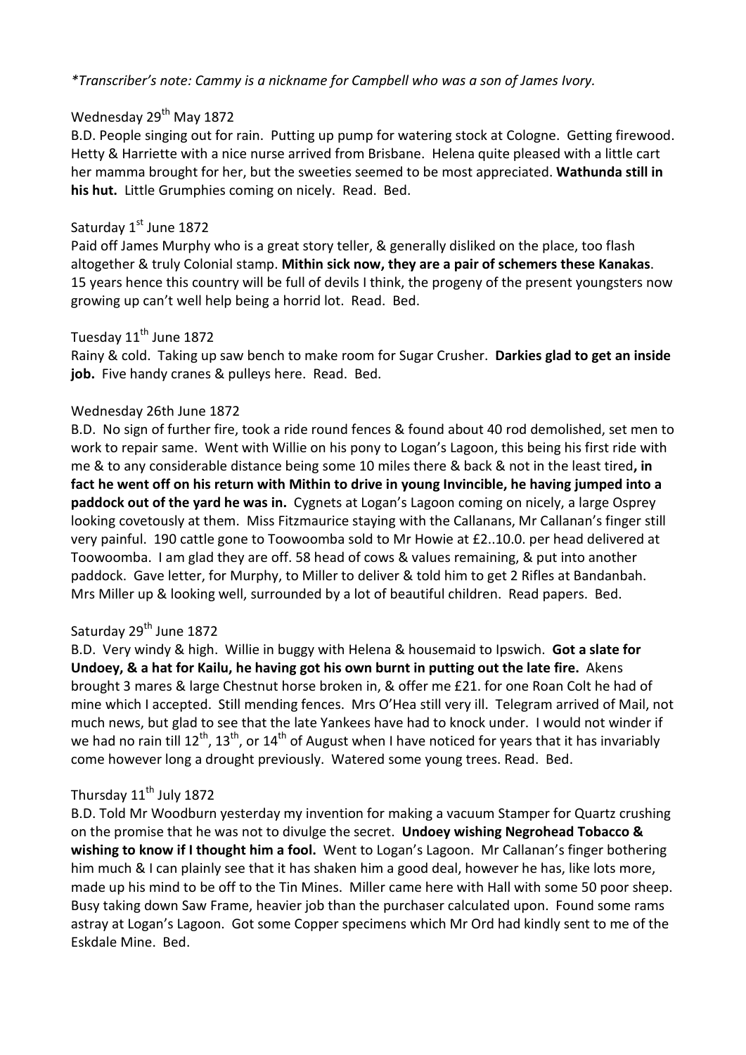*\*Transcriber's note: Cammy is a nickname for Campbell who was a son of James Ivory.*

Wednesday 29th May 1872

B.D. People singing out for rain. Putting up pump for watering stock at Cologne. Getting firewood. Hetty & Harriette with a nice nurse arrived from Brisbane. Helena quite pleased with a little cart her mamma brought for her, but the sweeties seemed to be most appreciated. **Wathunda still in his hut.** Little Grumphies coming on nicely. Read. Bed.

Saturday 1st June 1872

Paid off James Murphy who is a great story teller, & generally disliked on the place, too flash altogether & truly Colonial stamp. **Mithin sick now, they are a pair of schemers these Kanakas**. 15 years hence this country will be full of devils I think, the progeny of the present youngsters now growing up can't well help being a horrid lot. Read. Bed.

Tuesday 11th June 1872

Rainy & cold. Taking up saw bench to make room for Sugar Crusher. **Darkies glad to get an inside job.** Five handy cranes & pulleys here. Read. Bed.

Wednesday 26th June 1872

B.D. No sign of further fire, took a ride round fences & found about 40 rod demolished, set men to work to repair same. Went with Willie on his pony to Logan's Lagoon, this being his first ride with me & to any considerable distance being some 10 miles there & back & not in the least tired**, in fact he went off on his return with Mithin to drive in young Invincible, he having jumped into a paddock out of the yard he was in.** Cygnets at Logan's Lagoon coming on nicely, a large Osprey looking covetously at them. Miss Fitzmaurice staying with the Callanans, Mr Callanan's finger still very painful. 190 cattle gone to Toowoomba sold to Mr Howie at £2..10.0. per head delivered at Toowoomba. I am glad they are off. 58 head of cows & values remaining, & put into another paddock. Gave letter, for Murphy, to Miller to deliver & told him to get 2 Rifles at Bandanbah. Mrs Miller up & looking well, surrounded by a lot of beautiful children. Read papers. Bed.

Saturday 29th June 1872

B.D. Very windy & high. Willie in buggy with Helena & housemaid to Ipswich. **Got a slate for Undoey, & a hat for Kailu, he having got his own burnt in putting out the late fire.** Akens brought 3 mares & large Chestnut horse broken in, & offer me £21. for one Roan Colt he had of mine which I accepted. Still mending fences. Mrs O'Hea still very ill. Telegram arrived of Mail, not much news, but glad to see that the late Yankees have had to knock under. I would not winder if we had no rain till 12th, 13th, or 14th of August when I have noticed for years that it has invariably come however long a drought previously. Watered some young trees. Read. Bed.

Thursday 11th July 1872

B.D. Told Mr Woodburn yesterday my invention for making a vacuum Stamper for Quartz crushing on the promise that he was not to divulge the secret. **Undoey wishing Negrohead Tobacco & wishing to know if I thought him a fool.** Went to Logan's Lagoon. Mr Callanan's finger bothering him much & I can plainly see that it has shaken him a good deal, however he has, like lots more, made up his mind to be off to the Tin Mines. Miller came here with Hall with some 50 poor sheep. Busy taking down Saw Frame, heavier job than the purchaser calculated upon. Found some rams astray at Logan's Lagoon. Got some Copper specimens which Mr Ord had kindly sent to me of the Eskdale Mine. Bed.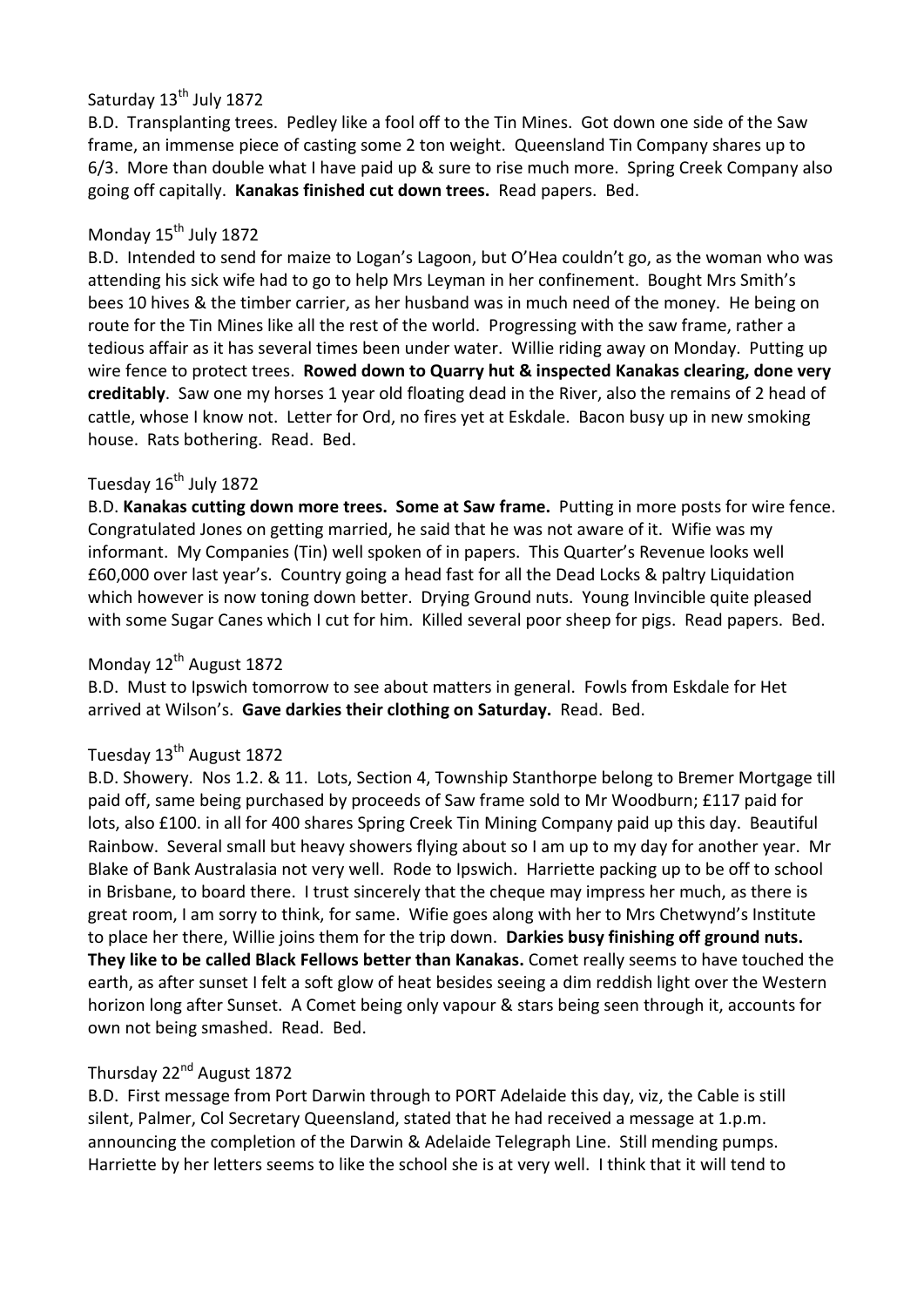Saturday 13th July 1872

B.D. Transplanting trees. Pedley like a fool off to the Tin Mines. Got down one side of the Saw frame, an immense piece of casting some 2 ton weight. Queensland Tin Company shares up to 6/3. More than double what I have paid up & sure to rise much more. Spring Creek Company also going off capitally. **Kanakas finished cut down trees.** Read papers. Bed.

Monday 15th July 1872

B.D. Intended to send for maize to Logan's Lagoon, but O'Hea couldn't go, as the woman who was attending his sick wife had to go to help Mrs Leyman in her confinement. Bought Mrs Smith's bees 10 hives & the timber carrier, as her husband was in much need of the money. He being on route for the Tin Mines like all the rest of the world. Progressing with the saw frame, rather a tedious affair as it has several times been under water. Willie riding away on Monday. Putting up wire fence to protect trees. **Rowed down to Quarry hut & inspected Kanakas clearing, done very creditably**. Saw one my horses 1 year old floating dead in the River, also the remains of 2 head of cattle, whose I know not. Letter for Ord, no fires yet at Eskdale. Bacon busy up in new smoking house. Rats bothering. Read. Bed.

Tuesday 16th July 1872

B.D. **Kanakas cutting down more trees. Some at Saw frame.** Putting in more posts for wire fence. Congratulated Jones on getting married, he said that he was not aware of it. Wifie was my informant. My Companies (Tin) well spoken of in papers. This Quarter's Revenue looks well £60,000 over last year's. Country going a head fast for all the Dead Locks & paltry Liquidation which however is now toning down better. Drying Ground nuts. Young Invincible quite pleased with some Sugar Canes which I cut for him. Killed several poor sheep for pigs. Read papers. Bed.

Monday 12th August 1872

B.D. Must to Ipswich tomorrow to see about matters in general. Fowls from Eskdale for Het arrived at Wilson's. **Gave darkies their clothing on Saturday.** Read. Bed.

Tuesday 13th August 1872

B.D. Showery. Nos 1.2. & 11. Lots, Section 4, Township Stanthorpe belong to Bremer Mortgage till paid off, same being purchased by proceeds of Saw frame sold to Mr Woodburn; £117 paid for lots, also £100. in all for 400 shares Spring Creek Tin Mining Company paid up this day. Beautiful Rainbow. Several small but heavy showers flying about so I am up to my day for another year. Mr Blake of Bank Australasia not very well. Rode to Ipswich. Harriette packing up to be off to school in Brisbane, to board there. I trust sincerely that the cheque may impress her much, as there is great room, I am sorry to think, for same. Wifie goes along with her to Mrs Chetwynd's Institute to place her there, Willie joins them for the trip down. **Darkies busy finishing off ground nuts. They like to be called Black Fellows better than Kanakas.** Comet really seems to have touched the earth, as after sunset I felt a soft glow of heat besides seeing a dim reddish light over the Western horizon long after Sunset. A Comet being only vapour & stars being seen through it, accounts for own not being smashed. Read. Bed.

Thursday 22nd August 1872

B.D. First message from Port Darwin through to PORT Adelaide this day, viz, the Cable is still silent, Palmer, Col Secretary Queensland, stated that he had received a message at 1.p.m. announcing the completion of the Darwin & Adelaide Telegraph Line. Still mending pumps. Harriette by her letters seems to like the school she is at very well. I think that it will tend to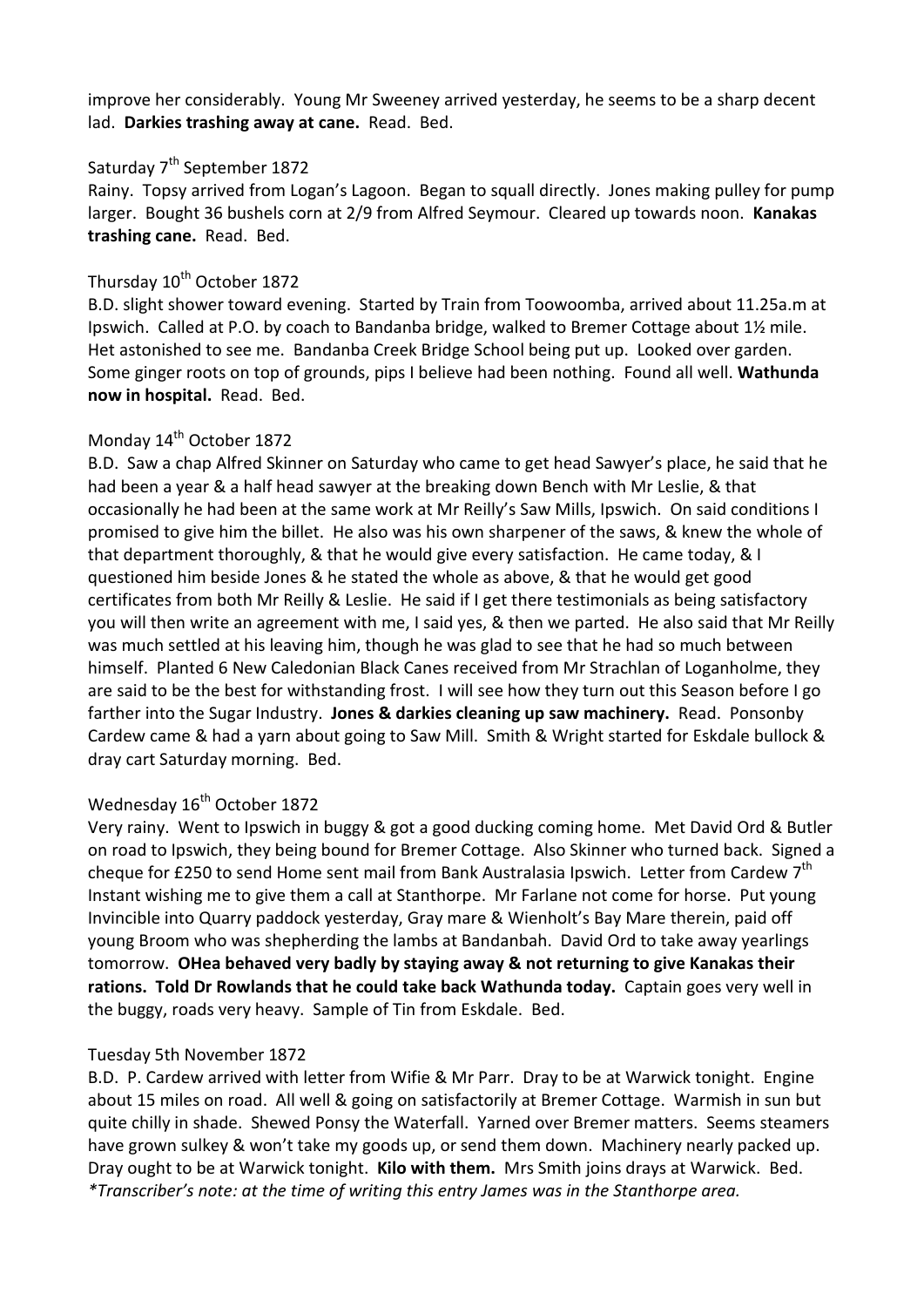improve her considerably. Young Mr Sweeney arrived yesterday, he seems to be a sharp decent lad. **Darkies trashing away at cane.** Read. Bed.

Saturday 7th September 1872

Rainy. Topsy arrived from Logan's Lagoon. Began to squall directly. Jones making pulley for pump larger. Bought 36 bushels corn at 2/9 from Alfred Seymour. Cleared up towards noon. **Kanakas trashing cane.** Read. Bed.

Thursday 10th October 1872

B.D. slight shower toward evening. Started by Train from Toowoomba, arrived about 11.25a.m at Ipswich. Called at P.O. by coach to Bandanba bridge, walked to Bremer Cottage about 1½ mile. Het astonished to see me. Bandanba Creek Bridge School being put up. Looked over garden. Some ginger roots on top of grounds, pips I believe had been nothing. Found all well. **Wathunda now in hospital.** Read. Bed.

Monday 14th October 1872

B.D. Saw a chap Alfred Skinner on Saturday who came to get head Sawyer's place, he said that he had been a year & a half head sawyer at the breaking down Bench with Mr Leslie, & that occasionally he had been at the same work at Mr Reilly's Saw Mills, Ipswich. On said conditions I promised to give him the billet. He also was his own sharpener of the saws, & knew the whole of that department thoroughly, & that he would give every satisfaction. He came today, & I questioned him beside Jones & he stated the whole as above, & that he would get good certificates from both Mr Reilly & Leslie. He said if I get there testimonials as being satisfactory you will then write an agreement with me, I said yes, & then we parted. He also said that Mr Reilly was much settled at his leaving him, though he was glad to see that he had so much between himself. Planted 6 New Caledonian Black Canes received from Mr Strachlan of Loganholme, they are said to be the best for withstanding frost. I will see how they turn out this Season before I go farther into the Sugar Industry. **Jones & darkies cleaning up saw machinery.** Read. Ponsonby Cardew came & had a yarn about going to Saw Mill. Smith & Wright started for Eskdale bullock & dray cart Saturday morning. Bed.

Wednesday 16th October 1872

Very rainy. Went to Ipswich in buggy & got a good ducking coming home. Met David Ord & Butler on road to Ipswich, they being bound for Bremer Cottage. Also Skinner who turned back. Signed a cheque for £250 to send Home sent mail from Bank Australasia Ipswich. Letter from Cardew 7th Instant wishing me to give them a call at Stanthorpe. Mr Farlane not come for horse. Put young Invincible into Quarry paddock yesterday, Gray mare & Wienholt's Bay Mare therein, paid off young Broom who was shepherding the lambs at Bandanbah. David Ord to take away yearlings tomorrow. **OHea behaved very badly by staying away & not returning to give Kanakas their rations. Told Dr Rowlands that he could take back Wathunda today.** Captain goes very well in the buggy, roads very heavy. Sample of Tin from Eskdale. Bed.

Tuesday 5th November 1872

B.D. P. Cardew arrived with letter from Wifie & Mr Parr. Dray to be at Warwick tonight. Engine about 15 miles on road. All well & going on satisfactorily at Bremer Cottage. Warmish in sun but quite chilly in shade. Shewed Ponsy the Waterfall. Yarned over Bremer matters. Seems steamers have grown sulkey & won't take my goods up, or send them down. Machinery nearly packed up. Dray ought to be at Warwick tonight. **Kilo with them.** Mrs Smith joins drays at Warwick. Bed.

*\*Transcriber's note: at the time of writing this entry James was in the Stanthorpe area.*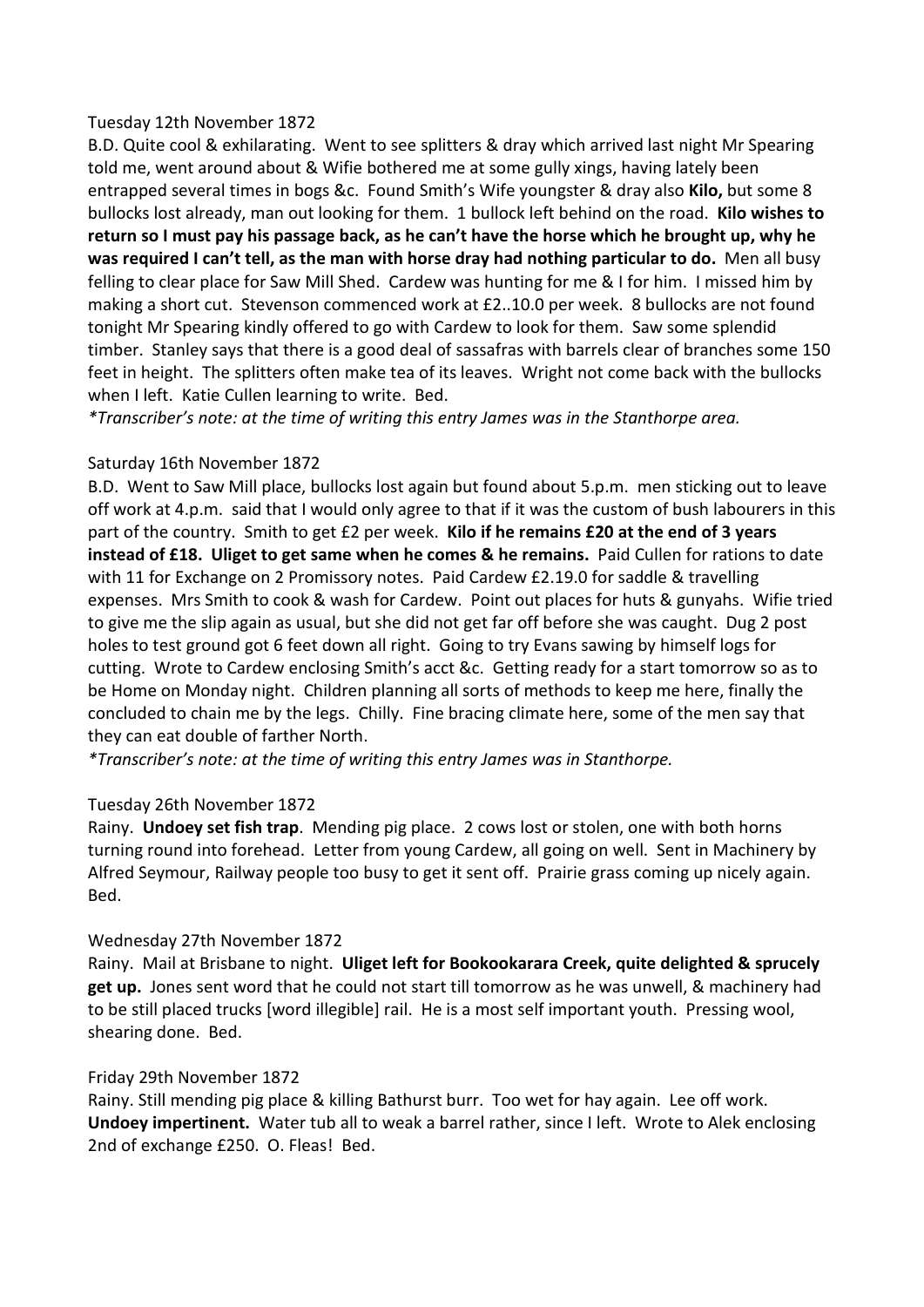Tuesday 12th November 1872

B.D. Quite cool & exhilarating. Went to see splitters & dray which arrived last night Mr Spearing told me, went around about & Wifie bothered me at some gully xings, having lately been entrapped several times in bogs &c. Found Smith's Wife youngster & dray also **Kilo,** but some 8 bullocks lost already, man out looking for them. 1 bullock left behind on the road. **Kilo wishes to return so I must pay his passage back, as he can't have the horse which he brought up, why he was required I can't tell, as the man with horse dray had nothing particular to do.** Men all busy felling to clear place for Saw Mill Shed. Cardew was hunting for me & I for him. I missed him by making a short cut. Stevenson commenced work at £2..10.0 per week. 8 bullocks are not found tonight Mr Spearing kindly offered to go with Cardew to look for them. Saw some splendid timber. Stanley says that there is a good deal of sassafras with barrels clear of branches some 150 feet in height. The splitters often make tea of its leaves. Wright not come back with the bullocks when I left. Katie Cullen learning to write. Bed.

*Transcriber's note: at the time of writing this entry James was in the Stanthorpe area.*

Saturday 16th November 1872

B.D. Went to Saw Mill place, bullocks lost again but found about 5.p.m. men sticking out to leave off work at 4.p.m. said that I would only agree to that if it was the custom of bush labourers in this part of the country. Smith to get £2 per week. **Kilo if he remains £20 at the end of 3 years instead of £18. Uliget to get same when he comes & he remains.** Paid Cullen for rations to date with 11 for Exchange on 2 Promissory notes. Paid Cardew £2.19.0 for saddle & travelling expenses. Mrs Smith to cook & wash for Cardew. Point out places for huts & gunyahs. Wifie tried to give me the slip again as usual, but she did not get far off before she was caught. Dug 2 post holes to test ground got 6 feet down all right. Going to try Evans sawing by himself logs for cutting. Wrote to Cardew enclosing Smith's acct &c. Getting ready for a start tomorrow so as to be Home on Monday night. Children planning all sorts of methods to keep me here, finally the concluded to chain me by the legs. Chilly. Fine bracing climate here, some of the men say that they can eat double of farther North.

*Transcriber's note: at the time of writing this entry James was in Stanthorpe.*

Tuesday 26th November 1872

Rainy. **Undoey set fish trap**. Mending pig place. 2 cows lost or stolen, one with both horns turning round into forehead. Letter from young Cardew, all going on well. Sent in Machinery by Alfred Seymour, Railway people too busy to get it sent off. Prairie grass coming up nicely again. Bed.

Wednesday 27th November 1872

Rainy. Mail at Brisbane to night. **Uliget left for Bookookarara Creek, quite delighted & sprucely get up.** Jones sent word that he could not start till tomorrow as he was unwell, & machinery had to be still placed trucks [word illegible] rail. He is a most self important youth. Pressing wool, shearing done. Bed.

Friday 29th November 1872

Rainy. Still mending pig place & killing Bathurst burr. Too wet for hay again. Lee off work. **Undoey impertinent.** Water tub all to weak a barrel rather, since I left. Wrote to Alek enclosing 2nd of exchange £250. O. Fleas! Bed.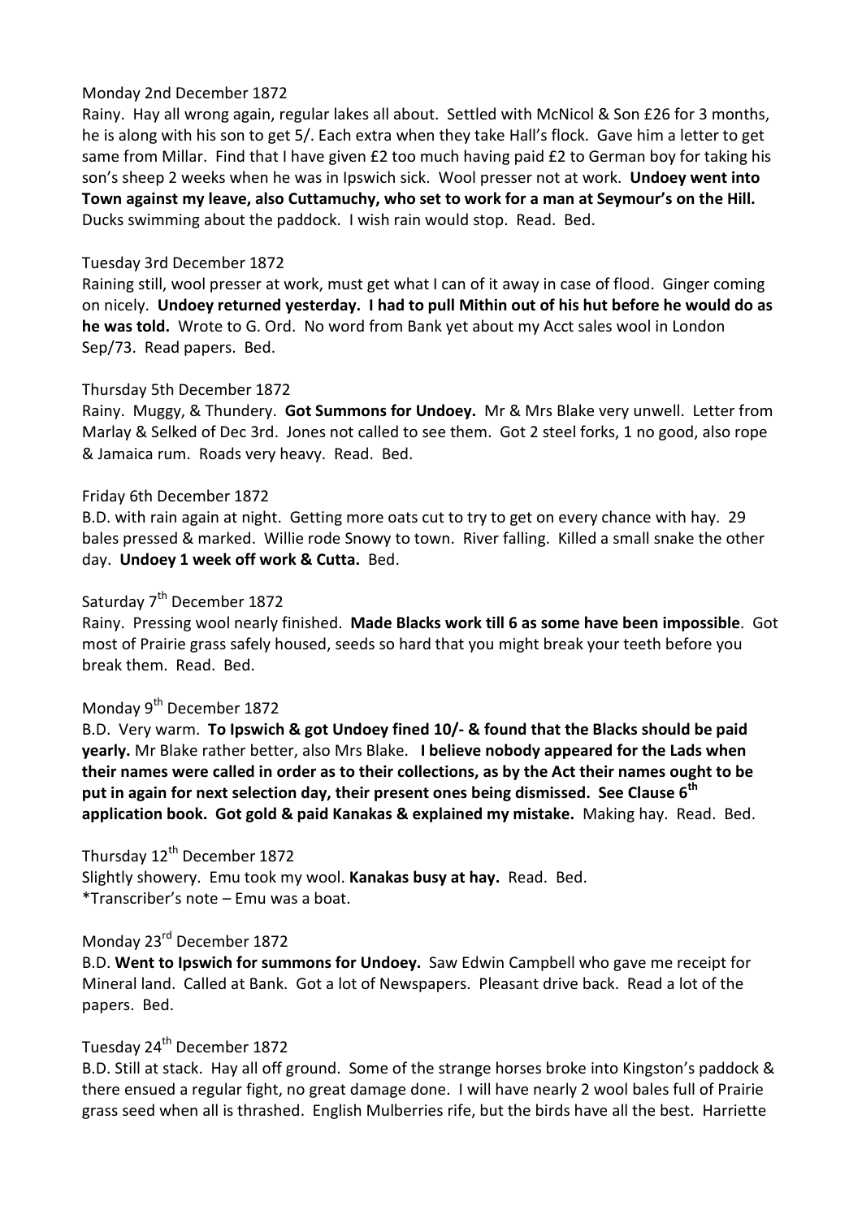Monday 2nd December 1872

Rainy. Hay all wrong again, regular lakes all about. Settled with McNicol & Son £26 for 3 months, he is along with his son to get 5/. Each extra when they take Hall's flock. Gave him a letter to get same from Millar. Find that I have given £2 too much having paid £2 to German boy for taking his son's sheep 2 weeks when he was in Ipswich sick. Wool presser not at work. **Undoey went into Town against my leave, also Cuttamuchy, who set to work for a man at Seymour's on the Hill.** Ducks swimming about the paddock. I wish rain would stop. Read. Bed.

Tuesday 3rd December 1872

Raining still, wool presser at work, must get what I can of it away in case of flood. Ginger coming on nicely. **Undoey returned yesterday. I had to pull Mithin out of his hut before he would do as he was told.** Wrote to G. Ord. No word from Bank yet about my Acct sales wool in London Sep/73. Read papers. Bed.

Thursday 5th December 1872

Rainy. Muggy, & Thundery. **Got Summons for Undoey.** Mr & Mrs Blake very unwell. Letter from Marlay & Selked of Dec 3rd. Jones not called to see them. Got 2 steel forks, 1 no good, also rope & Jamaica rum. Roads very heavy. Read. Bed.

Friday 6th December 1872

B.D. with rain again at night. Getting more oats cut to try to get on every chance with hay. 29 bales pressed & marked. Willie rode Snowy to town. River falling. Killed a small snake the other day. **Undoey 1 week off work & Cutta.** Bed.

Saturday 7th December 1872

Rainy. Pressing wool nearly finished. **Made Blacks work till 6 as some have been impossible**. Got most of Prairie grass safely housed, seeds so hard that you might break your teeth before you break them. Read. Bed.

Monday 9th December 1872

B.D. Very warm. **To Ipswich & got Undoey fined 10/- & found that the Blacks should be paid yearly.** Mr Blake rather better, also Mrs Blake. **I believe nobody appeared for the Lads when their names were called in order as to their collections, as by the Act their names ought to be put in again for next selection day, their present ones being dismissed. See Clause 6th application book. Got gold & paid Kanakas & explained my mistake.** Making hay. Read. Bed.

Thursday 12th December 1872

Slightly showery. Emu took my wool. **Kanakas busy at hay.** Read. Bed.

*Transcriber's note – Emu was a boat.

Monday 23rd December 1872

B.D. **Went to Ipswich for summons for Undoey.** Saw Edwin Campbell who gave me receipt for Mineral land. Called at Bank. Got a lot of Newspapers. Pleasant drive back. Read a lot of the papers. Bed.

Tuesday 24th December 1872

B.D. Still at stack. Hay all off ground. Some of the strange horses broke into Kingston's paddock & there ensued a regular fight, no great damage done. I will have nearly 2 wool bales full of Prairie grass seed when all is thrashed. English Mulberries rife, but the birds have all the best. Harriette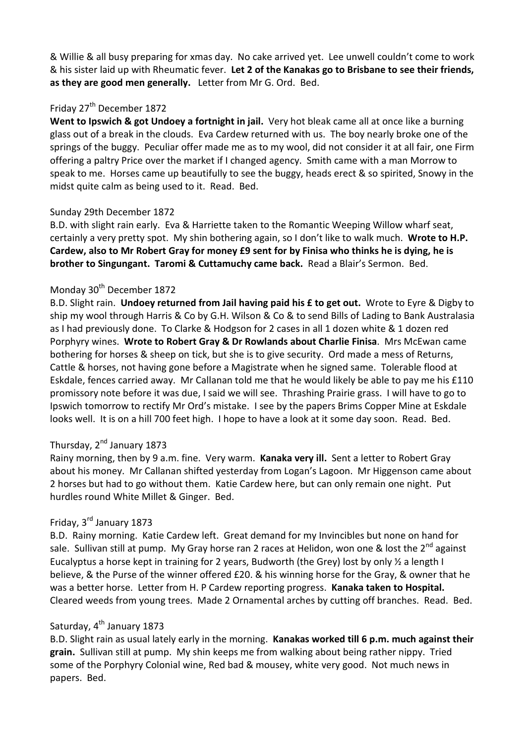& Willie & all busy preparing for xmas day. No cake arrived yet. Lee unwell couldn't come to work & his sister laid up with Rheumatic fever. **Let 2 of the Kanakas go to Brisbane to see their friends, as they are good men generally.** Letter from Mr G. Ord. Bed.

Friday 27th December 1872

**Went to Ipswich & got Undoey a fortnight in jail.** Very hot bleak came all at once like a burning glass out of a break in the clouds. Eva Cardew returned with us. The boy nearly broke one of the springs of the buggy. Peculiar offer made me as to my wool, did not consider it at all fair, one Firm offering a paltry Price over the market if I changed agency. Smith came with a man Morrow to speak to me. Horses came up beautifully to see the buggy, heads erect & so spirited, Snowy in the midst quite calm as being used to it. Read. Bed.

Sunday 29th December 1872

B.D. with slight rain early. Eva & Harriette taken to the Romantic Weeping Willow wharf seat, certainly a very pretty spot. My shin bothering again, so I don't like to walk much. **Wrote to H.P. Cardew, also to Mr Robert Gray for money £9 sent for by Finisa who thinks he is dying, he is brother to Singungant. Taromi & Cuttamuchy came back.** Read a Blair's Sermon. Bed.

Monday 30th December 1872

B.D. Slight rain. **Undoey returned from Jail having paid his £ to get out.** Wrote to Eyre & Digby to ship my wool through Harris & Co by G.H. Wilson & Co & to send Bills of Lading to Bank Australasia as I had previously done. To Clarke & Hodgson for 2 cases in all 1 dozen white & 1 dozen red Porphyry wines. **Wrote to Robert Gray & Dr Rowlands about Charlie Finisa**. Mrs McEwan came bothering for horses & sheep on tick, but she is to give security. Ord made a mess of Returns, Cattle & horses, not having gone before a Magistrate when he signed same. Tolerable flood at Eskdale, fences carried away. Mr Callanan told me that he would likely be able to pay me his £110 promissory note before it was due, I said we will see. Thrashing Prairie grass. I will have to go to Ipswich tomorrow to rectify Mr Ord's mistake. I see by the papers Brims Copper Mine at Eskdale looks well. It is on a hill 700 feet high. I hope to have a look at it some day soon. Read. Bed.

Thursday, 2nd January 1873

Rainy morning, then by 9 a.m. fine. Very warm. **Kanaka very ill.** Sent a letter to Robert Gray about his money. Mr Callanan shifted yesterday from Logan's Lagoon. Mr Higgenson came about 2 horses but had to go without them. Katie Cardew here, but can only remain one night. Put hurdles round White Millet & Ginger. Bed.

Friday, 3rd January 1873

B.D. Rainy morning. Katie Cardew left. Great demand for my Invincibles but none on hand for sale. Sullivan still at pump. My Gray horse ran 2 races at Helidon, won one & lost the 2nd against Eucalyptus a horse kept in training for 2 years, Budworth (the Grey) lost by only ½ a length I believe, & the Purse of the winner offered £20. & his winning horse for the Gray, & owner that he was a better horse. Letter from H. P Cardew reporting progress. **Kanaka taken to Hospital.** Cleared weeds from young trees. Made 2 Ornamental arches by cutting off branches. Read. Bed.

Saturday, 4th January 1873

B.D. Slight rain as usual lately early in the morning. **Kanakas worked till 6 p.m. much against their grain.** Sullivan still at pump. My shin keeps me from walking about being rather nippy. Tried some of the Porphyry Colonial wine, Red bad & mousey, white very good. Not much news in papers. Bed.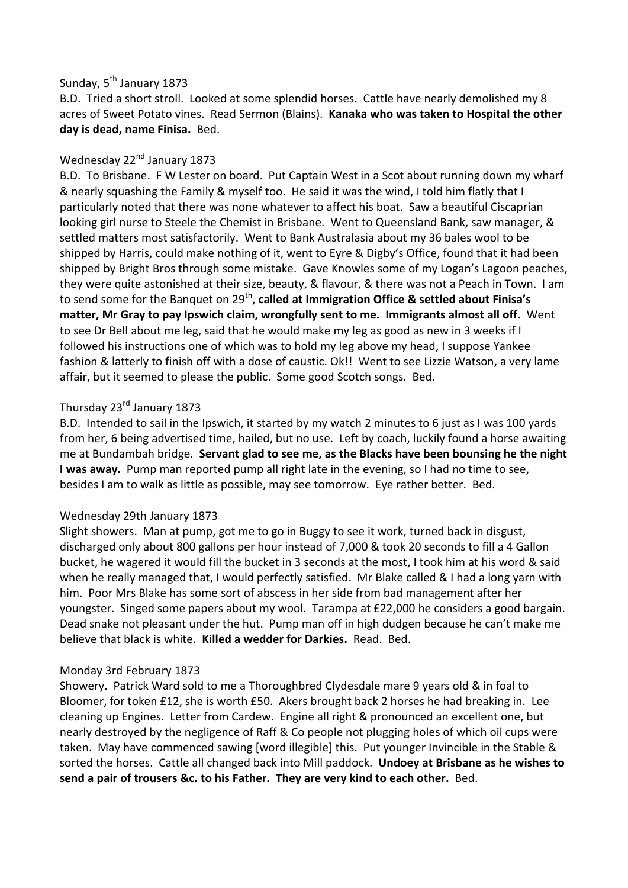Sunday, 5th January 1873

B.D. Tried a short stroll. Looked at some splendid horses. Cattle have nearly demolished my 8 acres of Sweet Potato vines. Read Sermon (Blains). **Kanaka who was taken to Hospital the other day is dead, name Finisa.** Bed.

Wednesday 22nd January 1873

B.D. To Brisbane. F W Lester on board. Put Captain West in a Scot about running down my wharf & nearly squashing the Family & myself too. He said it was the wind, I told him flatly that I particularly noted that there was none whatever to affect his boat. Saw a beautiful Ciscaprian looking girl nurse to Steele the Chemist in Brisbane. Went to Queensland Bank, saw manager, & settled matters most satisfactorily. Went to Bank Australasia about my 36 bales wool to be shipped by Harris, could make nothing of it, went to Eyre & Digby's Office, found that it had been shipped by Bright Bros through some mistake. Gave Knowles some of my Logan's Lagoon peaches, they were quite astonished at their size, beauty, & flavour, & there was not a Peach in Town. I am to send some for the Banquet on 29th, **called at Immigration Office & settled about Finisa's matter, Mr Gray to pay Ipswich claim, wrongfully sent to me. Immigrants almost all off.** Went to see Dr Bell about me leg, said that he would make my leg as good as new in 3 weeks if I followed his instructions one of which was to hold my leg above my head, I suppose Yankee fashion & latterly to finish off with a dose of caustic. Ok!! Went to see Lizzie Watson, a very lame affair, but it seemed to please the public. Some good Scotch songs. Bed.

Thursday 23rd January 1873

B.D. Intended to sail in the Ipswich, it started by my watch 2 minutes to 6 just as I was 100 yards from her, 6 being advertised time, hailed, but no use. Left by coach, luckily found a horse awaiting me at Bundambah bridge. **Servant glad to see me, as the Blacks have been bounsing he the night I was away.** Pump man reported pump all right late in the evening, so I had no time to see, besides I am to walk as little as possible, may see tomorrow. Eye rather better. Bed.

Wednesday 29th January 1873

Slight showers. Man at pump, got me to go in Buggy to see it work, turned back in disgust, discharged only about 800 gallons per hour instead of 7,000 & took 20 seconds to fill a 4 Gallon bucket, he wagered it would fill the bucket in 3 seconds at the most, I took him at his word & said when he really managed that, I would perfectly satisfied. Mr Blake called & I had a long yarn with him. Poor Mrs Blake has some sort of abscess in her side from bad management after her youngster. Singed some papers about my wool. Tarampa at £22,000 he considers a good bargain. Dead snake not pleasant under the hut. Pump man off in high dudgen because he can't make me believe that black is white. **Killed a wedder for Darkies.** Read. Bed.

Monday 3rd February 1873

Showery. Patrick Ward sold to me a Thoroughbred Clydesdale mare 9 years old & in foal to Bloomer, for token £12, she is worth £50. Akers brought back 2 horses he had breaking in. Lee cleaning up Engines. Letter from Cardew. Engine all right & pronounced an excellent one, but nearly destroyed by the negligence of Raff & Co people not plugging holes of which oil cups were taken. May have commenced sawing [word illegible] this. Put younger Invincible in the Stable & sorted the horses. Cattle all changed back into Mill paddock. **Undoey at Brisbane as he wishes to send a pair of trousers &c. to his Father. They are very kind to each other.** Bed.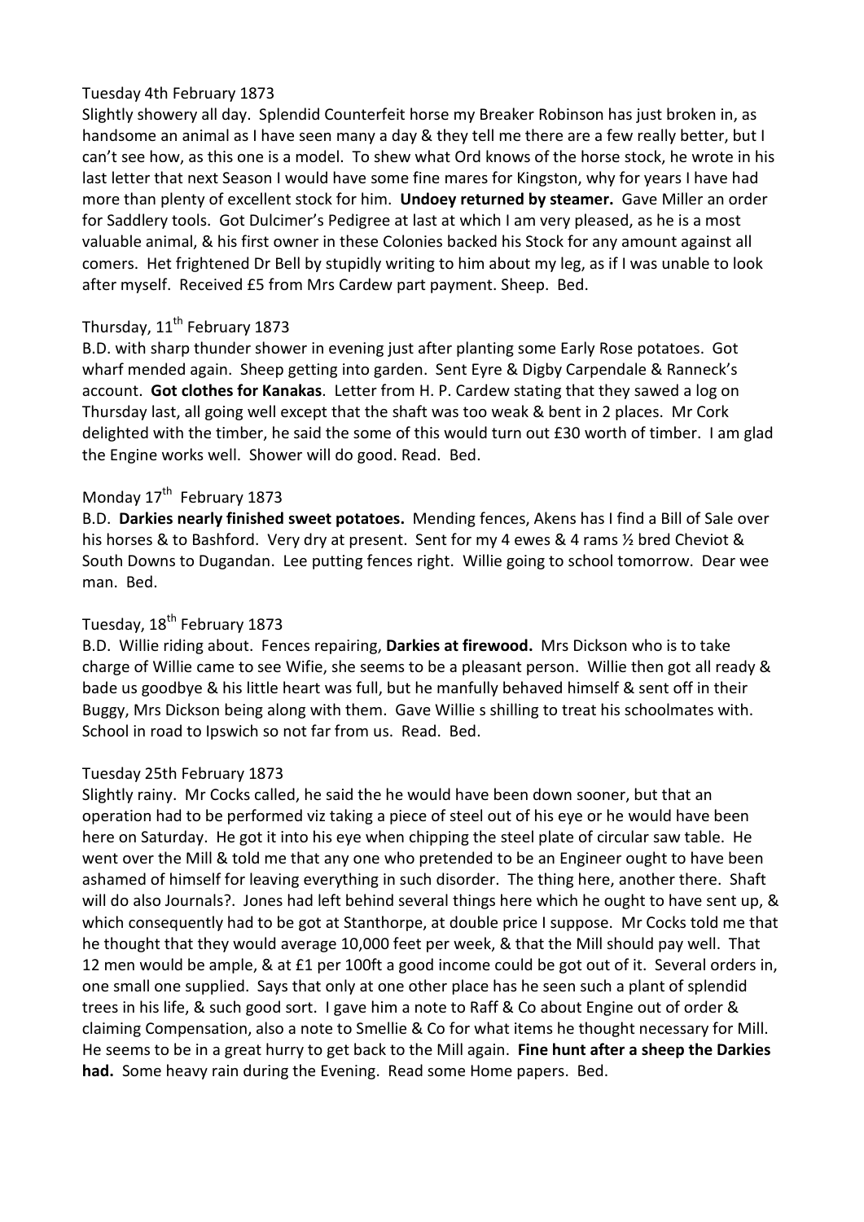Tuesday 4th February 1873

Slightly showery all day. Splendid Counterfeit horse my Breaker Robinson has just broken in, as handsome an animal as I have seen many a day & they tell me there are a few really better, but I can't see how, as this one is a model. To shew what Ord knows of the horse stock, he wrote in his last letter that next Season I would have some fine mares for Kingston, why for years I have had more than plenty of excellent stock for him. **Undoey returned by steamer.** Gave Miller an order for Saddlery tools. Got Dulcimer's Pedigree at last at which I am very pleased, as he is a most valuable animal, & his first owner in these Colonies backed his Stock for any amount against all comers. Het frightened Dr Bell by stupidly writing to him about my leg, as if I was unable to look after myself. Received £5 from Mrs Cardew part payment. Sheep. Bed.

Thursday, 11th February 1873

B.D. with sharp thunder shower in evening just after planting some Early Rose potatoes. Got wharf mended again. Sheep getting into garden. Sent Eyre & Digby Carpendale & Ranneck's account. **Got clothes for Kanakas**. Letter from H. P. Cardew stating that they sawed a log on Thursday last, all going well except that the shaft was too weak & bent in 2 places. Mr Cork delighted with the timber, he said the some of this would turn out £30 worth of timber. I am glad the Engine works well. Shower will do good. Read. Bed.

Monday 17th February 1873

B.D. **Darkies nearly finished sweet potatoes.** Mending fences, Akens has I find a Bill of Sale over his horses & to Bashford. Very dry at present. Sent for my 4 ewes & 4 rams ½ bred Cheviot & South Downs to Dugandan. Lee putting fences right. Willie going to school tomorrow. Dear wee man. Bed.

Tuesday, 18th February 1873

B.D. Willie riding about. Fences repairing, **Darkies at firewood.** Mrs Dickson who is to take charge of Willie came to see Wifie, she seems to be a pleasant person. Willie then got all ready & bade us goodbye & his little heart was full, but he manfully behaved himself & sent off in their Buggy, Mrs Dickson being along with them. Gave Willie s shilling to treat his schoolmates with. School in road to Ipswich so not far from us. Read. Bed.

Tuesday 25th February 1873

Slightly rainy. Mr Cocks called, he said the he would have been down sooner, but that an operation had to be performed viz taking a piece of steel out of his eye or he would have been here on Saturday. He got it into his eye when chipping the steel plate of circular saw table. He went over the Mill & told me that any one who pretended to be an Engineer ought to have been ashamed of himself for leaving everything in such disorder. The thing here, another there. Shaft will do also Journals?. Jones had left behind several things here which he ought to have sent up, & which consequently had to be got at Stanthorpe, at double price I suppose. Mr Cocks told me that he thought that they would average 10,000 feet per week, & that the Mill should pay well. That 12 men would be ample, & at £1 per 100ft a good income could be got out of it. Several orders in, one small one supplied. Says that only at one other place has he seen such a plant of splendid trees in his life, & such good sort. I gave him a note to Raff & Co about Engine out of order & claiming Compensation, also a note to Smellie & Co for what items he thought necessary for Mill. He seems to be in a great hurry to get back to the Mill again. **Fine hunt after a sheep the Darkies had.** Some heavy rain during the Evening. Read some Home papers. Bed.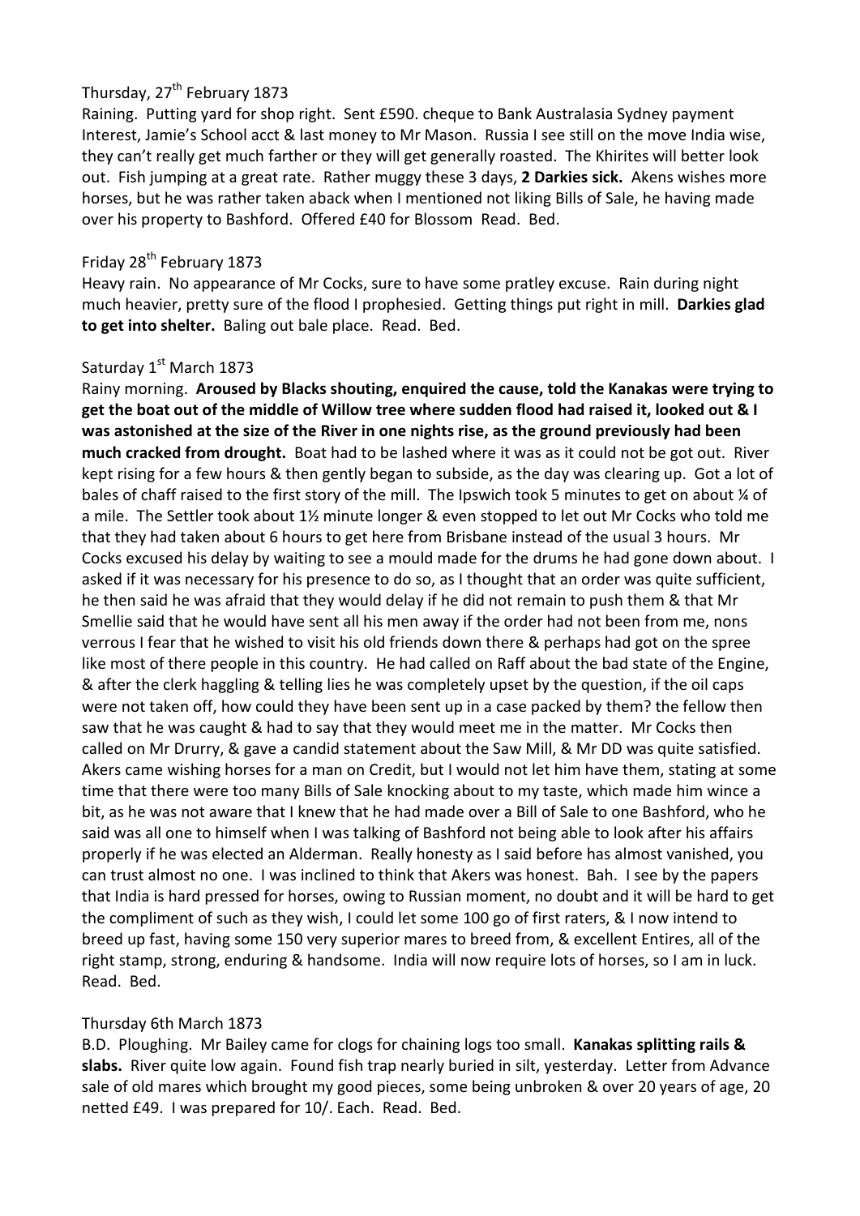Thursday, 27th February 1873

Raining. Putting yard for shop right. Sent £590. cheque to Bank Australasia Sydney payment Interest, Jamie's School acct & last money to Mr Mason. Russia I see still on the move India wise, they can't really get much farther or they will get generally roasted. The Khirites will better look out. Fish jumping at a great rate. Rather muggy these 3 days, **2 Darkies sick.** Akens wishes more horses, but he was rather taken aback when I mentioned not liking Bills of Sale, he having made over his property to Bashford. Offered £40 for Blossom Read. Bed.

Friday 28th February 1873

Heavy rain. No appearance of Mr Cocks, sure to have some pratley excuse. Rain during night much heavier, pretty sure of the flood I prophesied. Getting things put right in mill. **Darkies glad to get into shelter.** Baling out bale place. Read. Bed.

Saturday 1st March 1873

Rainy morning. **Aroused by Blacks shouting, enquired the cause, told the Kanakas were trying to get the boat out of the middle of Willow tree where sudden flood had raised it, looked out & I was astonished at the size of the River in one nights rise, as the ground previously had been much cracked from drought.** Boat had to be lashed where it was as it could not be got out. River kept rising for a few hours & then gently began to subside, as the day was clearing up. Got a lot of bales of chaff raised to the first story of the mill. The Ipswich took 5 minutes to get on about ¼ of a mile. The Settler took about 1½ minute longer & even stopped to let out Mr Cocks who told me that they had taken about 6 hours to get here from Brisbane instead of the usual 3 hours. Mr Cocks excused his delay by waiting to see a mould made for the drums he had gone down about. I asked if it was necessary for his presence to do so, as I thought that an order was quite sufficient, he then said he was afraid that they would delay if he did not remain to push them & that Mr Smellie said that he would have sent all his men away if the order had not been from me, nons verrous I fear that he wished to visit his old friends down there & perhaps had got on the spree like most of there people in this country. He had called on Raff about the bad state of the Engine, & after the clerk haggling & telling lies he was completely upset by the question, if the oil caps were not taken off, how could they have been sent up in a case packed by them? the fellow then saw that he was caught & had to say that they would meet me in the matter. Mr Cocks then called on Mr Drurry, & gave a candid statement about the Saw Mill, & Mr DD was quite satisfied. Akers came wishing horses for a man on Credit, but I would not let him have them, stating at some time that there were too many Bills of Sale knocking about to my taste, which made him wince a bit, as he was not aware that I knew that he had made over a Bill of Sale to one Bashford, who he said was all one to himself when I was talking of Bashford not being able to look after his affairs properly if he was elected an Alderman. Really honesty as I said before has almost vanished, you can trust almost no one. I was inclined to think that Akers was honest. Bah. I see by the papers that India is hard pressed for horses, owing to Russian moment, no doubt and it will be hard to get the compliment of such as they wish, I could let some 100 go of first raters, & I now intend to breed up fast, having some 150 very superior mares to breed from, & excellent Entires, all of the right stamp, strong, enduring & handsome. India will now require lots of horses, so I am in luck. Read. Bed.

Thursday 6th March 1873

B.D. Ploughing. Mr Bailey came for clogs for chaining logs too small. **Kanakas splitting rails & slabs.** River quite low again. Found fish trap nearly buried in silt, yesterday. Letter from Advance sale of old mares which brought my good pieces, some being unbroken & over 20 years of age, 20 netted £49. I was prepared for 10/. Each. Read. Bed.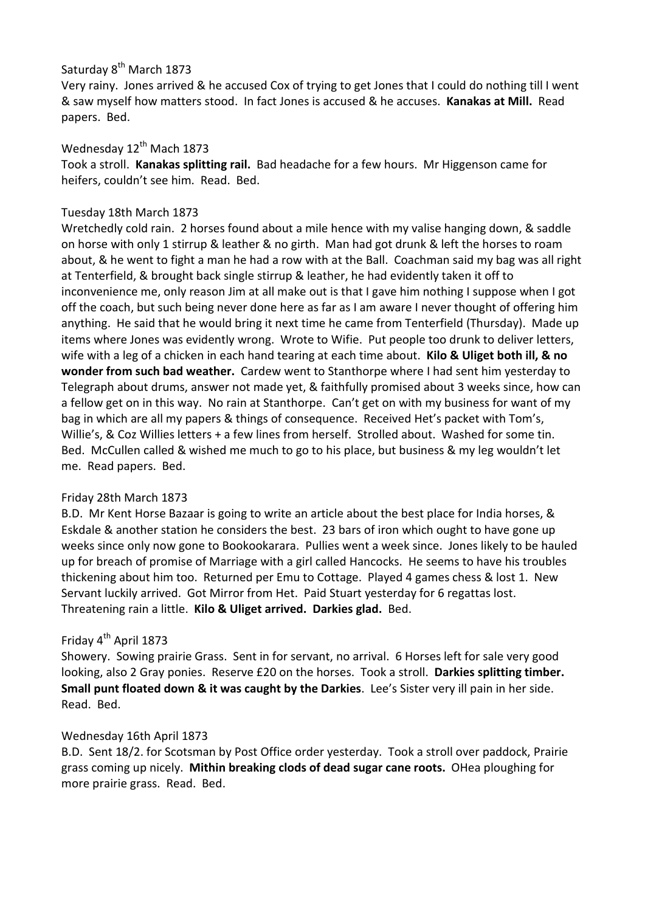Saturday 8th March 1873

Very rainy. Jones arrived & he accused Cox of trying to get Jones that I could do nothing till I went & saw myself how matters stood. In fact Jones is accused & he accuses. **Kanakas at Mill.** Read papers. Bed.

Wednesday 12th Mach 1873

Took a stroll. **Kanakas splitting rail.** Bad headache for a few hours. Mr Higgenson came for heifers, couldn't see him. Read. Bed.

Tuesday 18th March 1873

Wretchedly cold rain. 2 horses found about a mile hence with my valise hanging down, & saddle on horse with only 1 stirrup & leather & no girth. Man had got drunk & left the horses to roam about, & he went to fight a man he had a row with at the Ball. Coachman said my bag was all right at Tenterfield, & brought back single stirrup & leather, he had evidently taken it off to inconvenience me, only reason Jim at all make out is that I gave him nothing I suppose when I got off the coach, but such being never done here as far as I am aware I never thought of offering him anything. He said that he would bring it next time he came from Tenterfield (Thursday). Made up items where Jones was evidently wrong. Wrote to Wifie. Put people too drunk to deliver letters, wife with a leg of a chicken in each hand tearing at each time about. **Kilo & Uliget both ill, & no wonder from such bad weather.** Cardew went to Stanthorpe where I had sent him yesterday to Telegraph about drums, answer not made yet, & faithfully promised about 3 weeks since, how can a fellow get on in this way. No rain at Stanthorpe. Can't get on with my business for want of my bag in which are all my papers & things of consequence. Received Het's packet with Tom's, Willie's, & Coz Willies letters + a few lines from herself. Strolled about. Washed for some tin. Bed. McCullen called & wished me much to go to his place, but business & my leg wouldn't let me. Read papers. Bed.

Friday 28th March 1873

B.D. Mr Kent Horse Bazaar is going to write an article about the best place for India horses, & Eskdale & another station he considers the best. 23 bars of iron which ought to have gone up weeks since only now gone to Bookookarara. Pullies went a week since. Jones likely to be hauled up for breach of promise of Marriage with a girl called Hancocks. He seems to have his troubles thickening about him too. Returned per Emu to Cottage. Played 4 games chess & lost 1. New Servant luckily arrived. Got Mirror from Het. Paid Stuart yesterday for 6 regattas lost. Threatening rain a little. **Kilo & Uliget arrived. Darkies glad.** Bed.

Friday 4th April 1873

Showery. Sowing prairie Grass. Sent in for servant, no arrival. 6 Horses left for sale very good looking, also 2 Gray ponies. Reserve £20 on the horses. Took a stroll. **Darkies splitting timber. Small punt floated down & it was caught by the Darkies**. Lee's Sister very ill pain in her side. Read. Bed.

Wednesday 16th April 1873

B.D. Sent 18/2. for Scotsman by Post Office order yesterday. Took a stroll over paddock, Prairie grass coming up nicely. **Mithin breaking clods of dead sugar cane roots.** OHea ploughing for more prairie grass. Read. Bed.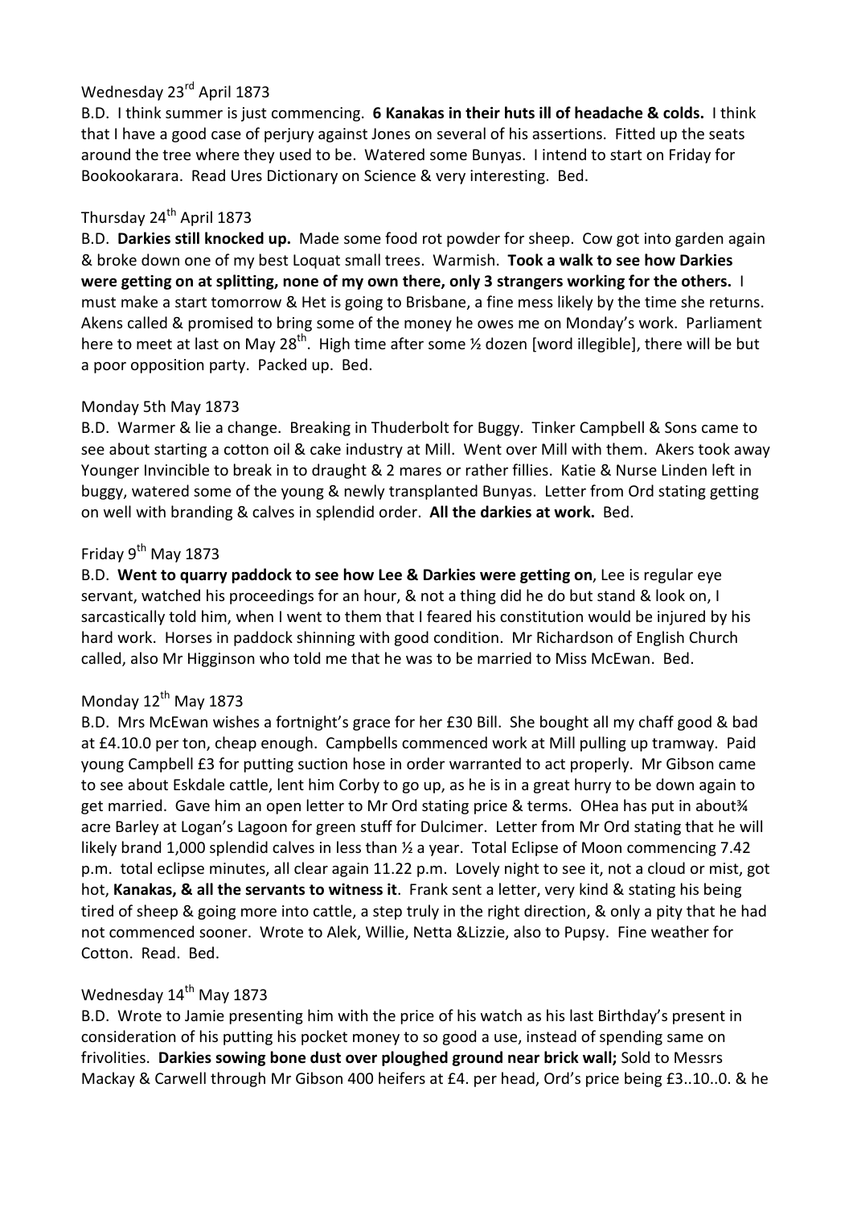Wednesday 23rd April 1873

B.D. I think summer is just commencing. **6 Kanakas in their huts ill of headache & colds.** I think that I have a good case of perjury against Jones on several of his assertions. Fitted up the seats around the tree where they used to be. Watered some Bunyas. I intend to start on Friday for Bookookarara. Read Ures Dictionary on Science & very interesting. Bed.

Thursday 24th April 1873

B.D. **Darkies still knocked up.** Made some food rot powder for sheep. Cow got into garden again & broke down one of my best Loquat small trees. Warmish. **Took a walk to see how Darkies were getting on at splitting, none of my own there, only 3 strangers working for the others.** I must make a start tomorrow & Het is going to Brisbane, a fine mess likely by the time she returns. Akens called & promised to bring some of the money he owes me on Monday's work. Parliament here to meet at last on May 28th. High time after some ½ dozen [word illegible], there will be but a poor opposition party. Packed up. Bed.

Monday 5th May 1873

B.D. Warmer & lie a change. Breaking in Thuderbolt for Buggy. Tinker Campbell & Sons came to see about starting a cotton oil & cake industry at Mill. Went over Mill with them. Akers took away Younger Invincible to break in to draught & 2 mares or rather fillies. Katie & Nurse Linden left in buggy, watered some of the young & newly transplanted Bunyas. Letter from Ord stating getting on well with branding & calves in splendid order. **All the darkies at work.** Bed.

Friday 9th May 1873

B.D. **Went to quarry paddock to see how Lee & Darkies were getting on**, Lee is regular eye servant, watched his proceedings for an hour, & not a thing did he do but stand & look on, I sarcastically told him, when I went to them that I feared his constitution would be injured by his hard work. Horses in paddock shinning with good condition. Mr Richardson of English Church called, also Mr Higginson who told me that he was to be married to Miss McEwan. Bed.

Monday 12th May 1873

B.D. Mrs McEwan wishes a fortnight's grace for her £30 Bill. She bought all my chaff good & bad at £4.10.0 per ton, cheap enough. Campbells commenced work at Mill pulling up tramway. Paid young Campbell £3 for putting suction hose in order warranted to act properly. Mr Gibson came to see about Eskdale cattle, lent him Corby to go up, as he is in a great hurry to be down again to get married. Gave him an open letter to Mr Ord stating price & terms. OHea has put in about¾ acre Barley at Logan's Lagoon for green stuff for Dulcimer. Letter from Mr Ord stating that he will likely brand 1,000 splendid calves in less than ½ a year. Total Eclipse of Moon commencing 7.42 p.m. total eclipse minutes, all clear again 11.22 p.m. Lovely night to see it, not a cloud or mist, got hot, **Kanakas, & all the servants to witness it**. Frank sent a letter, very kind & stating his being tired of sheep & going more into cattle, a step truly in the right direction, & only a pity that he had not commenced sooner. Wrote to Alek, Willie, Netta &Lizzie, also to Pupsy. Fine weather for Cotton. Read. Bed.

Wednesday 14th May 1873

B.D. Wrote to Jamie presenting him with the price of his watch as his last Birthday's present in consideration of his putting his pocket money to so good a use, instead of spending same on frivolities. **Darkies sowing bone dust over ploughed ground near brick wall;** Sold to Messrs Mackay & Carwell through Mr Gibson 400 heifers at £4. per head, Ord's price being £3..10..0. & he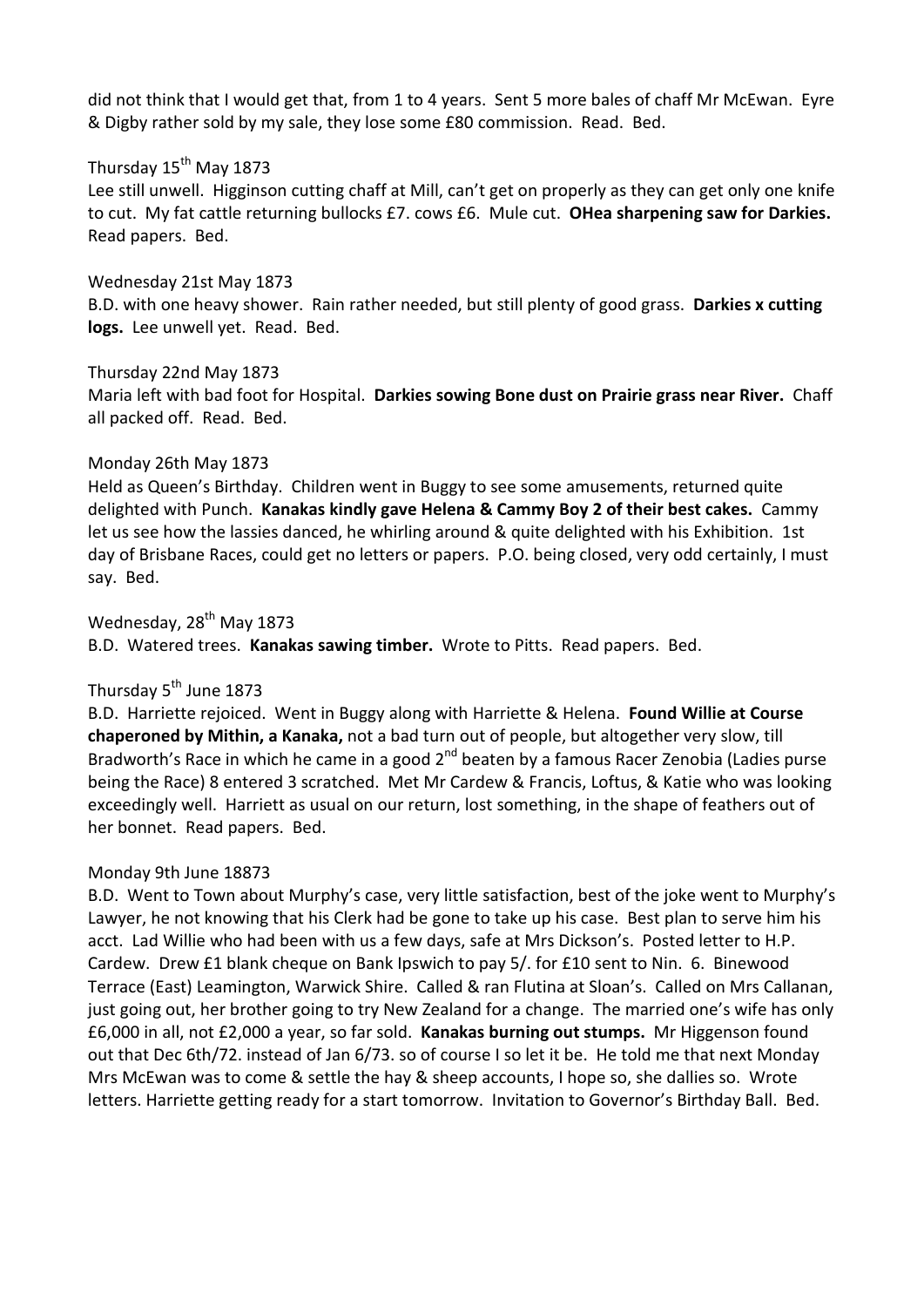did not think that I would get that, from 1 to 4 years. Sent 5 more bales of chaff Mr McEwan. Eyre & Digby rather sold by my sale, they lose some £80 commission. Read. Bed.

Thursday 15th May 1873

Lee still unwell. Higginson cutting chaff at Mill, can't get on properly as they can get only one knife to cut. My fat cattle returning bullocks £7. cows £6. Mule cut. **OHea sharpening saw for Darkies.** Read papers. Bed.

Wednesday 21st May 1873

B.D. with one heavy shower. Rain rather needed, but still plenty of good grass. **Darkies x cutting logs.** Lee unwell yet. Read. Bed.

Thursday 22nd May 1873

Maria left with bad foot for Hospital. **Darkies sowing Bone dust on Prairie grass near River.** Chaff all packed off. Read. Bed.

Monday 26th May 1873

Held as Queen's Birthday. Children went in Buggy to see some amusements, returned quite delighted with Punch. **Kanakas kindly gave Helena & Cammy Boy 2 of their best cakes.** Cammy let us see how the lassies danced, he whirling around & quite delighted with his Exhibition. 1st day of Brisbane Races, could get no letters or papers. P.O. being closed, very odd certainly, I must say. Bed.

Wednesday, 28th May 1873

B.D. Watered trees. **Kanakas sawing timber.** Wrote to Pitts. Read papers. Bed.

Thursday 5th June 1873

B.D. Harriette rejoiced. Went in Buggy along with Harriette & Helena. **Found Willie at Course chaperoned by Mithin, a Kanaka,** not a bad turn out of people, but altogether very slow, till Bradworth's Race in which he came in a good 2nd beaten by a famous Racer Zenobia (Ladies purse being the Race) 8 entered 3 scratched. Met Mr Cardew & Francis, Loftus, & Katie who was looking exceedingly well. Harriett as usual on our return, lost something, in the shape of feathers out of her bonnet. Read papers. Bed.

Monday 9th June 18873

B.D. Went to Town about Murphy's case, very little satisfaction, best of the joke went to Murphy's Lawyer, he not knowing that his Clerk had be gone to take up his case. Best plan to serve him his acct. Lad Willie who had been with us a few days, safe at Mrs Dickson's. Posted letter to H.P. Cardew. Drew £1 blank cheque on Bank Ipswich to pay 5/. for £10 sent to Nin. 6. Binewood Terrace (East) Leamington, Warwick Shire. Called & ran Flutina at Sloan's. Called on Mrs Callanan, just going out, her brother going to try New Zealand for a change. The married one's wife has only £6,000 in all, not £2,000 a year, so far sold. **Kanakas burning out stumps.** Mr Higgenson found out that Dec 6th/72. instead of Jan 6/73. so of course I so let it be. He told me that next Monday Mrs McEwan was to come & settle the hay & sheep accounts, I hope so, she dallies so. Wrote letters. Harriette getting ready for a start tomorrow. Invitation to Governor's Birthday Ball. Bed.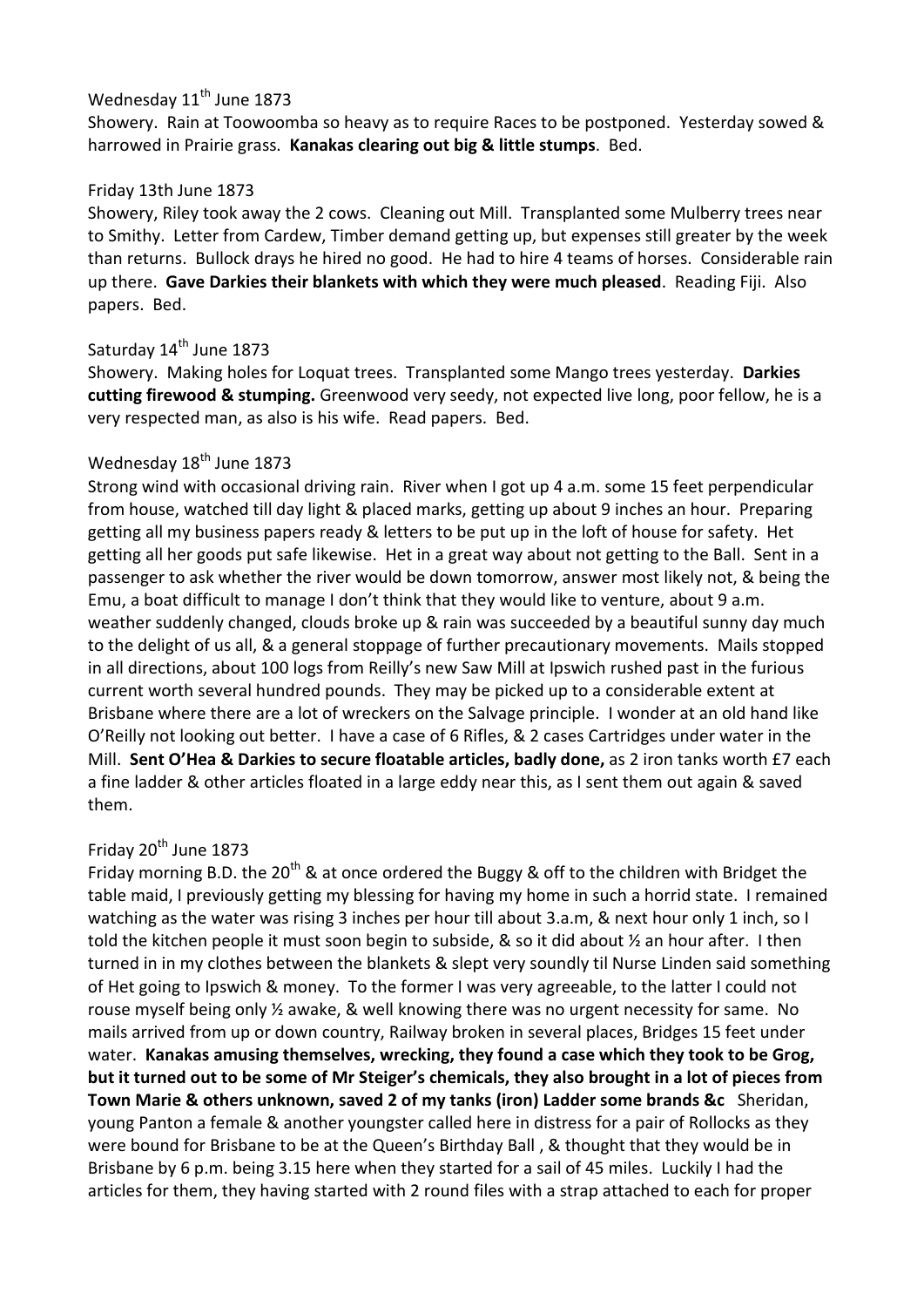Wednesday 11th June 1873

Showery. Rain at Toowoomba so heavy as to require Races to be postponed. Yesterday sowed & harrowed in Prairie grass. **Kanakas clearing out big & little stumps**. Bed.

Friday 13th June 1873

Showery, Riley took away the 2 cows. Cleaning out Mill. Transplanted some Mulberry trees near to Smithy. Letter from Cardew, Timber demand getting up, but expenses still greater by the week than returns. Bullock drays he hired no good. He had to hire 4 teams of horses. Considerable rain up there. **Gave Darkies their blankets with which they were much pleased**. Reading Fiji. Also papers. Bed.

Saturday 14th June 1873

Showery. Making holes for Loquat trees. Transplanted some Mango trees yesterday. **Darkies cutting firewood & stumping.** Greenwood very seedy, not expected live long, poor fellow, he is a very respected man, as also is his wife. Read papers. Bed.

Wednesday 18th June 1873

Strong wind with occasional driving rain. River when I got up 4 a.m. some 15 feet perpendicular from house, watched till day light & placed marks, getting up about 9 inches an hour. Preparing getting all my business papers ready & letters to be put up in the loft of house for safety. Het getting all her goods put safe likewise. Het in a great way about not getting to the Ball. Sent in a passenger to ask whether the river would be down tomorrow, answer most likely not, & being the Emu, a boat difficult to manage I don't think that they would like to venture, about 9 a.m. weather suddenly changed, clouds broke up & rain was succeeded by a beautiful sunny day much to the delight of us all, & a general stoppage of further precautionary movements. Mails stopped in all directions, about 100 logs from Reilly's new Saw Mill at Ipswich rushed past in the furious current worth several hundred pounds. They may be picked up to a considerable extent at Brisbane where there are a lot of wreckers on the Salvage principle. I wonder at an old hand like O'Reilly not looking out better. I have a case of 6 Rifles, & 2 cases Cartridges under water in the Mill. **Sent O'Hea & Darkies to secure floatable articles, badly done,** as 2 iron tanks worth £7 each a fine ladder & other articles floated in a large eddy near this, as I sent them out again & saved them.

Friday 20th June 1873

Friday morning B.D. the 20th & at once ordered the Buggy & off to the children with Bridget the table maid, I previously getting my blessing for having my home in such a horrid state. I remained watching as the water was rising 3 inches per hour till about 3.a.m, & next hour only 1 inch, so I told the kitchen people it must soon begin to subside, & so it did about ½ an hour after. I then turned in in my clothes between the blankets & slept very soundly til Nurse Linden said something of Het going to Ipswich & money. To the former I was very agreeable, to the latter I could not rouse myself being only ½ awake, & well knowing there was no urgent necessity for same. No mails arrived from up or down country, Railway broken in several places, Bridges 15 feet under water. **Kanakas amusing themselves, wrecking, they found a case which they took to be Grog, but it turned out to be some of Mr Steiger's chemicals, they also brought in a lot of pieces from Town Marie & others unknown, saved 2 of my tanks (iron) Ladder some brands &c** Sheridan, young Panton a female & another youngster called here in distress for a pair of Rollocks as they were bound for Brisbane to be at the Queen's Birthday Ball , & thought that they would be in Brisbane by 6 p.m. being 3.15 here when they started for a sail of 45 miles. Luckily I had the articles for them, they having started with 2 round files with a strap attached to each for proper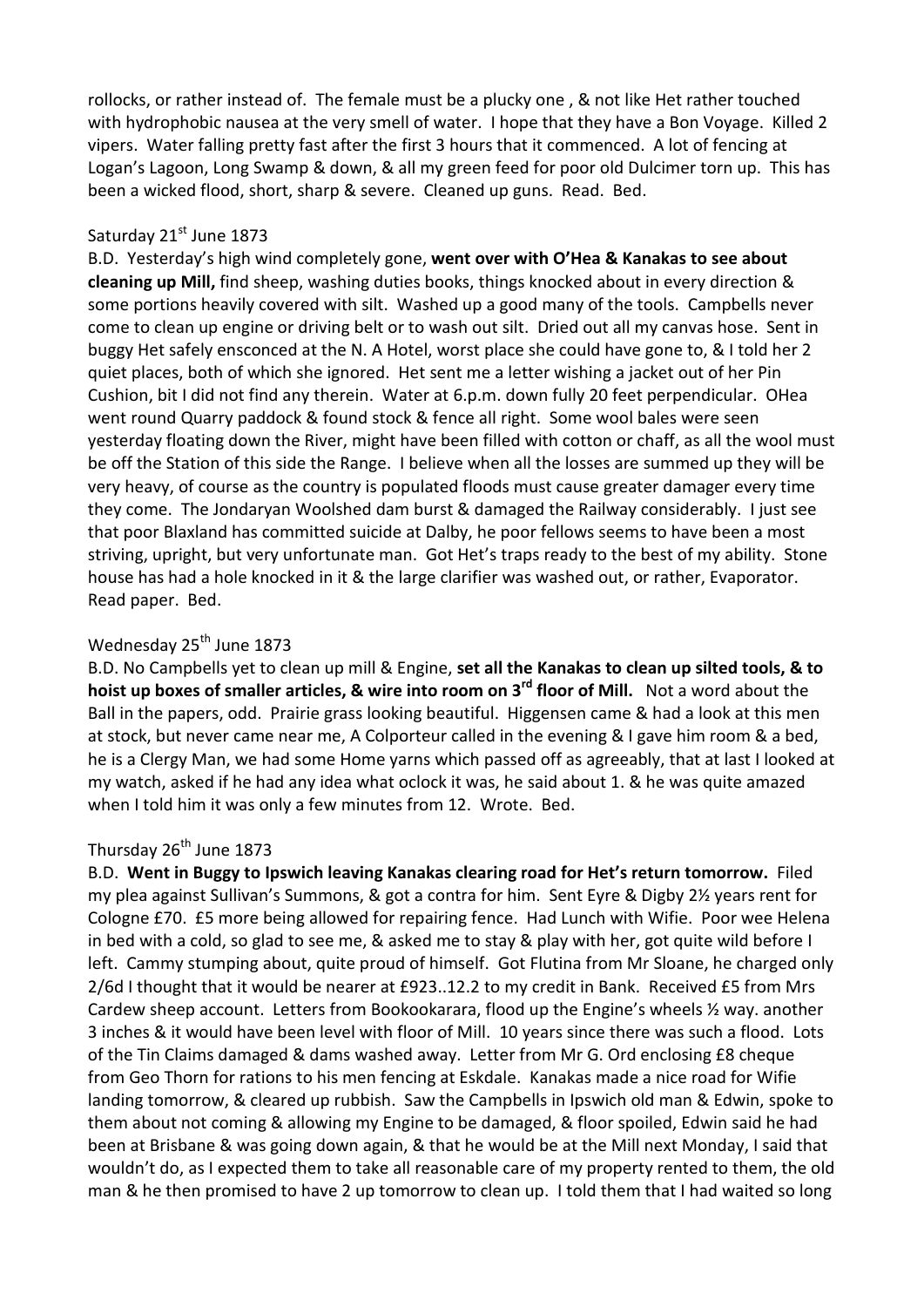rollocks, or rather instead of. The female must be a plucky one , & not like Het rather touched with hydrophobic nausea at the very smell of water. I hope that they have a Bon Voyage. Killed 2 vipers. Water falling pretty fast after the first 3 hours that it commenced. A lot of fencing at Logan's Lagoon, Long Swamp & down, & all my green feed for poor old Dulcimer torn up. This has been a wicked flood, short, sharp & severe. Cleaned up guns. Read. Bed.

Saturday 21st June 1873

B.D. Yesterday's high wind completely gone, **went over with O'Hea & Kanakas to see about cleaning up Mill,** find sheep, washing duties books, things knocked about in every direction & some portions heavily covered with silt. Washed up a good many of the tools. Campbells never come to clean up engine or driving belt or to wash out silt. Dried out all my canvas hose. Sent in buggy Het safely ensconced at the N. A Hotel, worst place she could have gone to, & I told her 2 quiet places, both of which she ignored. Het sent me a letter wishing a jacket out of her Pin Cushion, bit I did not find any therein. Water at 6.p.m. down fully 20 feet perpendicular. OHea went round Quarry paddock & found stock & fence all right. Some wool bales were seen yesterday floating down the River, might have been filled with cotton or chaff, as all the wool must be off the Station of this side the Range. I believe when all the losses are summed up they will be very heavy, of course as the country is populated floods must cause greater damager every time they come. The Jondaryan Woolshed dam burst & damaged the Railway considerably. I just see that poor Blaxland has committed suicide at Dalby, he poor fellows seems to have been a most striving, upright, but very unfortunate man. Got Het's traps ready to the best of my ability. Stone house has had a hole knocked in it & the large clarifier was washed out, or rather, Evaporator. Read paper. Bed.

Wednesday 25th June 1873

B.D. No Campbells yet to clean up mill & Engine, **set all the Kanakas to clean up silted tools, & to hoist up boxes of smaller articles, & wire into room on 3rd floor of Mill.** Not a word about the Ball in the papers, odd. Prairie grass looking beautiful. Higgensen came & had a look at this men at stock, but never came near me, A Colporteur called in the evening & I gave him room & a bed, he is a Clergy Man, we had some Home yarns which passed off as agreeably, that at last I looked at my watch, asked if he had any idea what oclock it was, he said about 1. & he was quite amazed when I told him it was only a few minutes from 12. Wrote. Bed.

Thursday 26th June 1873

B.D. **Went in Buggy to Ipswich leaving Kanakas clearing road for Het's return tomorrow.** Filed my plea against Sullivan's Summons, & got a contra for him. Sent Eyre & Digby 2½ years rent for Cologne £70. £5 more being allowed for repairing fence. Had Lunch with Wifie. Poor wee Helena in bed with a cold, so glad to see me, & asked me to stay & play with her, got quite wild before I left. Cammy stumping about, quite proud of himself. Got Flutina from Mr Sloane, he charged only 2/6d I thought that it would be nearer at £923..12.2 to my credit in Bank. Received £5 from Mrs Cardew sheep account. Letters from Bookookarara, flood up the Engine's wheels ½ way. another 3 inches & it would have been level with floor of Mill. 10 years since there was such a flood. Lots of the Tin Claims damaged & dams washed away. Letter from Mr G. Ord enclosing £8 cheque from Geo Thorn for rations to his men fencing at Eskdale. Kanakas made a nice road for Wifie landing tomorrow, & cleared up rubbish. Saw the Campbells in Ipswich old man & Edwin, spoke to them about not coming & allowing my Engine to be damaged, & floor spoiled, Edwin said he had been at Brisbane & was going down again, & that he would be at the Mill next Monday, I said that wouldn't do, as I expected them to take all reasonable care of my property rented to them, the old man & he then promised to have 2 up tomorrow to clean up. I told them that I had waited so long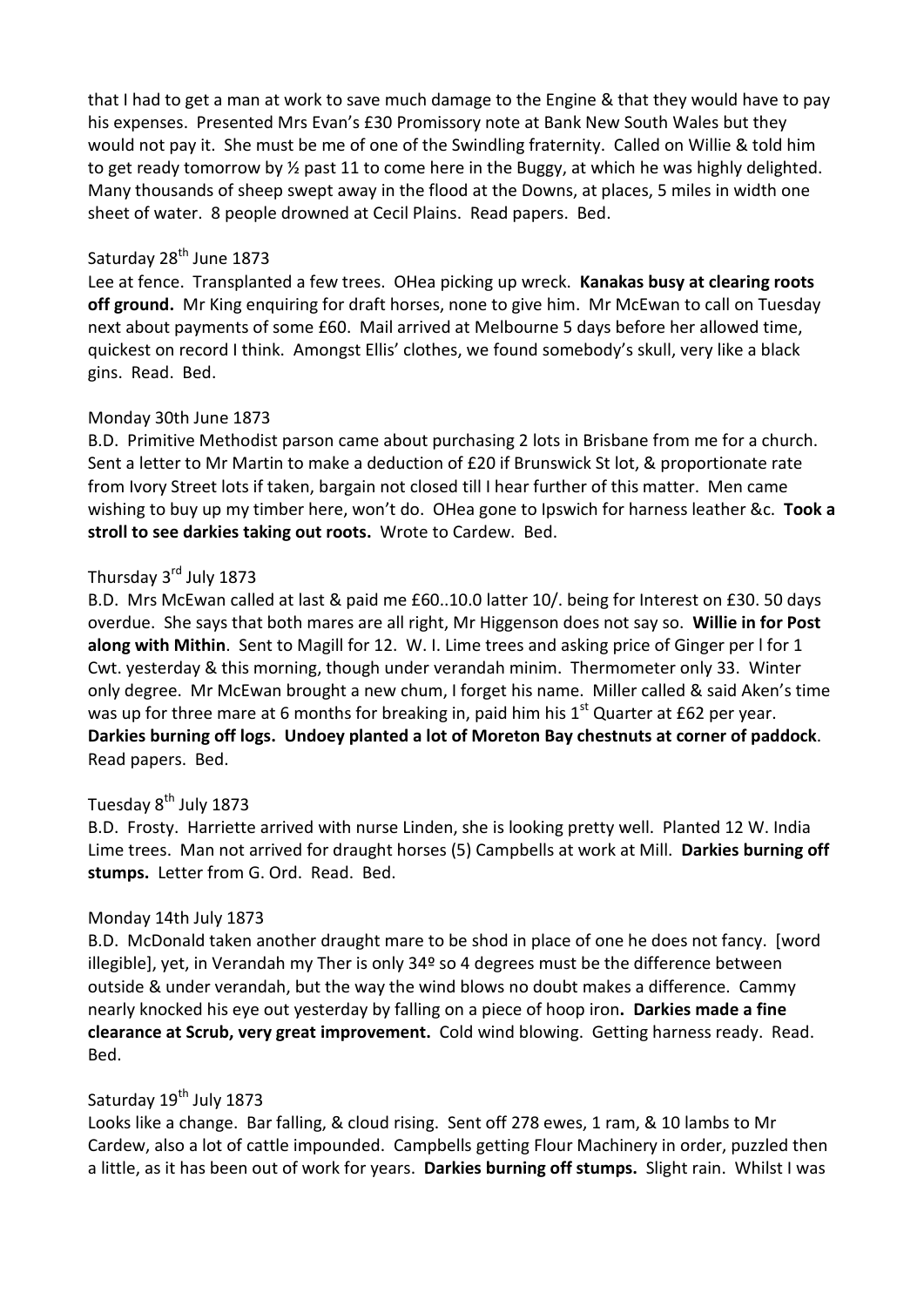that I had to get a man at work to save much damage to the Engine & that they would have to pay his expenses. Presented Mrs Evan's £30 Promissory note at Bank New South Wales but they would not pay it. She must be me of one of the Swindling fraternity. Called on Willie & told him to get ready tomorrow by ½ past 11 to come here in the Buggy, at which he was highly delighted. Many thousands of sheep swept away in the flood at the Downs, at places, 5 miles in width one sheet of water. 8 people drowned at Cecil Plains. Read papers. Bed.

Saturday 28th June 1873

Lee at fence. Transplanted a few trees. OHea picking up wreck. **Kanakas busy at clearing roots off ground.** Mr King enquiring for draft horses, none to give him. Mr McEwan to call on Tuesday next about payments of some £60. Mail arrived at Melbourne 5 days before her allowed time, quickest on record I think. Amongst Ellis' clothes, we found somebody's skull, very like a black gins. Read. Bed.

Monday 30th June 1873

B.D. Primitive Methodist parson came about purchasing 2 lots in Brisbane from me for a church. Sent a letter to Mr Martin to make a deduction of £20 if Brunswick St lot, & proportionate rate from Ivory Street lots if taken, bargain not closed till I hear further of this matter. Men came wishing to buy up my timber here, won't do. OHea gone to Ipswich for harness leather &c. **Took a stroll to see darkies taking out roots.** Wrote to Cardew. Bed.

Thursday 3rd July 1873

B.D. Mrs McEwan called at last & paid me £60..10.0 latter 10/. being for Interest on £30. 50 days overdue. She says that both mares are all right, Mr Higgenson does not say so. **Willie in for Post along with Mithin**. Sent to Magill for 12. W. I. Lime trees and asking price of Ginger per l for 1 Cwt. yesterday & this morning, though under verandah minim. Thermometer only 33. Winter only degree. Mr McEwan brought a new chum, I forget his name. Miller called & said Aken's time was up for three mare at 6 months for breaking in, paid him his 1st Quarter at £62 per year. **Darkies burning off logs. Undoey planted a lot of Moreton Bay chestnuts at corner of paddock**. Read papers. Bed.

Tuesday 8th July 1873

B.D. Frosty. Harriette arrived with nurse Linden, she is looking pretty well. Planted 12 W. India Lime trees. Man not arrived for draught horses (5) Campbells at work at Mill. **Darkies burning off stumps.** Letter from G. Ord. Read. Bed.

Monday 14th July 1873

B.D. McDonald taken another draught mare to be shod in place of one he does not fancy. [word illegible], yet, in Verandah my Ther is only 34º so 4 degrees must be the difference between outside & under verandah, but the way the wind blows no doubt makes a difference. Cammy nearly knocked his eye out yesterday by falling on a piece of hoop iron**. Darkies made a fine clearance at Scrub, very great improvement.** Cold wind blowing. Getting harness ready. Read. Bed.

Saturday 19th July 1873

Looks like a change. Bar falling, & cloud rising. Sent off 278 ewes, 1 ram, & 10 lambs to Mr Cardew, also a lot of cattle impounded. Campbells getting Flour Machinery in order, puzzled then a little, as it has been out of work for years. **Darkies burning off stumps.** Slight rain. Whilst I was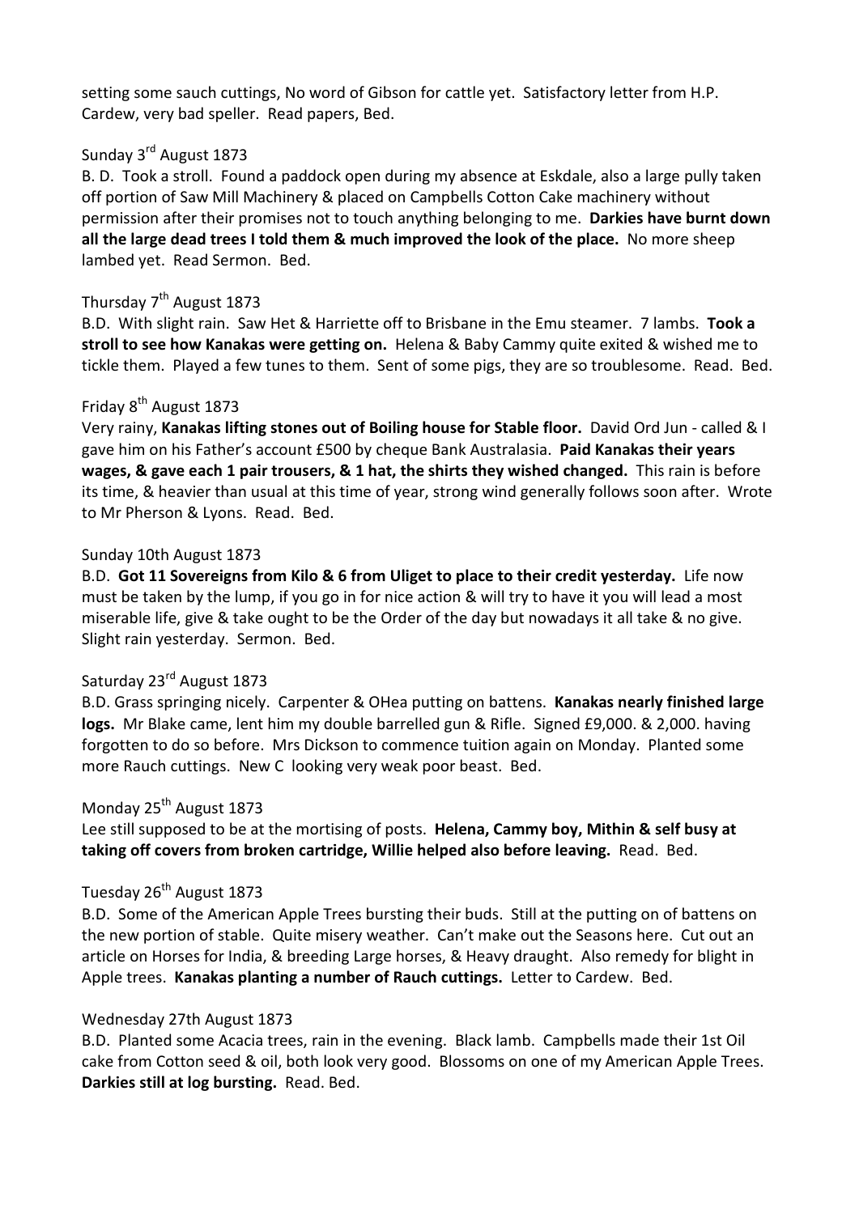setting some sauch cuttings, No word of Gibson for cattle yet. Satisfactory letter from H.P. Cardew, very bad speller. Read papers, Bed.

Sunday 3rd August 1873

B. D. Took a stroll. Found a paddock open during my absence at Eskdale, also a large pully taken off portion of Saw Mill Machinery & placed on Campbells Cotton Cake machinery without permission after their promises not to touch anything belonging to me. **Darkies have burnt down all the large dead trees I told them & much improved the look of the place.** No more sheep lambed yet. Read Sermon. Bed.

Thursday 7th August 1873

B.D. With slight rain. Saw Het & Harriette off to Brisbane in the Emu steamer. 7 lambs. **Took a stroll to see how Kanakas were getting on.** Helena & Baby Cammy quite exited & wished me to tickle them. Played a few tunes to them. Sent of some pigs, they are so troublesome. Read. Bed.

Friday 8th August 1873

Very rainy, **Kanakas lifting stones out of Boiling house for Stable floor.** David Ord Jun - called & I gave him on his Father's account £500 by cheque Bank Australasia. **Paid Kanakas their years wages, & gave each 1 pair trousers, & 1 hat, the shirts they wished changed.** This rain is before its time, & heavier than usual at this time of year, strong wind generally follows soon after. Wrote to Mr Pherson & Lyons. Read. Bed.

Sunday 10th August 1873

B.D. **Got 11 Sovereigns from Kilo & 6 from Uliget to place to their credit yesterday.** Life now must be taken by the lump, if you go in for nice action & will try to have it you will lead a most miserable life, give & take ought to be the Order of the day but nowadays it all take & no give. Slight rain yesterday. Sermon. Bed.

Saturday 23rd August 1873

B.D. Grass springing nicely. Carpenter & OHea putting on battens. **Kanakas nearly finished large logs.** Mr Blake came, lent him my double barrelled gun & Rifle. Signed £9,000. & 2,000. having forgotten to do so before. Mrs Dickson to commence tuition again on Monday. Planted some more Rauch cuttings. New C looking very weak poor beast. Bed.

Monday 25th August 1873

Lee still supposed to be at the mortising of posts. **Helena, Cammy boy, Mithin & self busy at taking off covers from broken cartridge, Willie helped also before leaving.** Read. Bed.

Tuesday 26th August 1873

B.D. Some of the American Apple Trees bursting their buds. Still at the putting on of battens on the new portion of stable. Quite misery weather. Can't make out the Seasons here. Cut out an article on Horses for India, & breeding Large horses, & Heavy draught. Also remedy for blight in Apple trees. **Kanakas planting a number of Rauch cuttings.** Letter to Cardew. Bed.

Wednesday 27th August 1873

B.D. Planted some Acacia trees, rain in the evening. Black lamb. Campbells made their 1st Oil cake from Cotton seed & oil, both look very good. Blossoms on one of my American Apple Trees. **Darkies still at log bursting.** Read. Bed.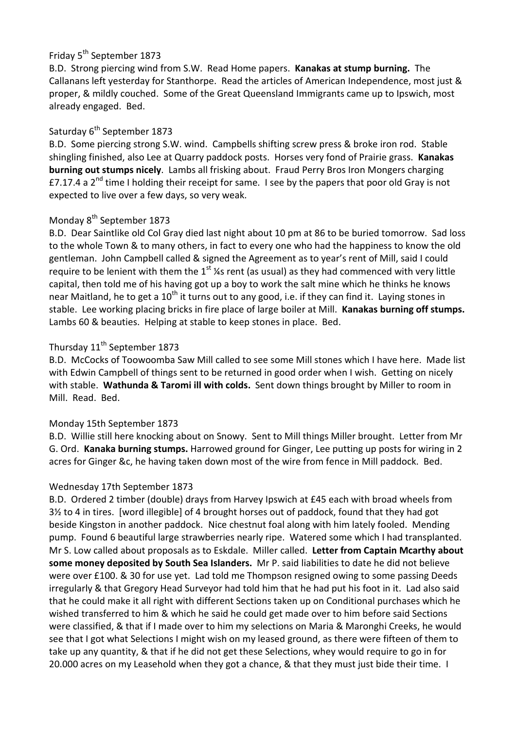Friday 5th September 1873

B.D. Strong piercing wind from S.W. Read Home papers. **Kanakas at stump burning.** The Callanans left yesterday for Stanthorpe. Read the articles of American Independence, most just & proper, & mildly couched. Some of the Great Queensland Immigrants came up to Ipswich, most already engaged. Bed.

Saturday 6th September 1873

B.D. Some piercing strong S.W. wind. Campbells shifting screw press & broke iron rod. Stable shingling finished, also Lee at Quarry paddock posts. Horses very fond of Prairie grass. **Kanakas burning out stumps nicely**. Lambs all frisking about. Fraud Perry Bros Iron Mongers charging £7.17.4 a 2nd time I holding their receipt for same. I see by the papers that poor old Gray is not expected to live over a few days, so very weak.

Monday 8th September 1873

B.D. Dear Saintlike old Col Gray died last night about 10 pm at 86 to be buried tomorrow. Sad loss to the whole Town & to many others, in fact to every one who had the happiness to know the old gentleman. John Campbell called & signed the Agreement as to year's rent of Mill, said I could require to be lenient with them the 1st ¼s rent (as usual) as they had commenced with very little capital, then told me of his having got up a boy to work the salt mine which he thinks he knows near Maitland, he to get a 10th it turns out to any good, i.e. if they can find it. Laying stones in stable. Lee working placing bricks in fire place of large boiler at Mill. **Kanakas burning off stumps.** Lambs 60 & beauties. Helping at stable to keep stones in place. Bed.

Thursday 11th September 1873

B.D. McCocks of Toowoomba Saw Mill called to see some Mill stones which I have here. Made list with Edwin Campbell of things sent to be returned in good order when I wish. Getting on nicely with stable. **Wathunda & Taromi ill with colds.** Sent down things brought by Miller to room in Mill. Read. Bed.

Monday 15th September 1873

B.D. Willie still here knocking about on Snowy. Sent to Mill things Miller brought. Letter from Mr G. Ord. **Kanaka burning stumps.** Harrowed ground for Ginger, Lee putting up posts for wiring in 2 acres for Ginger &c, he having taken down most of the wire from fence in Mill paddock. Bed.

Wednesday 17th September 1873

B.D. Ordered 2 timber (double) drays from Harvey Ipswich at £45 each with broad wheels from 3½ to 4 in tires. [word illegible] of 4 brought horses out of paddock, found that they had got beside Kingston in another paddock. Nice chestnut foal along with him lately fooled. Mending pump. Found 6 beautiful large strawberries nearly ripe. Watered some which I had transplanted. Mr S. Low called about proposals as to Eskdale. Miller called. **Letter from Captain Mcarthy about some money deposited by South Sea Islanders.** Mr P. said liabilities to date he did not believe were over £100. & 30 for use yet. Lad told me Thompson resigned owing to some passing Deeds irregularly & that Gregory Head Surveyor had told him that he had put his foot in it. Lad also said that he could make it all right with different Sections taken up on Conditional purchases which he wished transferred to him & which he said he could get made over to him before said Sections were classified, & that if I made over to him my selections on Maria & Maronghi Creeks, he would see that I got what Selections I might wish on my leased ground, as there were fifteen of them to take up any quantity, & that if he did not get these Selections, whey would require to go in for 20.000 acres on my Leasehold when they got a chance, & that they must just bide their time. I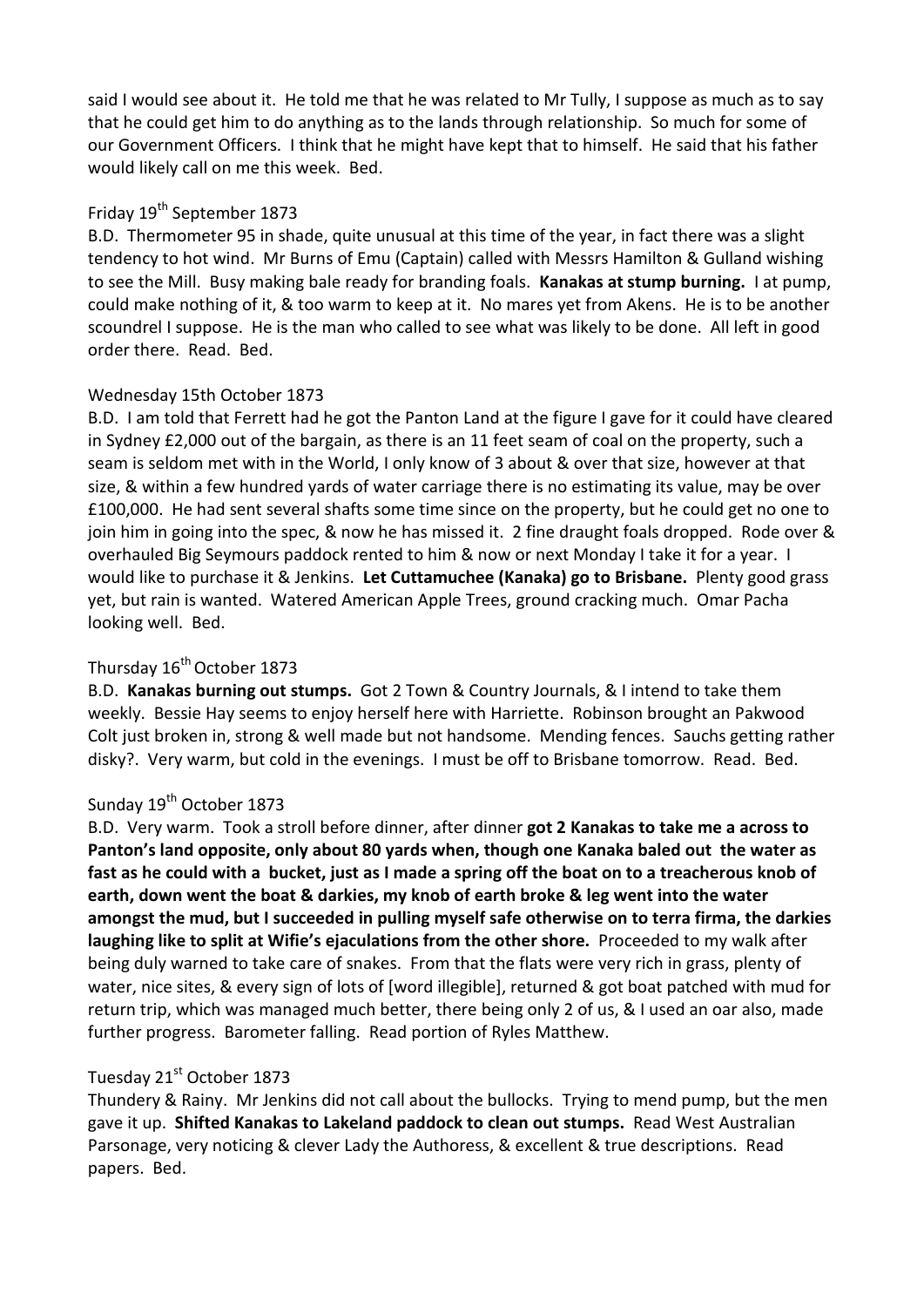said I would see about it. He told me that he was related to Mr Tully, I suppose as much as to say that he could get him to do anything as to the lands through relationship. So much for some of our Government Officers. I think that he might have kept that to himself. He said that his father would likely call on me this week. Bed.

Friday 19th September 1873

B.D. Thermometer 95 in shade, quite unusual at this time of the year, in fact there was a slight tendency to hot wind. Mr Burns of Emu (Captain) called with Messrs Hamilton & Gulland wishing to see the Mill. Busy making bale ready for branding foals. **Kanakas at stump burning.** I at pump, could make nothing of it, & too warm to keep at it. No mares yet from Akens. He is to be another scoundrel I suppose. He is the man who called to see what was likely to be done. All left in good order there. Read. Bed.

Wednesday 15th October 1873

B.D. I am told that Ferrett had he got the Panton Land at the figure I gave for it could have cleared in Sydney £2,000 out of the bargain, as there is an 11 feet seam of coal on the property, such a seam is seldom met with in the World, I only know of 3 about & over that size, however at that size, & within a few hundred yards of water carriage there is no estimating its value, may be over £100,000. He had sent several shafts some time since on the property, but he could get no one to join him in going into the spec, & now he has missed it. 2 fine draught foals dropped. Rode over & overhauled Big Seymours paddock rented to him & now or next Monday I take it for a year. I would like to purchase it & Jenkins. **Let Cuttamuchee (Kanaka) go to Brisbane.** Plenty good grass yet, but rain is wanted. Watered American Apple Trees, ground cracking much. Omar Pacha looking well. Bed.

Thursday 16th October 1873

B.D. **Kanakas burning out stumps.** Got 2 Town & Country Journals, & I intend to take them weekly. Bessie Hay seems to enjoy herself here with Harriette. Robinson brought an Pakwood Colt just broken in, strong & well made but not handsome. Mending fences. Sauchs getting rather disky?. Very warm, but cold in the evenings. I must be off to Brisbane tomorrow. Read. Bed.

Sunday 19th October 1873

B.D. Very warm. Took a stroll before dinner, after dinner **got 2 Kanakas to take me a across to Panton's land opposite, only about 80 yards when, though one Kanaka baled out the water as fast as he could with a bucket, just as I made a spring off the boat on to a treacherous knob of earth, down went the boat & darkies, my knob of earth broke & leg went into the water amongst the mud, but I succeeded in pulling myself safe otherwise on to terra firma, the darkies laughing like to split at Wifie's ejaculations from the other shore.** Proceeded to my walk after being duly warned to take care of snakes. From that the flats were very rich in grass, plenty of water, nice sites, & every sign of lots of [word illegible], returned & got boat patched with mud for return trip, which was managed much better, there being only 2 of us, & I used an oar also, made further progress. Barometer falling. Read portion of Ryles Matthew.

Tuesday 21st October 1873

Thundery & Rainy. Mr Jenkins did not call about the bullocks. Trying to mend pump, but the men gave it up. **Shifted Kanakas to Lakeland paddock to clean out stumps.** Read West Australian Parsonage, very noticing & clever Lady the Authoress, & excellent & true descriptions. Read papers. Bed.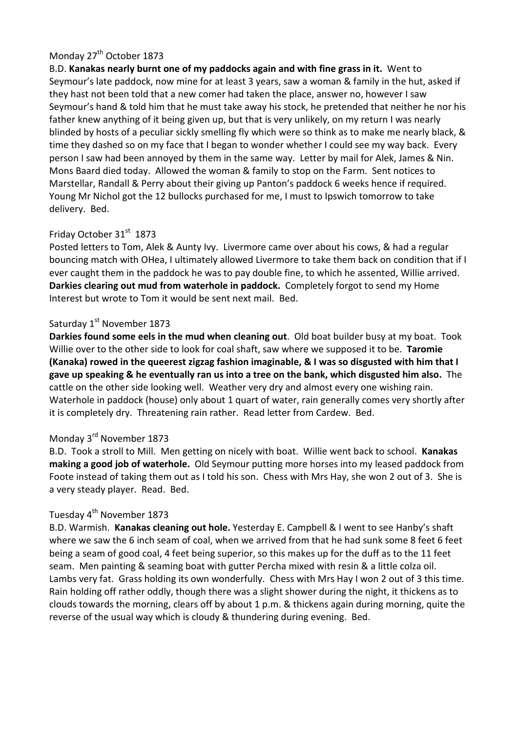Monday 27th October 1873

B.D. **Kanakas nearly burnt one of my paddocks again and with fine grass in it.** Went to Seymour's late paddock, now mine for at least 3 years, saw a woman & family in the hut, asked if they hast not been told that a new comer had taken the place, answer no, however I saw Seymour's hand & told him that he must take away his stock, he pretended that neither he nor his father knew anything of it being given up, but that is very unlikely, on my return I was nearly blinded by hosts of a peculiar sickly smelling fly which were so think as to make me nearly black, & time they dashed so on my face that I began to wonder whether I could see my way back. Every person I saw had been annoyed by them in the same way. Letter by mail for Alek, James & Nin. Mons Baard died today. Allowed the woman & family to stop on the Farm. Sent notices to Marstellar, Randall & Perry about their giving up Panton's paddock 6 weeks hence if required. Young Mr Nichol got the 12 bullocks purchased for me, I must to Ipswich tomorrow to take delivery. Bed.

Friday October 31st 1873

Posted letters to Tom, Alek & Aunty Ivy. Livermore came over about his cows, & had a regular bouncing match with OHea, I ultimately allowed Livermore to take them back on condition that if I ever caught them in the paddock he was to pay double fine, to which he assented, Willie arrived. **Darkies clearing out mud from waterhole in paddock.** Completely forgot to send my Home Interest but wrote to Tom it would be sent next mail. Bed.

Saturday 1st November 1873

**Darkies found some eels in the mud when cleaning out**. Old boat builder busy at my boat. Took Willie over to the other side to look for coal shaft, saw where we supposed it to be. **Taromie (Kanaka) rowed in the queerest zigzag fashion imaginable, & I was so disgusted with him that I gave up speaking & he eventually ran us into a tree on the bank, which disgusted him also.** The cattle on the other side looking well. Weather very dry and almost every one wishing rain. Waterhole in paddock (house) only about 1 quart of water, rain generally comes very shortly after it is completely dry. Threatening rain rather. Read letter from Cardew. Bed.

Monday 3rd November 1873

B.D. Took a stroll to Mill. Men getting on nicely with boat. Willie went back to school. **Kanakas making a good job of waterhole.** Old Seymour putting more horses into my leased paddock from Foote instead of taking them out as I told his son. Chess with Mrs Hay, she won 2 out of 3. She is a very steady player. Read. Bed.

Tuesday 4th November 1873

B.D. Warmish. **Kanakas cleaning out hole.** Yesterday E. Campbell & I went to see Hanby's shaft where we saw the 6 inch seam of coal, when we arrived from that he had sunk some 8 feet 6 feet being a seam of good coal, 4 feet being superior, so this makes up for the duff as to the 11 feet seam. Men painting & seaming boat with gutter Percha mixed with resin & a little colza oil. Lambs very fat. Grass holding its own wonderfully. Chess with Mrs Hay I won 2 out of 3 this time. Rain holding off rather oddly, though there was a slight shower during the night, it thickens as to clouds towards the morning, clears off by about 1 p.m. & thickens again during morning, quite the reverse of the usual way which is cloudy & thundering during evening. Bed.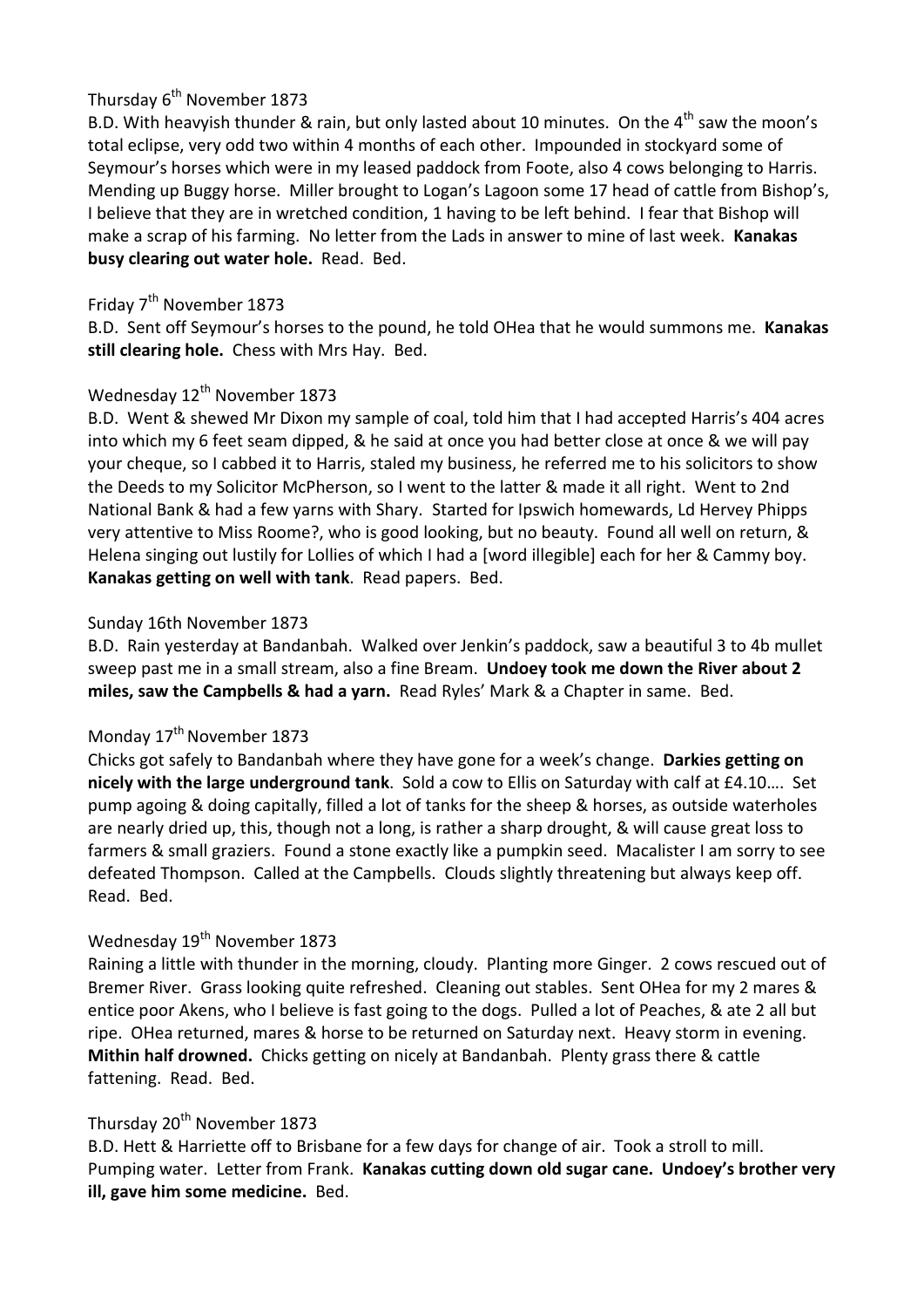Thursday 6th November 1873

B.D. With heavyish thunder & rain, but only lasted about 10 minutes. On the 4th saw the moon's total eclipse, very odd two within 4 months of each other. Impounded in stockyard some of Seymour's horses which were in my leased paddock from Foote, also 4 cows belonging to Harris. Mending up Buggy horse. Miller brought to Logan's Lagoon some 17 head of cattle from Bishop's, I believe that they are in wretched condition, 1 having to be left behind. I fear that Bishop will make a scrap of his farming. No letter from the Lads in answer to mine of last week. **Kanakas busy clearing out water hole.** Read. Bed.

Friday 7th November 1873

B.D. Sent off Seymour's horses to the pound, he told OHea that he would summons me. **Kanakas still clearing hole.** Chess with Mrs Hay. Bed.

Wednesday 12th November 1873

B.D. Went & shewed Mr Dixon my sample of coal, told him that I had accepted Harris's 404 acres into which my 6 feet seam dipped, & he said at once you had better close at once & we will pay your cheque, so I cabbed it to Harris, staled my business, he referred me to his solicitors to show the Deeds to my Solicitor McPherson, so I went to the latter & made it all right. Went to 2nd National Bank & had a few yarns with Shary. Started for Ipswich homewards, Ld Hervey Phipps very attentive to Miss Roome?, who is good looking, but no beauty. Found all well on return, & Helena singing out lustily for Lollies of which I had a [word illegible] each for her & Cammy boy. **Kanakas getting on well with tank**. Read papers. Bed.

Sunday 16th November 1873

B.D. Rain yesterday at Bandanbah. Walked over Jenkin's paddock, saw a beautiful 3 to 4b mullet sweep past me in a small stream, also a fine Bream. **Undoey took me down the River about 2 miles, saw the Campbells & had a yarn.** Read Ryles' Mark & a Chapter in same. Bed.

Monday 17th November 1873

Chicks got safely to Bandanbah where they have gone for a week's change. **Darkies getting on nicely with the large underground tank**. Sold a cow to Ellis on Saturday with calf at £4.10…. Set pump agoing & doing capitally, filled a lot of tanks for the sheep & horses, as outside waterholes are nearly dried up, this, though not a long, is rather a sharp drought, & will cause great loss to farmers & small graziers. Found a stone exactly like a pumpkin seed. Macalister I am sorry to see defeated Thompson. Called at the Campbells. Clouds slightly threatening but always keep off. Read. Bed.

Wednesday 19th November 1873

Raining a little with thunder in the morning, cloudy. Planting more Ginger. 2 cows rescued out of Bremer River. Grass looking quite refreshed. Cleaning out stables. Sent OHea for my 2 mares & entice poor Akens, who I believe is fast going to the dogs. Pulled a lot of Peaches, & ate 2 all but ripe. OHea returned, mares & horse to be returned on Saturday next. Heavy storm in evening. **Mithin half drowned.** Chicks getting on nicely at Bandanbah. Plenty grass there & cattle fattening. Read. Bed.

Thursday 20th November 1873

B.D. Hett & Harriette off to Brisbane for a few days for change of air. Took a stroll to mill. Pumping water. Letter from Frank. **Kanakas cutting down old sugar cane. Undoey's brother very ill, gave him some medicine.** Bed.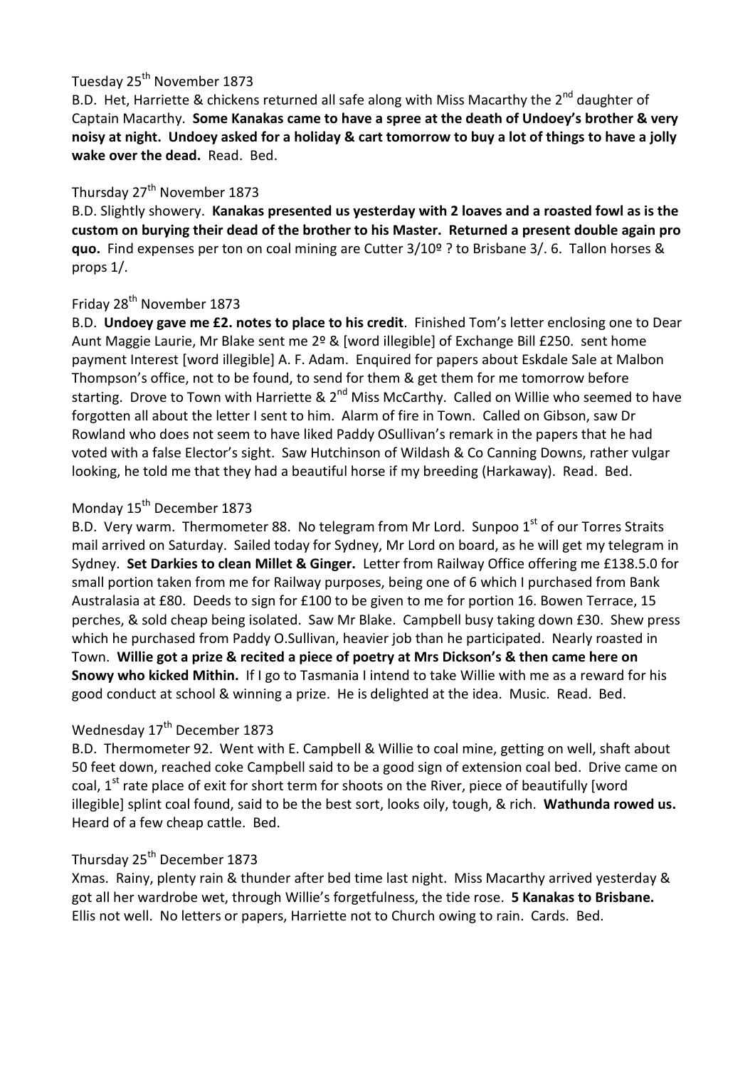Tuesday 25th November 1873

B.D. Het, Harriette & chickens returned all safe along with Miss Macarthy the 2nd daughter of Captain Macarthy. **Some Kanakas came to have a spree at the death of Undoey's brother & very noisy at night. Undoey asked for a holiday & cart tomorrow to buy a lot of things to have a jolly wake over the dead.** Read. Bed.

Thursday 27th November 1873

B.D. Slightly showery. **Kanakas presented us yesterday with 2 loaves and a roasted fowl as is the custom on burying their dead of the brother to his Master. Returned a present double again pro quo.** Find expenses per ton on coal mining are Cutter 3/10º ? to Brisbane 3/. 6. Tallon horses & props 1/.

Friday 28th November 1873

B.D. **Undoey gave me £2. notes to place to his credit**. Finished Tom's letter enclosing one to Dear Aunt Maggie Laurie, Mr Blake sent me 2º & [word illegible] of Exchange Bill £250. sent home payment Interest [word illegible] A. F. Adam. Enquired for papers about Eskdale Sale at Malbon Thompson's office, not to be found, to send for them & get them for me tomorrow before starting. Drove to Town with Harriette & 2nd Miss McCarthy. Called on Willie who seemed to have forgotten all about the letter I sent to him. Alarm of fire in Town. Called on Gibson, saw Dr Rowland who does not seem to have liked Paddy OSullivan's remark in the papers that he had voted with a false Elector's sight. Saw Hutchinson of Wildash & Co Canning Downs, rather vulgar looking, he told me that they had a beautiful horse if my breeding (Harkaway). Read. Bed.

Monday 15th December 1873

B.D. Very warm. Thermometer 88. No telegram from Mr Lord. Sunpoo 1st of our Torres Straits mail arrived on Saturday. Sailed today for Sydney, Mr Lord on board, as he will get my telegram in Sydney. **Set Darkies to clean Millet & Ginger.** Letter from Railway Office offering me £138.5.0 for small portion taken from me for Railway purposes, being one of 6 which I purchased from Bank Australasia at £80. Deeds to sign for £100 to be given to me for portion 16. Bowen Terrace, 15 perches, & sold cheap being isolated. Saw Mr Blake. Campbell busy taking down £30. Shew press which he purchased from Paddy O.Sullivan, heavier job than he participated. Nearly roasted in Town. **Willie got a prize & recited a piece of poetry at Mrs Dickson's & then came here on Snowy who kicked Mithin.** If I go to Tasmania I intend to take Willie with me as a reward for his good conduct at school & winning a prize. He is delighted at the idea. Music. Read. Bed.

Wednesday 17th December 1873

B.D. Thermometer 92. Went with E. Campbell & Willie to coal mine, getting on well, shaft about 50 feet down, reached coke Campbell said to be a good sign of extension coal bed. Drive came on coal, 1st rate place of exit for short term for shoots on the River, piece of beautifully [word illegible] splint coal found, said to be the best sort, looks oily, tough, & rich. **Wathunda rowed us.** Heard of a few cheap cattle. Bed.

Thursday 25th December 1873

Xmas. Rainy, plenty rain & thunder after bed time last night. Miss Macarthy arrived yesterday & got all her wardrobe wet, through Willie's forgetfulness, the tide rose. **5 Kanakas to Brisbane.** Ellis not well. No letters or papers, Harriette not to Church owing to rain. Cards. Bed.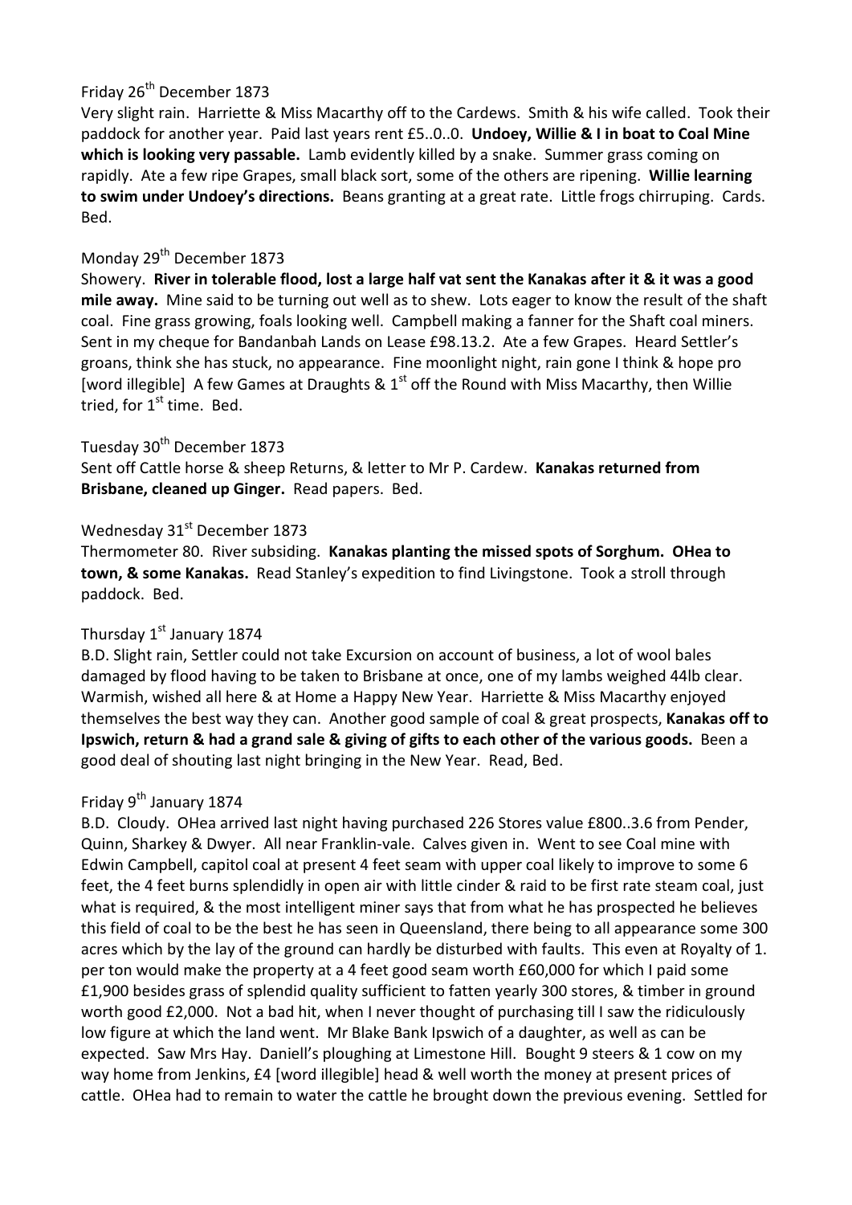Friday 26th December 1873

Very slight rain. Harriette & Miss Macarthy off to the Cardews. Smith & his wife called. Took their paddock for another year. Paid last years rent £5..0..0. **Undoey, Willie & I in boat to Coal Mine which is looking very passable.** Lamb evidently killed by a snake. Summer grass coming on rapidly. Ate a few ripe Grapes, small black sort, some of the others are ripening. **Willie learning to swim under Undoey's directions.** Beans granting at a great rate. Little frogs chirruping. Cards. Bed.

Monday 29th December 1873

Showery. **River in tolerable flood, lost a large half vat sent the Kanakas after it & it was a good mile away.** Mine said to be turning out well as to shew. Lots eager to know the result of the shaft coal. Fine grass growing, foals looking well. Campbell making a fanner for the Shaft coal miners. Sent in my cheque for Bandanbah Lands on Lease £98.13.2. Ate a few Grapes. Heard Settler's groans, think she has stuck, no appearance. Fine moonlight night, rain gone I think & hope pro [word illegible] A few Games at Draughts & 1st off the Round with Miss Macarthy, then Willie tried, for 1st time. Bed.

Tuesday 30th December 1873

Sent off Cattle horse & sheep Returns, & letter to Mr P. Cardew. **Kanakas returned from Brisbane, cleaned up Ginger.** Read papers. Bed.

Wednesday 31st December 1873

Thermometer 80. River subsiding. **Kanakas planting the missed spots of Sorghum. OHea to town, & some Kanakas.** Read Stanley's expedition to find Livingstone. Took a stroll through paddock. Bed.

Thursday 1st January 1874

B.D. Slight rain, Settler could not take Excursion on account of business, a lot of wool bales damaged by flood having to be taken to Brisbane at once, one of my lambs weighed 44lb clear. Warmish, wished all here & at Home a Happy New Year. Harriette & Miss Macarthy enjoyed themselves the best way they can. Another good sample of coal & great prospects, **Kanakas off to Ipswich, return & had a grand sale & giving of gifts to each other of the various goods.** Been a good deal of shouting last night bringing in the New Year. Read, Bed.

Friday 9th January 1874

B.D. Cloudy. OHea arrived last night having purchased 226 Stores value £800..3.6 from Pender, Quinn, Sharkey & Dwyer. All near Franklin-vale. Calves given in. Went to see Coal mine with Edwin Campbell, capitol coal at present 4 feet seam with upper coal likely to improve to some 6 feet, the 4 feet burns splendidly in open air with little cinder & raid to be first rate steam coal, just what is required, & the most intelligent miner says that from what he has prospected he believes this field of coal to be the best he has seen in Queensland, there being to all appearance some 300 acres which by the lay of the ground can hardly be disturbed with faults. This even at Royalty of 1. per ton would make the property at a 4 feet good seam worth £60,000 for which I paid some £1,900 besides grass of splendid quality sufficient to fatten yearly 300 stores, & timber in ground worth good £2,000. Not a bad hit, when I never thought of purchasing till I saw the ridiculously low figure at which the land went. Mr Blake Bank Ipswich of a daughter, as well as can be expected. Saw Mrs Hay. Daniell's ploughing at Limestone Hill. Bought 9 steers & 1 cow on my way home from Jenkins, £4 [word illegible] head & well worth the money at present prices of cattle. OHea had to remain to water the cattle he brought down the previous evening. Settled for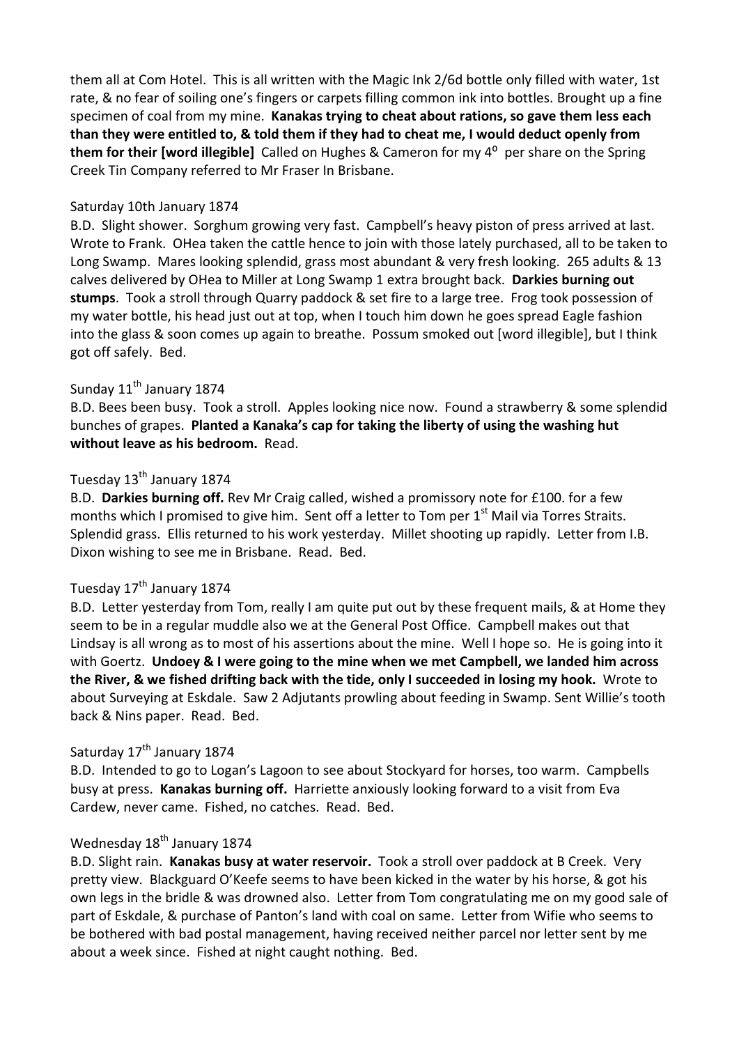them all at Com Hotel. This is all written with the Magic Ink 2/6d bottle only filled with water, 1st rate, & no fear of soiling one's fingers or carpets filling common ink into bottles. Brought up a fine specimen of coal from my mine. **Kanakas trying to cheat about rations, so gave them less each than they were entitled to, & told them if they had to cheat me, I would deduct openly from them for their [word illegible]** Called on Hughes & Cameron for my 4$^{o}$ per share on the Spring Creek Tin Company referred to Mr Fraser In Brisbane.

Saturday 10th January 1874

B.D. Slight shower. Sorghum growing very fast. Campbell's heavy piston of press arrived at last. Wrote to Frank. OHea taken the cattle hence to join with those lately purchased, all to be taken to Long Swamp. Mares looking splendid, grass most abundant & very fresh looking. 265 adults & 13 calves delivered by OHea to Miller at Long Swamp 1 extra brought back. **Darkies burning out stumps**. Took a stroll through Quarry paddock & set fire to a large tree. Frog took possession of my water bottle, his head just out at top, when I touch him down he goes spread Eagle fashion into the glass & soon comes up again to breathe. Possum smoked out [word illegible], but I think got off safely. Bed.

Sunday 11th January 1874

B.D. Bees been busy. Took a stroll. Apples looking nice now. Found a strawberry & some splendid bunches of grapes. **Planted a Kanaka's cap for taking the liberty of using the washing hut without leave as his bedroom.** Read.

Tuesday 13th January 1874

B.D. **Darkies burning off.** Rev Mr Craig called, wished a promissory note for £100. for a few months which I promised to give him. Sent off a letter to Tom per 1st Mail via Torres Straits. Splendid grass. Ellis returned to his work yesterday. Millet shooting up rapidly. Letter from I.B. Dixon wishing to see me in Brisbane. Read. Bed.

Tuesday 17th January 1874

B.D. Letter yesterday from Tom, really I am quite put out by these frequent mails, & at Home they seem to be in a regular muddle also we at the General Post Office. Campbell makes out that Lindsay is all wrong as to most of his assertions about the mine. Well I hope so. He is going into it with Goertz. **Undoey & I were going to the mine when we met Campbell, we landed him across the River, & we fished drifting back with the tide, only I succeeded in losing my hook.** Wrote to about Surveying at Eskdale. Saw 2 Adjutants prowling about feeding in Swamp. Sent Willie's tooth back & Nins paper. Read. Bed.

Saturday 17th January 1874

B.D. Intended to go to Logan's Lagoon to see about Stockyard for horses, too warm. Campbells busy at press. **Kanakas burning off.** Harriette anxiously looking forward to a visit from Eva Cardew, never came. Fished, no catches. Read. Bed.

Wednesday 18th January 1874

B.D. Slight rain. **Kanakas busy at water reservoir.** Took a stroll over paddock at B Creek. Very pretty view. Blackguard O'Keefe seems to have been kicked in the water by his horse, & got his own legs in the bridle & was drowned also. Letter from Tom congratulating me on my good sale of part of Eskdale, & purchase of Panton's land with coal on same. Letter from Wifie who seems to be bothered with bad postal management, having received neither parcel nor letter sent by me about a week since. Fished at night caught nothing. Bed.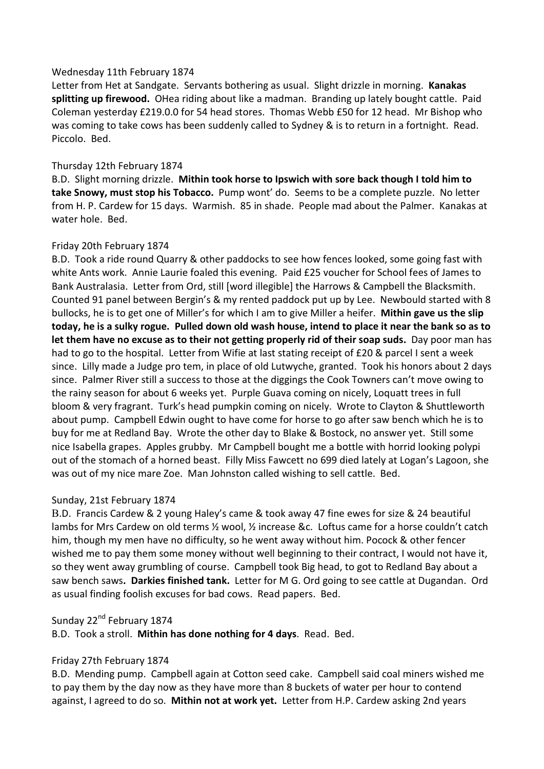Wednesday 11th February 1874

Letter from Het at Sandgate. Servants bothering as usual. Slight drizzle in morning. **Kanakas splitting up firewood.** OHea riding about like a madman. Branding up lately bought cattle. Paid Coleman yesterday £219.0.0 for 54 head stores. Thomas Webb £50 for 12 head. Mr Bishop who was coming to take cows has been suddenly called to Sydney & is to return in a fortnight. Read. Piccolo. Bed.

Thursday 12th February 1874

B.D. Slight morning drizzle. **Mithin took horse to Ipswich with sore back though I told him to take Snowy, must stop his Tobacco.** Pump wont' do. Seems to be a complete puzzle. No letter from H. P. Cardew for 15 days. Warmish. 85 in shade. People mad about the Palmer. Kanakas at water hole. Bed.

Friday 20th February 1874

B.D. Took a ride round Quarry & other paddocks to see how fences looked, some going fast with white Ants work. Annie Laurie foaled this evening. Paid £25 voucher for School fees of James to Bank Australasia. Letter from Ord, still [word illegible] the Harrows & Campbell the Blacksmith. Counted 91 panel between Bergin's & my rented paddock put up by Lee. Newbould started with 8 bullocks, he is to get one of Miller's for which I am to give Miller a heifer. **Mithin gave us the slip today, he is a sulky rogue. Pulled down old wash house, intend to place it near the bank so as to let them have no excuse as to their not getting properly rid of their soap suds.** Day poor man has had to go to the hospital. Letter from Wifie at last stating receipt of £20 & parcel I sent a week since. Lilly made a Judge pro tem, in place of old Lutwyche, granted. Took his honors about 2 days since. Palmer River still a success to those at the diggings the Cook Towners can't move owing to the rainy season for about 6 weeks yet. Purple Guava coming on nicely, Loquatt trees in full bloom & very fragrant. Turk's head pumpkin coming on nicely. Wrote to Clayton & Shuttleworth about pump. Campbell Edwin ought to have come for horse to go after saw bench which he is to buy for me at Redland Bay. Wrote the other day to Blake & Bostock, no answer yet. Still some nice Isabella grapes. Apples grubby. Mr Campbell bought me a bottle with horrid looking polypi out of the stomach of a horned beast. Filly Miss Fawcett no 699 died lately at Logan's Lagoon, she was out of my nice mare Zoe. Man Johnston called wishing to sell cattle. Bed.

Sunday, 21st February 1874

B.D. Francis Cardew & 2 young Haley's came & took away 47 fine ewes for size & 24 beautiful lambs for Mrs Cardew on old terms ½ wool, ½ increase &c. Loftus came for a horse couldn't catch him, though my men have no difficulty, so he went away without him. Pocock & other fencer wished me to pay them some money without well beginning to their contract, I would not have it, so they went away grumbling of course. Campbell took Big head, to got to Redland Bay about a saw bench saws**.** **Darkies finished tank.** Letter for M G. Ord going to see cattle at Dugandan. Ord as usual finding foolish excuses for bad cows. Read papers. Bed.

Sunday 22nd February 1874

B.D. Took a stroll. **Mithin has done nothing for 4 days**. Read. Bed.

Friday 27th February 1874

B.D. Mending pump. Campbell again at Cotton seed cake. Campbell said coal miners wished me to pay them by the day now as they have more than 8 buckets of water per hour to contend against, I agreed to do so. **Mithin not at work yet.** Letter from H.P. Cardew asking 2nd years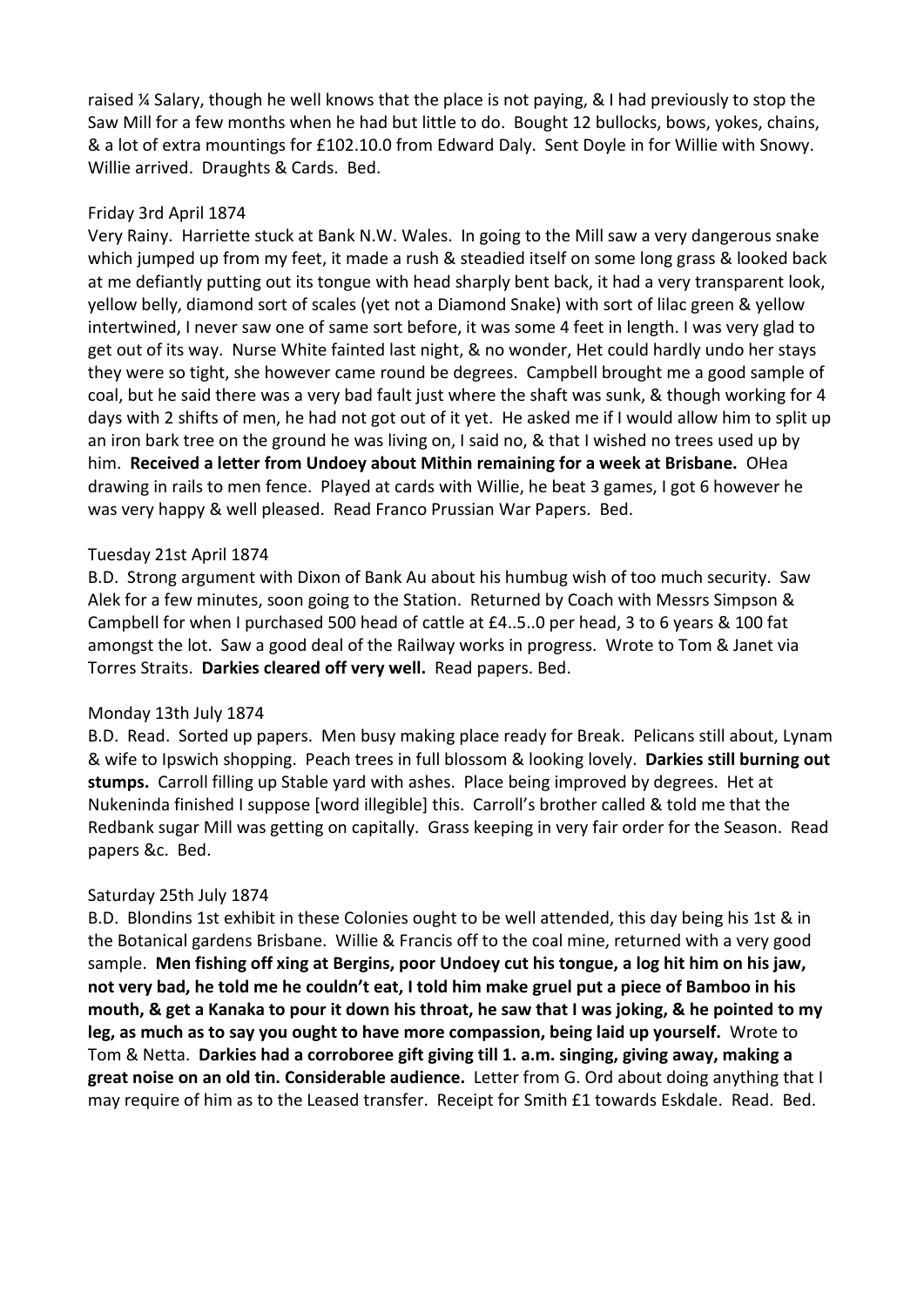raised ¼ Salary, though he well knows that the place is not paying, & I had previously to stop the Saw Mill for a few months when he had but little to do. Bought 12 bullocks, bows, yokes, chains, & a lot of extra mountings for £102.10.0 from Edward Daly. Sent Doyle in for Willie with Snowy. Willie arrived. Draughts & Cards. Bed.

Friday 3rd April 1874

Very Rainy. Harriette stuck at Bank N.W. Wales. In going to the Mill saw a very dangerous snake which jumped up from my feet, it made a rush & steadied itself on some long grass & looked back at me defiantly putting out its tongue with head sharply bent back, it had a very transparent look, yellow belly, diamond sort of scales (yet not a Diamond Snake) with sort of lilac green & yellow intertwined, I never saw one of same sort before, it was some 4 feet in length. I was very glad to get out of its way. Nurse White fainted last night, & no wonder, Het could hardly undo her stays they were so tight, she however came round be degrees. Campbell brought me a good sample of coal, but he said there was a very bad fault just where the shaft was sunk, & though working for 4 days with 2 shifts of men, he had not got out of it yet. He asked me if I would allow him to split up an iron bark tree on the ground he was living on, I said no, & that I wished no trees used up by him. **Received a letter from Undoey about Mithin remaining for a week at Brisbane.** OHea drawing in rails to men fence. Played at cards with Willie, he beat 3 games, I got 6 however he was very happy & well pleased. Read Franco Prussian War Papers. Bed.

Tuesday 21st April 1874

B.D. Strong argument with Dixon of Bank Au about his humbug wish of too much security. Saw Alek for a few minutes, soon going to the Station. Returned by Coach with Messrs Simpson & Campbell for when I purchased 500 head of cattle at £4..5..0 per head, 3 to 6 years & 100 fat amongst the lot. Saw a good deal of the Railway works in progress. Wrote to Tom & Janet via Torres Straits. **Darkies cleared off very well.** Read papers. Bed.

Monday 13th July 1874

B.D. Read. Sorted up papers. Men busy making place ready for Break. Pelicans still about, Lynam & wife to Ipswich shopping. Peach trees in full blossom & looking lovely. **Darkies still burning out stumps.** Carroll filling up Stable yard with ashes. Place being improved by degrees. Het at Nukeninda finished I suppose [word illegible] this. Carroll's brother called & told me that the Redbank sugar Mill was getting on capitally. Grass keeping in very fair order for the Season. Read papers &c. Bed.

Saturday 25th July 1874

B.D. Blondins 1st exhibit in these Colonies ought to be well attended, this day being his 1st & in the Botanical gardens Brisbane. Willie & Francis off to the coal mine, returned with a very good sample. **Men fishing off xing at Bergins, poor Undoey cut his tongue, a log hit him on his jaw, not very bad, he told me he couldn't eat, I told him make gruel put a piece of Bamboo in his mouth, & get a Kanaka to pour it down his throat, he saw that I was joking, & he pointed to my leg, as much as to say you ought to have more compassion, being laid up yourself.** Wrote to Tom & Netta. **Darkies had a corroboree gift giving till 1. a.m. singing, giving away, making a great noise on an old tin. Considerable audience.** Letter from G. Ord about doing anything that I may require of him as to the Leased transfer. Receipt for Smith £1 towards Eskdale. Read. Bed.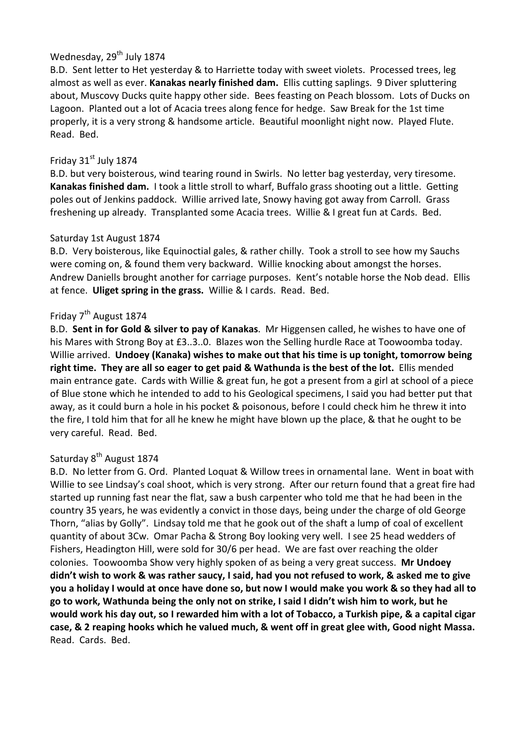Wednesday, 29th July 1874

B.D. Sent letter to Het yesterday & to Harriette today with sweet violets. Processed trees, leg almost as well as ever. **Kanakas nearly finished dam.** Ellis cutting saplings. 9 Diver spluttering about, Muscovy Ducks quite happy other side. Bees feasting on Peach blossom. Lots of Ducks on Lagoon. Planted out a lot of Acacia trees along fence for hedge. Saw Break for the 1st time properly, it is a very strong & handsome article. Beautiful moonlight night now. Played Flute. Read. Bed.

Friday 31st July 1874

B.D. but very boisterous, wind tearing round in Swirls. No letter bag yesterday, very tiresome. **Kanakas finished dam.** I took a little stroll to wharf, Buffalo grass shooting out a little. Getting poles out of Jenkins paddock. Willie arrived late, Snowy having got away from Carroll. Grass freshening up already. Transplanted some Acacia trees. Willie & I great fun at Cards. Bed.

Saturday 1st August 1874

B.D. Very boisterous, like Equinoctial gales, & rather chilly. Took a stroll to see how my Sauchs were coming on, & found them very backward. Willie knocking about amongst the horses. Andrew Daniells brought another for carriage purposes. Kent's notable horse the Nob dead. Ellis at fence. **Uliget spring in the grass.** Willie & I cards. Read. Bed.

Friday 7th August 1874

B.D. **Sent in for Gold & silver to pay of Kanakas**. Mr Higgensen called, he wishes to have one of his Mares with Strong Boy at £3..3..0. Blazes won the Selling hurdle Race at Toowoomba today. Willie arrived. **Undoey (Kanaka) wishes to make out that his time is up tonight, tomorrow being right time. They are all so eager to get paid & Wathunda is the best of the lot.** Ellis mended main entrance gate. Cards with Willie & great fun, he got a present from a girl at school of a piece of Blue stone which he intended to add to his Geological specimens, I said you had better put that away, as it could burn a hole in his pocket & poisonous, before I could check him he threw it into the fire, I told him that for all he knew he might have blown up the place, & that he ought to be very careful. Read. Bed.

Saturday 8th August 1874

B.D. No letter from G. Ord. Planted Loquat & Willow trees in ornamental lane. Went in boat with Willie to see Lindsay's coal shoot, which is very strong. After our return found that a great fire had started up running fast near the flat, saw a bush carpenter who told me that he had been in the country 35 years, he was evidently a convict in those days, being under the charge of old George Thorn, "alias by Golly". Lindsay told me that he gook out of the shaft a lump of coal of excellent quantity of about 3Cw. Omar Pacha & Strong Boy looking very well. I see 25 head wedders of Fishers, Headington Hill, were sold for 30/6 per head. We are fast over reaching the older colonies. Toowoomba Show very highly spoken of as being a very great success. **Mr Undoey didn't wish to work & was rather saucy, I said, had you not refused to work, & asked me to give you a holiday I would at once have done so, but now I would make you work & so they had all to go to work, Wathunda being the only not on strike, I said I didn't wish him to work, but he would work his day out, so I rewarded him with a lot of Tobacco, a Turkish pipe, & a capital cigar case, & 2 reaping hooks which he valued much, & went off in great glee with, Good night Massa.** Read. Cards. Bed.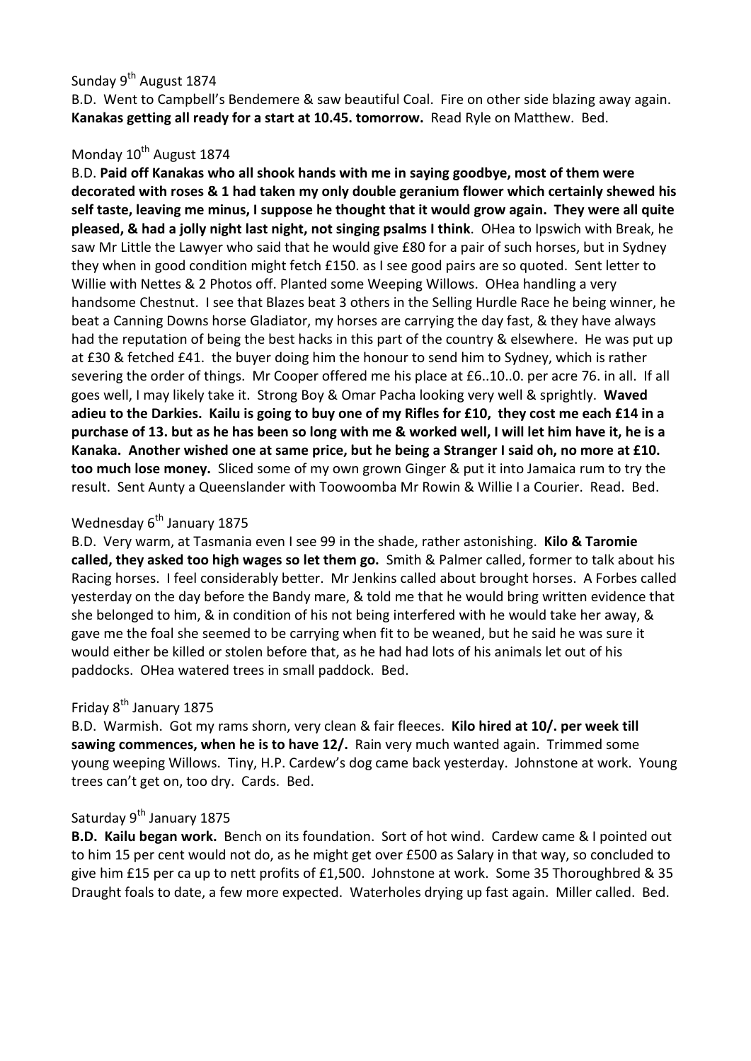Sunday 9th August 1874

B.D. Went to Campbell's Bendemere & saw beautiful Coal. Fire on other side blazing away again. **Kanakas getting all ready for a start at 10.45. tomorrow.** Read Ryle on Matthew. Bed.

Monday 10th August 1874

B.D. **Paid off Kanakas who all shook hands with me in saying goodbye, most of them were decorated with roses & 1 had taken my only double geranium flower which certainly shewed his self taste, leaving me minus, I suppose he thought that it would grow again. They were all quite pleased, & had a jolly night last night, not singing psalms I think**. OHea to Ipswich with Break, he saw Mr Little the Lawyer who said that he would give £80 for a pair of such horses, but in Sydney they when in good condition might fetch £150. as I see good pairs are so quoted. Sent letter to Willie with Nettes & 2 Photos off. Planted some Weeping Willows. OHea handling a very handsome Chestnut. I see that Blazes beat 3 others in the Selling Hurdle Race he being winner, he beat a Canning Downs horse Gladiator, my horses are carrying the day fast, & they have always had the reputation of being the best hacks in this part of the country & elsewhere. He was put up at £30 & fetched £41. the buyer doing him the honour to send him to Sydney, which is rather severing the order of things. Mr Cooper offered me his place at £6..10..0. per acre 76. in all. If all goes well, I may likely take it. Strong Boy & Omar Pacha looking very well & sprightly. **Waved adieu to the Darkies. Kailu is going to buy one of my Rifles for £10, they cost me each £14 in a purchase of 13. but as he has been so long with me & worked well, I will let him have it, he is a Kanaka. Another wished one at same price, but he being a Stranger I said oh, no more at £10. too much lose money.** Sliced some of my own grown Ginger & put it into Jamaica rum to try the result. Sent Aunty a Queenslander with Toowoomba Mr Rowin & Willie I a Courier. Read. Bed.

Wednesday 6th January 1875

B.D. Very warm, at Tasmania even I see 99 in the shade, rather astonishing. **Kilo & Taromie called, they asked too high wages so let them go.** Smith & Palmer called, former to talk about his Racing horses. I feel considerably better. Mr Jenkins called about brought horses. A Forbes called yesterday on the day before the Bandy mare, & told me that he would bring written evidence that she belonged to him, & in condition of his not being interfered with he would take her away, & gave me the foal she seemed to be carrying when fit to be weaned, but he said he was sure it would either be killed or stolen before that, as he had had lots of his animals let out of his paddocks. OHea watered trees in small paddock. Bed.

Friday 8th January 1875

B.D. Warmish. Got my rams shorn, very clean & fair fleeces. **Kilo hired at 10/. per week till sawing commences, when he is to have 12/.** Rain very much wanted again. Trimmed some young weeping Willows. Tiny, H.P. Cardew's dog came back yesterday. Johnstone at work. Young trees can't get on, too dry. Cards. Bed.

Saturday 9th January 1875

**B.D. Kailu began work.** Bench on its foundation. Sort of hot wind. Cardew came & I pointed out to him 15 per cent would not do, as he might get over £500 as Salary in that way, so concluded to give him £15 per ca up to nett profits of £1,500. Johnstone at work. Some 35 Thoroughbred & 35 Draught foals to date, a few more expected. Waterholes drying up fast again. Miller called. Bed.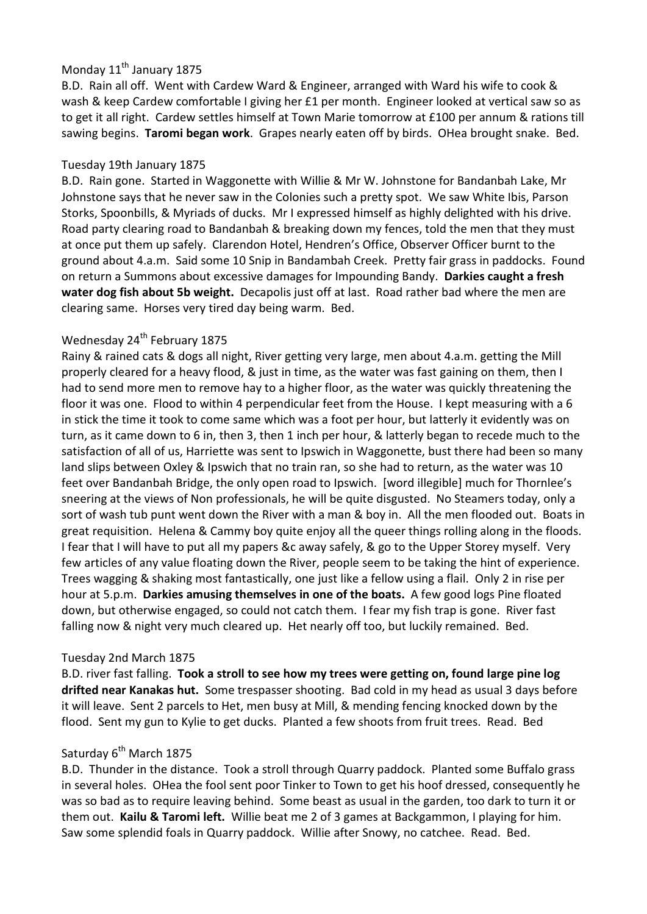Monday 11th January 1875

B.D. Rain all off. Went with Cardew Ward & Engineer, arranged with Ward his wife to cook & wash & keep Cardew comfortable I giving her £1 per month. Engineer looked at vertical saw so as to get it all right. Cardew settles himself at Town Marie tomorrow at £100 per annum & rations till sawing begins. **Taromi began work**. Grapes nearly eaten off by birds. OHea brought snake. Bed.

Tuesday 19th January 1875

B.D. Rain gone. Started in Waggonette with Willie & Mr W. Johnstone for Bandanbah Lake, Mr Johnstone says that he never saw in the Colonies such a pretty spot. We saw White Ibis, Parson Storks, Spoonbills, & Myriads of ducks. Mr I expressed himself as highly delighted with his drive. Road party clearing road to Bandanbah & breaking down my fences, told the men that they must at once put them up safely. Clarendon Hotel, Hendren's Office, Observer Officer burnt to the ground about 4.a.m. Said some 10 Snip in Bandambah Creek. Pretty fair grass in paddocks. Found on return a Summons about excessive damages for Impounding Bandy. **Darkies caught a fresh water dog fish about 5b weight.** Decapolis just off at last. Road rather bad where the men are clearing same. Horses very tired day being warm. Bed.

Wednesday 24th February 1875

Rainy & rained cats & dogs all night, River getting very large, men about 4.a.m. getting the Mill properly cleared for a heavy flood, & just in time, as the water was fast gaining on them, then I had to send more men to remove hay to a higher floor, as the water was quickly threatening the floor it was one. Flood to within 4 perpendicular feet from the House. I kept measuring with a 6 in stick the time it took to come same which was a foot per hour, but latterly it evidently was on turn, as it came down to 6 in, then 3, then 1 inch per hour, & latterly began to recede much to the satisfaction of all of us, Harriette was sent to Ipswich in Waggonette, bust there had been so many land slips between Oxley & Ipswich that no train ran, so she had to return, as the water was 10 feet over Bandanbah Bridge, the only open road to Ipswich. [word illegible] much for Thornlee's sneering at the views of Non professionals, he will be quite disgusted. No Steamers today, only a sort of wash tub punt went down the River with a man & boy in. All the men flooded out. Boats in great requisition. Helena & Cammy boy quite enjoy all the queer things rolling along in the floods. I fear that I will have to put all my papers &c away safely, & go to the Upper Storey myself. Very few articles of any value floating down the River, people seem to be taking the hint of experience. Trees wagging & shaking most fantastically, one just like a fellow using a flail. Only 2 in rise per hour at 5.p.m. **Darkies amusing themselves in one of the boats.** A few good logs Pine floated down, but otherwise engaged, so could not catch them. I fear my fish trap is gone. River fast falling now & night very much cleared up. Het nearly off too, but luckily remained. Bed.

Tuesday 2nd March 1875

B.D. river fast falling. **Took a stroll to see how my trees were getting on, found large pine log drifted near Kanakas hut.** Some trespasser shooting. Bad cold in my head as usual 3 days before it will leave. Sent 2 parcels to Het, men busy at Mill, & mending fencing knocked down by the flood. Sent my gun to Kylie to get ducks. Planted a few shoots from fruit trees. Read. Bed

Saturday 6th March 1875

B.D. Thunder in the distance. Took a stroll through Quarry paddock. Planted some Buffalo grass in several holes. OHea the fool sent poor Tinker to Town to get his hoof dressed, consequently he was so bad as to require leaving behind. Some beast as usual in the garden, too dark to turn it or them out. **Kailu & Taromi left.** Willie beat me 2 of 3 games at Backgammon, I playing for him. Saw some splendid foals in Quarry paddock. Willie after Snowy, no catchee. Read. Bed.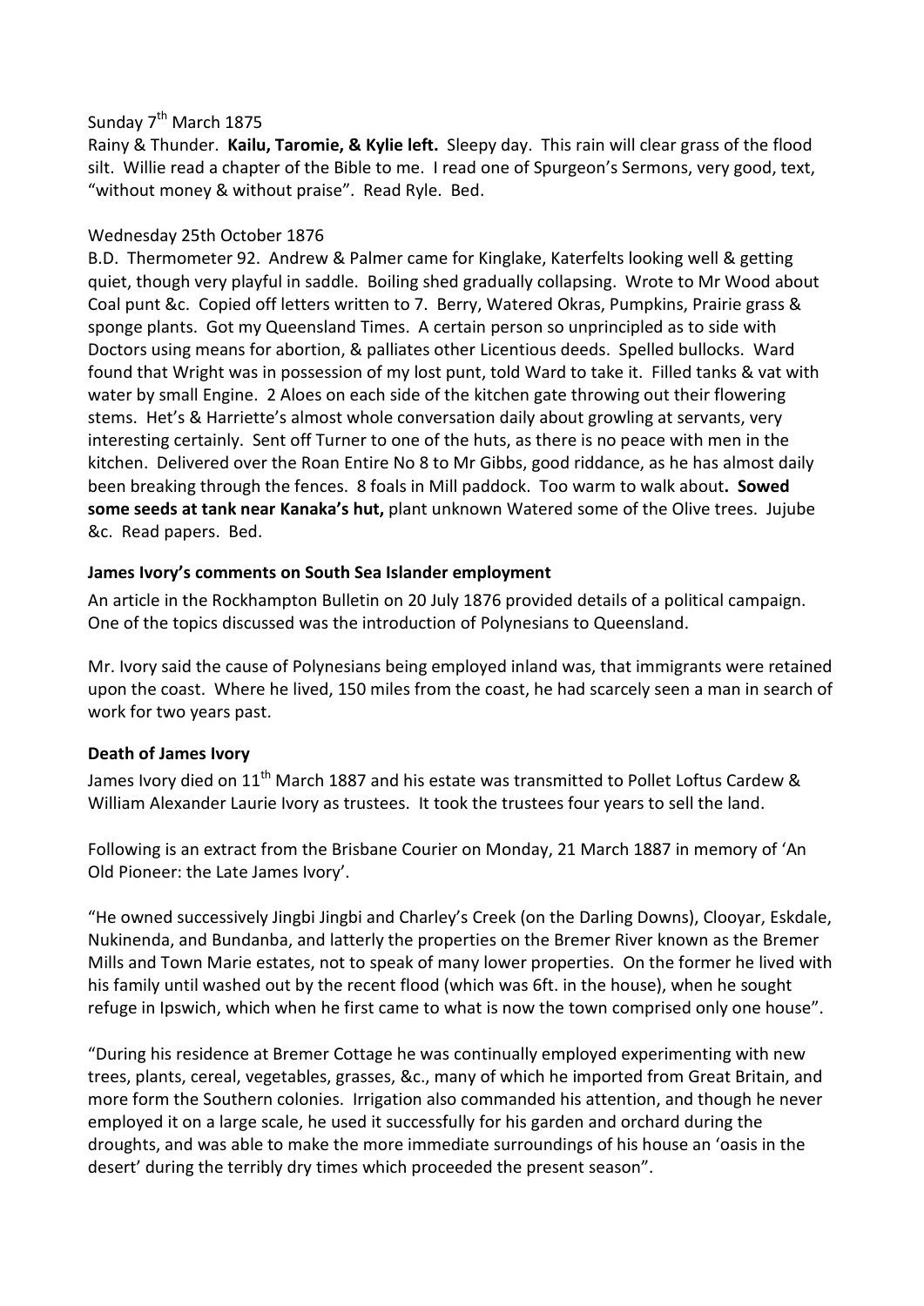Sunday 7th March 1875

Rainy & Thunder. **Kailu, Taromie, & Kylie left.** Sleepy day. This rain will clear grass of the flood silt. Willie read a chapter of the Bible to me. I read one of Spurgeon's Sermons, very good, text, "without money & without praise". Read Ryle. Bed.

Wednesday 25th October 1876

B.D. Thermometer 92. Andrew & Palmer came for Kinglake, Katerfelts looking well & getting quiet, though very playful in saddle. Boiling shed gradually collapsing. Wrote to Mr Wood about Coal punt &c. Copied off letters written to 7. Berry, Watered Okras, Pumpkins, Prairie grass & sponge plants. Got my Queensland Times. A certain person so unprincipled as to side with Doctors using means for abortion, & palliates other Licentious deeds. Spelled bullocks. Ward found that Wright was in possession of my lost punt, told Ward to take it. Filled tanks & vat with water by small Engine. 2 Aloes on each side of the kitchen gate throwing out their flowering stems. Het's & Harriette's almost whole conversation daily about growling at servants, very interesting certainly. Sent off Turner to one of the huts, as there is no peace with men in the kitchen. Delivered over the Roan Entire No 8 to Mr Gibbs, good riddance, as he has almost daily been breaking through the fences. 8 foals in Mill paddock. Too warm to walk about**. Sowed some seeds at tank near Kanaka's hut,** plant unknown Watered some of the Olive trees. Jujube &c. Read papers. Bed.

**James Ivory's comments on South Sea Islander employment**

An article in the Rockhampton Bulletin on 20 July 1876 provided details of a political campaign. One of the topics discussed was the introduction of Polynesians to Queensland.

Mr. Ivory said the cause of Polynesians being employed inland was, that immigrants were retained upon the coast. Where he lived, 150 miles from the coast, he had scarcely seen a man in search of work for two years past.

**Death of James Ivory**

James Ivory died on 11th March 1887 and his estate was transmitted to Pollet Loftus Cardew & William Alexander Laurie Ivory as trustees. It took the trustees four years to sell the land.

Following is an extract from the Brisbane Courier on Monday, 21 March 1887 in memory of 'An Old Pioneer: the Late James Ivory'.

"He owned successively Jingbi Jingbi and Charley's Creek (on the Darling Downs), Clooyar, Eskdale, Nukinenda, and Bundanba, and latterly the properties on the Bremer River known as the Bremer Mills and Town Marie estates, not to speak of many lower properties. On the former he lived with his family until washed out by the recent flood (which was 6ft. in the house), when he sought refuge in Ipswich, which when he first came to what is now the town comprised only one house".

"During his residence at Bremer Cottage he was continually employed experimenting with new trees, plants, cereal, vegetables, grasses, &c., many of which he imported from Great Britain, and more form the Southern colonies. Irrigation also commanded his attention, and though he never employed it on a large scale, he used it successfully for his garden and orchard during the droughts, and was able to make the more immediate surroundings of his house an 'oasis in the desert' during the terribly dry times which proceeded the present season".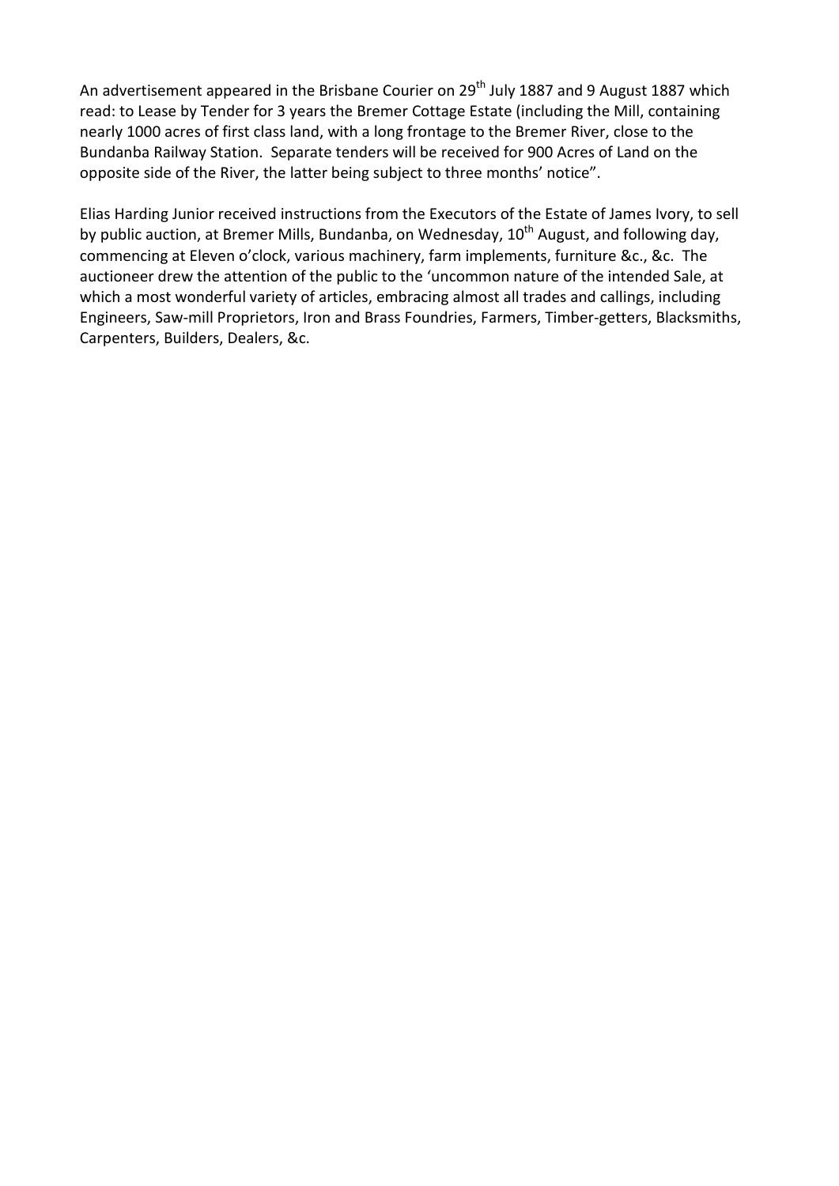An advertisement appeared in the Brisbane Courier on 29th July 1887 and 9 August 1887 which read: to Lease by Tender for 3 years the Bremer Cottage Estate (including the Mill, containing nearly 1000 acres of first class land, with a long frontage to the Bremer River, close to the Bundanba Railway Station. Separate tenders will be received for 900 Acres of Land on the opposite side of the River, the latter being subject to three months' notice".

Elias Harding Junior received instructions from the Executors of the Estate of James Ivory, to sell by public auction, at Bremer Mills, Bundanba, on Wednesday, 10th August, and following day, commencing at Eleven o'clock, various machinery, farm implements, furniture &c., &c. The auctioneer drew the attention of the public to the 'uncommon nature of the intended Sale, at which a most wonderful variety of articles, embracing almost all trades and callings, including Engineers, Saw-mill Proprietors, Iron and Brass Foundries, Farmers, Timber-getters, Blacksmiths, Carpenters, Builders, Dealers, &c.